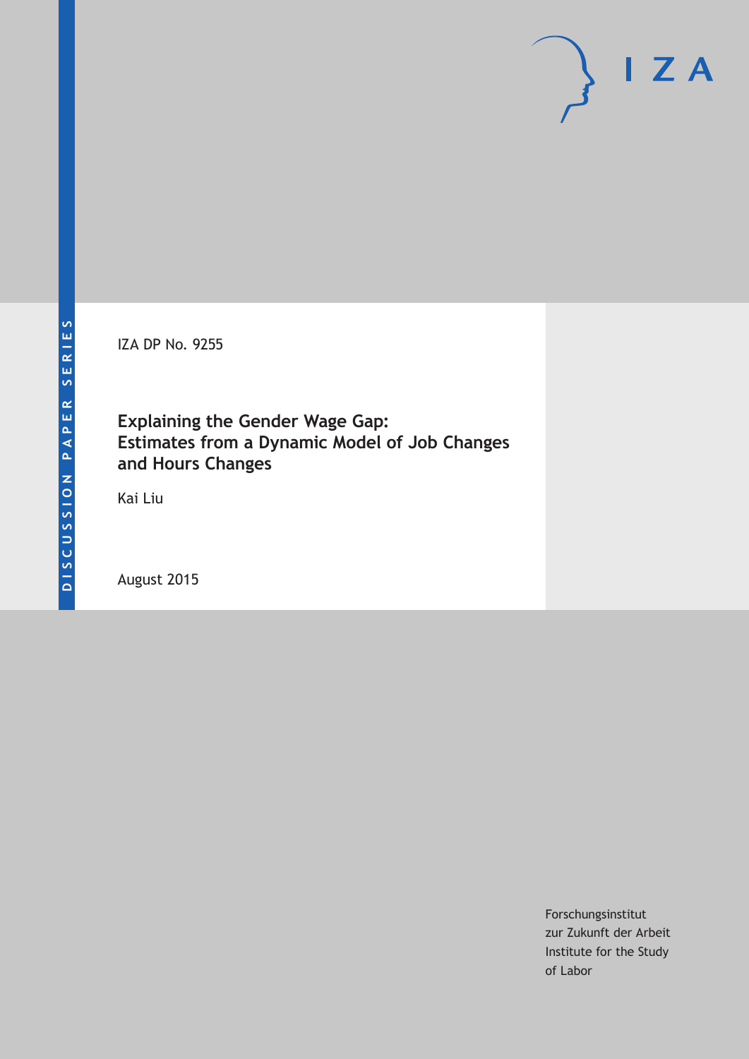DISCUSSION PAPER SERIES

IZA

IZA DP No. 9255

# Explaining the Gender Wage Gap: Estimates from a Dynamic Model of Job Changes and Hours Changes

Kai Liu

August 2015

Forschungsinstitut
zur Zukunft der Arbeit
Institute for the Study
of Labor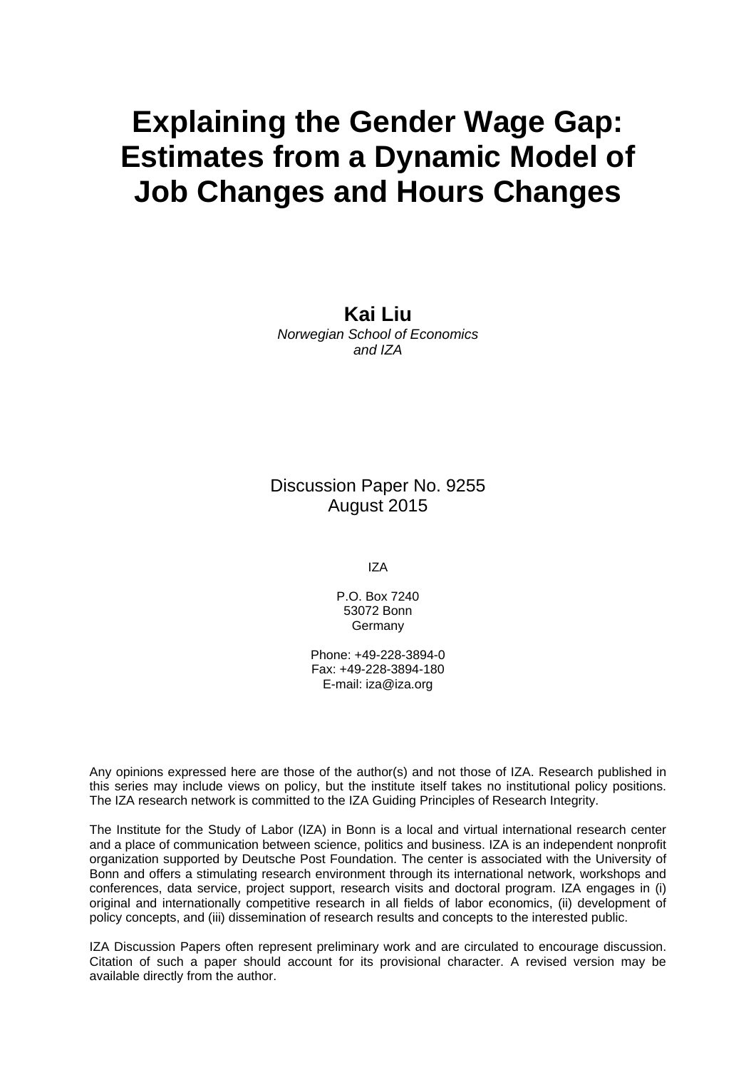# Explaining the Gender Wage Gap: Estimates from a Dynamic Model of Job Changes and Hours Changes

**Kai Liu**
*Norwegian School of Economics and IZA*

Discussion Paper No. 9255
August 2015

IZA

P.O. Box 7240
53072 Bonn
Germany

Phone: +49-228-3894-0
Fax: +49-228-3894-180
E-mail: iza@iza.org

Any opinions expressed here are those of the author(s) and not those of IZA. Research published in this series may include views on policy, but the institute itself takes no institutional policy positions. The IZA research network is committed to the IZA Guiding Principles of Research Integrity.

The Institute for the Study of Labor (IZA) in Bonn is a local and virtual international research center and a place of communication between science, politics and business. IZA is an independent nonprofit organization supported by Deutsche Post Foundation. The center is associated with the University of Bonn and offers a stimulating research environment through its international network, workshops and conferences, data service, project support, research visits and doctoral program. IZA engages in (i) original and internationally competitive research in all fields of labor economics, (ii) development of policy concepts, and (iii) dissemination of research results and concepts to the interested public.

IZA Discussion Papers often represent preliminary work and are circulated to encourage discussion. Citation of such a paper should account for its provisional character. A revised version may be available directly from the author.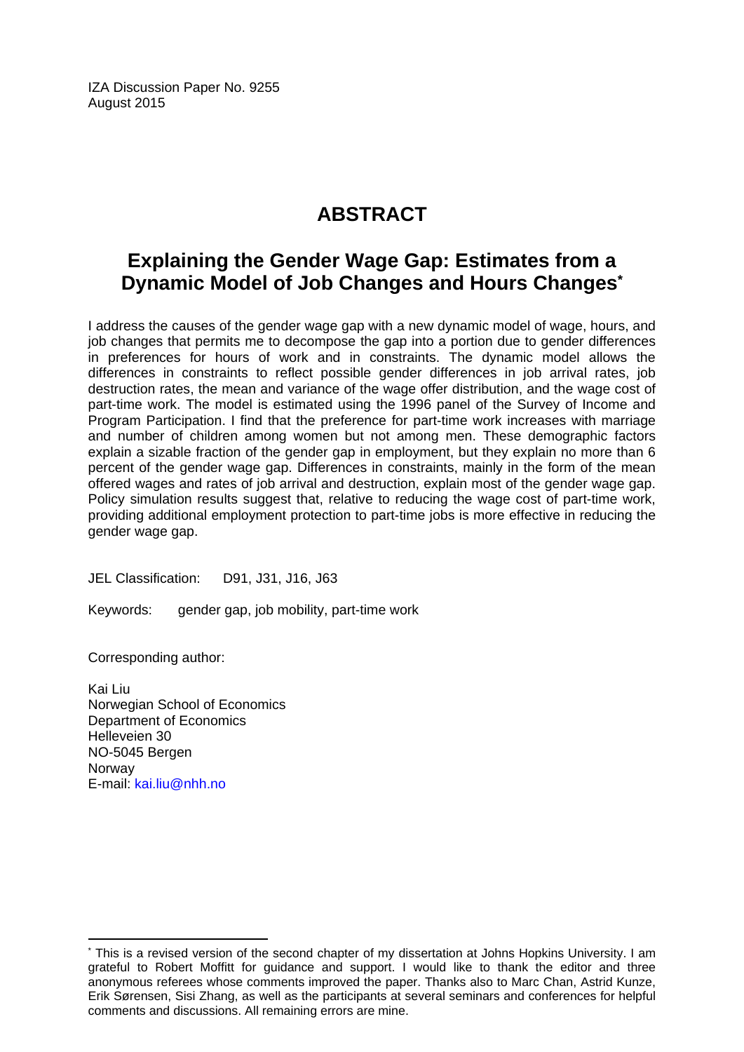IZA Discussion Paper No. 9255
August 2015

# ABSTRACT

## Explaining the Gender Wage Gap: Estimates from a Dynamic Model of Job Changes and Hours Changes*

I address the causes of the gender wage gap with a new dynamic model of wage, hours, and job changes that permits me to decompose the gap into a portion due to gender differences in preferences for hours of work and in constraints. The dynamic model allows the differences in constraints to reflect possible gender differences in job arrival rates, job destruction rates, the mean and variance of the wage offer distribution, and the wage cost of part-time work. The model is estimated using the 1996 panel of the Survey of Income and Program Participation. I find that the preference for part-time work increases with marriage and number of children among women but not among men. These demographic factors explain a sizable fraction of the gender gap in employment, but they explain no more than 6 percent of the gender wage gap. Differences in constraints, mainly in the form of the mean offered wages and rates of job arrival and destruction, explain most of the gender wage gap. Policy simulation results suggest that, relative to reducing the wage cost of part-time work, providing additional employment protection to part-time jobs is more effective in reducing the gender wage gap.

JEL Classification: D91, J31, J16, J63

Keywords: gender gap, job mobility, part-time work

Corresponding author:

Kai Liu
Norwegian School of Economics
Department of Economics
Helleveien 30
NO-5045 Bergen
Norway
E-mail: kai.liu@nhh.no

---

* This is a revised version of the second chapter of my dissertation at Johns Hopkins University. I am grateful to Robert Moffitt for guidance and support. I would like to thank the editor and three anonymous referees whose comments improved the paper. Thanks also to Marc Chan, Astrid Kunze, Erik Sørensen, Sisi Zhang, as well as the participants at several seminars and conferences for helpful comments and discussions. All remaining errors are mine.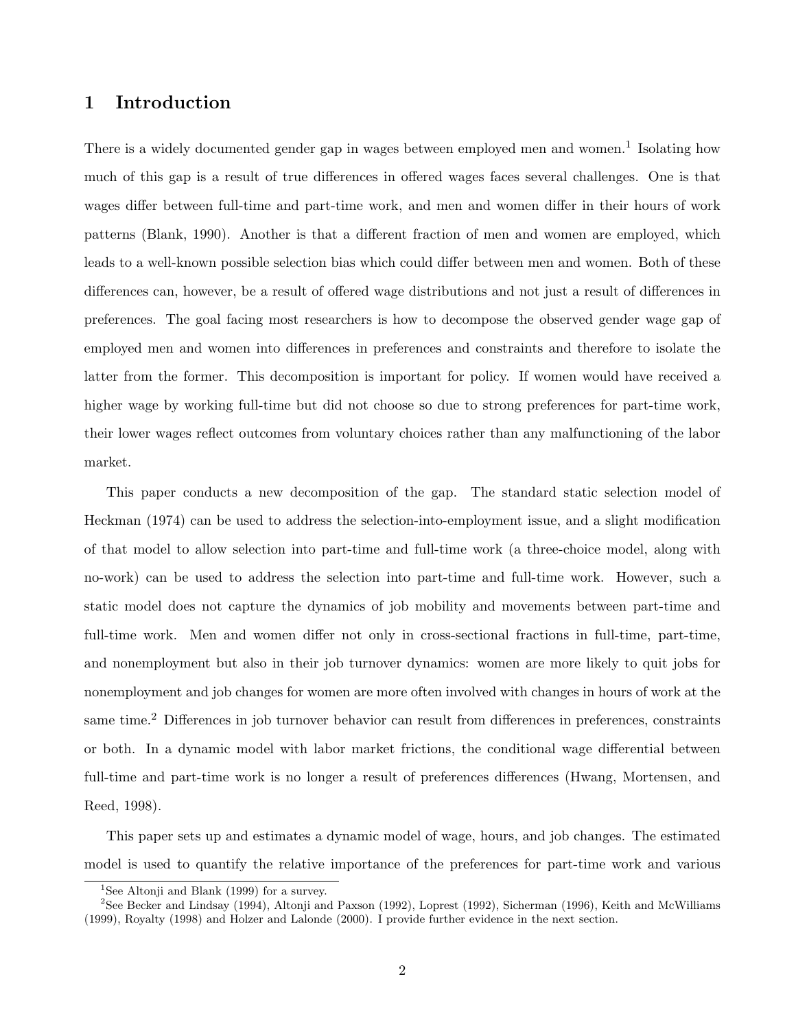# 1 Introduction

There is a widely documented gender gap in wages between employed men and women.[1] Isolating how much of this gap is a result of true differences in offered wages faces several challenges. One is that wages differ between full-time and part-time work, and men and women differ in their hours of work patterns (Blank, 1990). Another is that a different fraction of men and women are employed, which leads to a well-known possible selection bias which could differ between men and women. Both of these differences can, however, be a result of offered wage distributions and not just a result of differences in preferences. The goal facing most researchers is how to decompose the observed gender wage gap of employed men and women into differences in preferences and constraints and therefore to isolate the latter from the former. This decomposition is important for policy. If women would have received a higher wage by working full-time but did not choose so due to strong preferences for part-time work, their lower wages reflect outcomes from voluntary choices rather than any malfunctioning of the labor market.

This paper conducts a new decomposition of the gap. The standard static selection model of Heckman (1974) can be used to address the selection-into-employment issue, and a slight modification of that model to allow selection into part-time and full-time work (a three-choice model, along with no-work) can be used to address the selection into part-time and full-time work. However, such a static model does not capture the dynamics of job mobility and movements between part-time and full-time work. Men and women differ not only in cross-sectional fractions in full-time, part-time, and nonemployment but also in their job turnover dynamics: women are more likely to quit jobs for nonemployment and job changes for women are more often involved with changes in hours of work at the same time.[2] Differences in job turnover behavior can result from differences in preferences, constraints or both. In a dynamic model with labor market frictions, the conditional wage differential between full-time and part-time work is no longer a result of preferences differences (Hwang, Mortensen, and Reed, 1998).

This paper sets up and estimates a dynamic model of wage, hours, and job changes. The estimated model is used to quantify the relative importance of the preferences for part-time work and various

[1] See Altonji and Blank (1999) for a survey.

[2] See Becker and Lindsay (1994), Altonji and Paxson (1992), Loprest (1992), Sicherman (1996), Keith and McWilliams (1999), Royalty (1998) and Holzer and Lalonde (2000). I provide further evidence in the next section.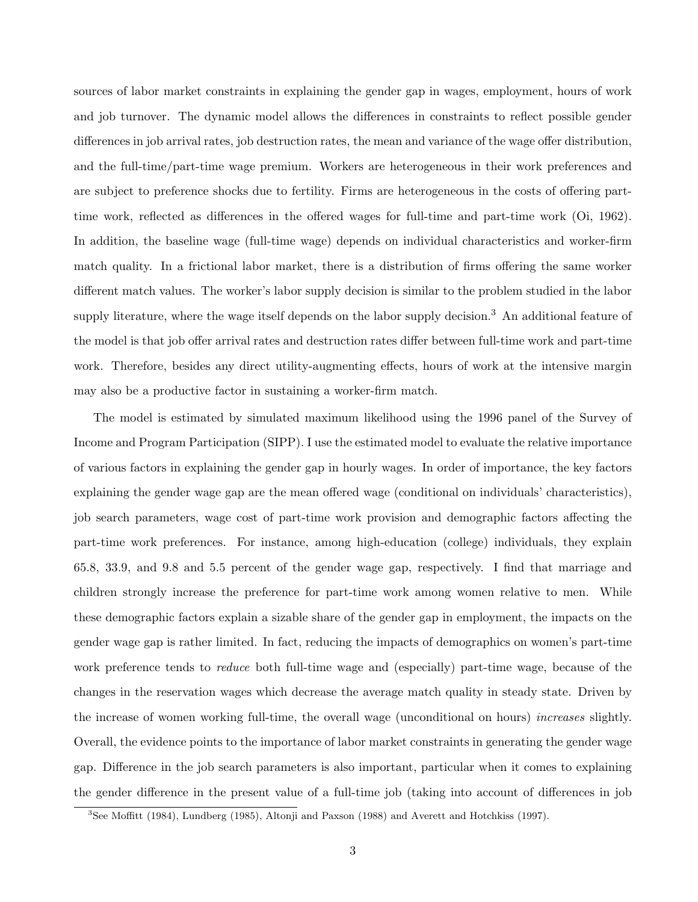sources of labor market constraints in explaining the gender gap in wages, employment, hours of work and job turnover. The dynamic model allows the differences in constraints to reflect possible gender differences in job arrival rates, job destruction rates, the mean and variance of the wage offer distribution, and the full-time/part-time wage premium. Workers are heterogeneous in their work preferences and are subject to preference shocks due to fertility. Firms are heterogeneous in the costs of offering part-time work, reflected as differences in the offered wages for full-time and part-time work (Oi, 1962). In addition, the baseline wage (full-time wage) depends on individual characteristics and worker-firm match quality. In a frictional labor market, there is a distribution of firms offering the same worker different match values. The worker's labor supply decision is similar to the problem studied in the labor supply literature, where the wage itself depends on the labor supply decision.[3] An additional feature of the model is that job offer arrival rates and destruction rates differ between full-time work and part-time work. Therefore, besides any direct utility-augmenting effects, hours of work at the intensive margin may also be a productive factor in sustaining a worker-firm match.

The model is estimated by simulated maximum likelihood using the 1996 panel of the Survey of Income and Program Participation (SIPP). I use the estimated model to evaluate the relative importance of various factors in explaining the gender gap in hourly wages. In order of importance, the key factors explaining the gender wage gap are the mean offered wage (conditional on individuals' characteristics), job search parameters, wage cost of part-time work provision and demographic factors affecting the part-time work preferences. For instance, among high-education (college) individuals, they explain 65.8, 33.9, and 9.8 and 5.5 percent of the gender wage gap, respectively. I find that marriage and children strongly increase the preference for part-time work among women relative to men. While these demographic factors explain a sizable share of the gender gap in employment, the impacts on the gender wage gap is rather limited. In fact, reducing the impacts of demographics on women's part-time work preference tends to *reduce* both full-time wage and (especially) part-time wage, because of the changes in the reservation wages which decrease the average match quality in steady state. Driven by the increase of women working full-time, the overall wage (unconditional on hours) *increases* slightly. Overall, the evidence points to the importance of labor market constraints in generating the gender wage gap. Difference in the job search parameters is also important, particular when it comes to explaining the gender difference in the present value of a full-time job (taking into account of differences in job

[3] See Moffitt (1984), Lundberg (1985), Altonji and Paxson (1988) and Averett and Hotchkiss (1997).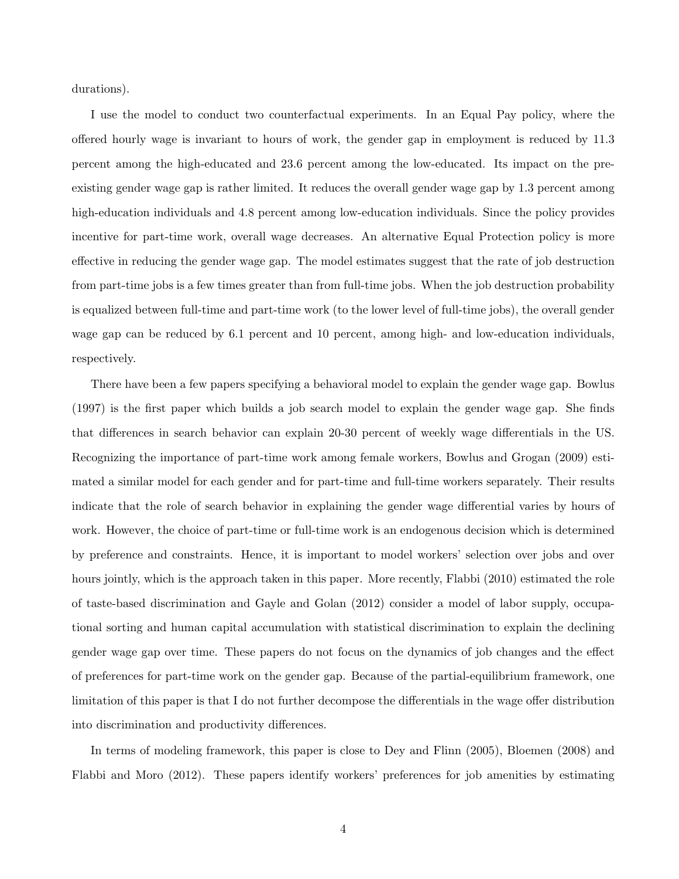durations).

I use the model to conduct two counterfactual experiments. In an Equal Pay policy, where the offered hourly wage is invariant to hours of work, the gender gap in employment is reduced by 11.3 percent among the high-educated and 23.6 percent among the low-educated. Its impact on the pre-existing gender wage gap is rather limited. It reduces the overall gender wage gap by 1.3 percent among high-education individuals and 4.8 percent among low-education individuals. Since the policy provides incentive for part-time work, overall wage decreases. An alternative Equal Protection policy is more effective in reducing the gender wage gap. The model estimates suggest that the rate of job destruction from part-time jobs is a few times greater than from full-time jobs. When the job destruction probability is equalized between full-time and part-time work (to the lower level of full-time jobs), the overall gender wage gap can be reduced by 6.1 percent and 10 percent, among high- and low-education individuals, respectively.

There have been a few papers specifying a behavioral model to explain the gender wage gap. Bowlus (1997) is the first paper which builds a job search model to explain the gender wage gap. She finds that differences in search behavior can explain 20-30 percent of weekly wage differentials in the US. Recognizing the importance of part-time work among female workers, Bowlus and Grogan (2009) estimated a similar model for each gender and for part-time and full-time workers separately. Their results indicate that the role of search behavior in explaining the gender wage differential varies by hours of work. However, the choice of part-time or full-time work is an endogenous decision which is determined by preference and constraints. Hence, it is important to model workers' selection over jobs and over hours jointly, which is the approach taken in this paper. More recently, Flabbi (2010) estimated the role of taste-based discrimination and Gayle and Golan (2012) consider a model of labor supply, occupational sorting and human capital accumulation with statistical discrimination to explain the declining gender wage gap over time. These papers do not focus on the dynamics of job changes and the effect of preferences for part-time work on the gender gap. Because of the partial-equilibrium framework, one limitation of this paper is that I do not further decompose the differentials in the wage offer distribution into discrimination and productivity differences.

In terms of modeling framework, this paper is close to Dey and Flinn (2005), Bloemen (2008) and Flabbi and Moro (2012). These papers identify workers' preferences for job amenities by estimating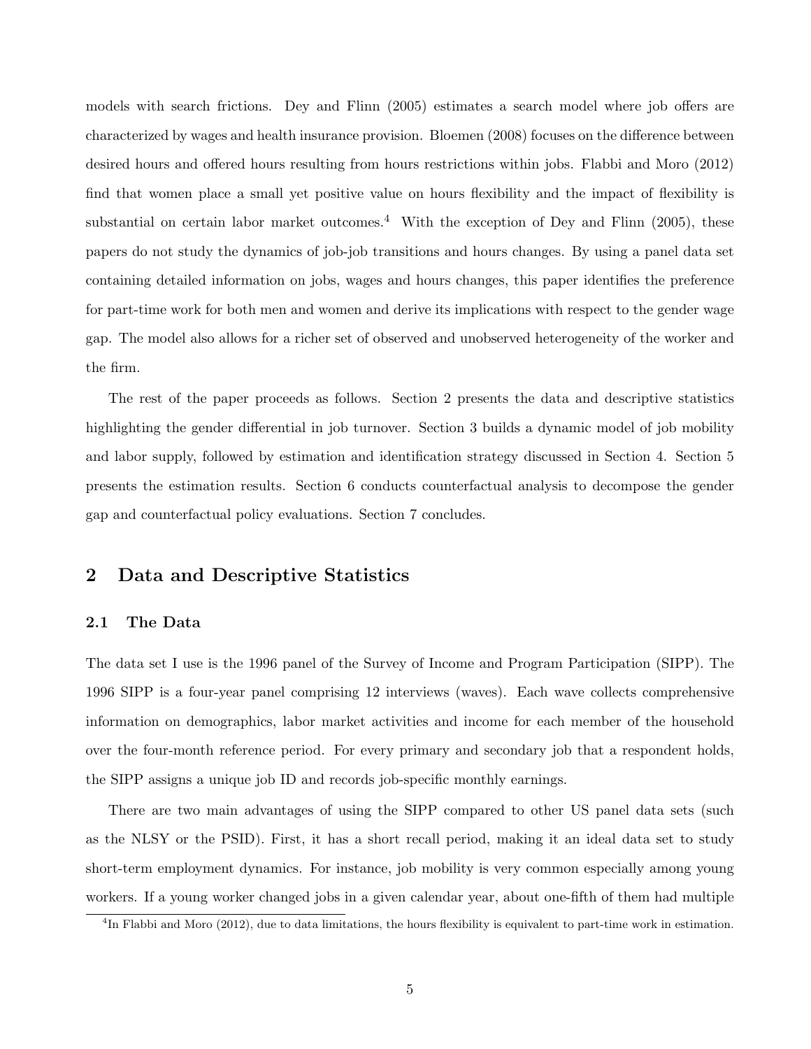models with search frictions. Dey and Flinn (2005) estimates a search model where job offers are characterized by wages and health insurance provision. Bloemen (2008) focuses on the difference between desired hours and offered hours resulting from hours restrictions within jobs. Flabbi and Moro (2012) find that women place a small yet positive value on hours flexibility and the impact of flexibility is substantial on certain labor market outcomes.[4] With the exception of Dey and Flinn (2005), these papers do not study the dynamics of job-job transitions and hours changes. By using a panel data set containing detailed information on jobs, wages and hours changes, this paper identifies the preference for part-time work for both men and women and derive its implications with respect to the gender wage gap. The model also allows for a richer set of observed and unobserved heterogeneity of the worker and the firm.

The rest of the paper proceeds as follows. Section 2 presents the data and descriptive statistics highlighting the gender differential in job turnover. Section 3 builds a dynamic model of job mobility and labor supply, followed by estimation and identification strategy discussed in Section 4. Section 5 presents the estimation results. Section 6 conducts counterfactual analysis to decompose the gender gap and counterfactual policy evaluations. Section 7 concludes.

## 2 Data and Descriptive Statistics

### 2.1 The Data

The data set I use is the 1996 panel of the Survey of Income and Program Participation (SIPP). The 1996 SIPP is a four-year panel comprising 12 interviews (waves). Each wave collects comprehensive information on demographics, labor market activities and income for each member of the household over the four-month reference period. For every primary and secondary job that a respondent holds, the SIPP assigns a unique job ID and records job-specific monthly earnings.

There are two main advantages of using the SIPP compared to other US panel data sets (such as the NLSY or the PSID). First, it has a short recall period, making it an ideal data set to study short-term employment dynamics. For instance, job mobility is very common especially among young workers. If a young worker changed jobs in a given calendar year, about one-fifth of them had multiple

[4] In Flabbi and Moro (2012), due to data limitations, the hours flexibility is equivalent to part-time work in estimation.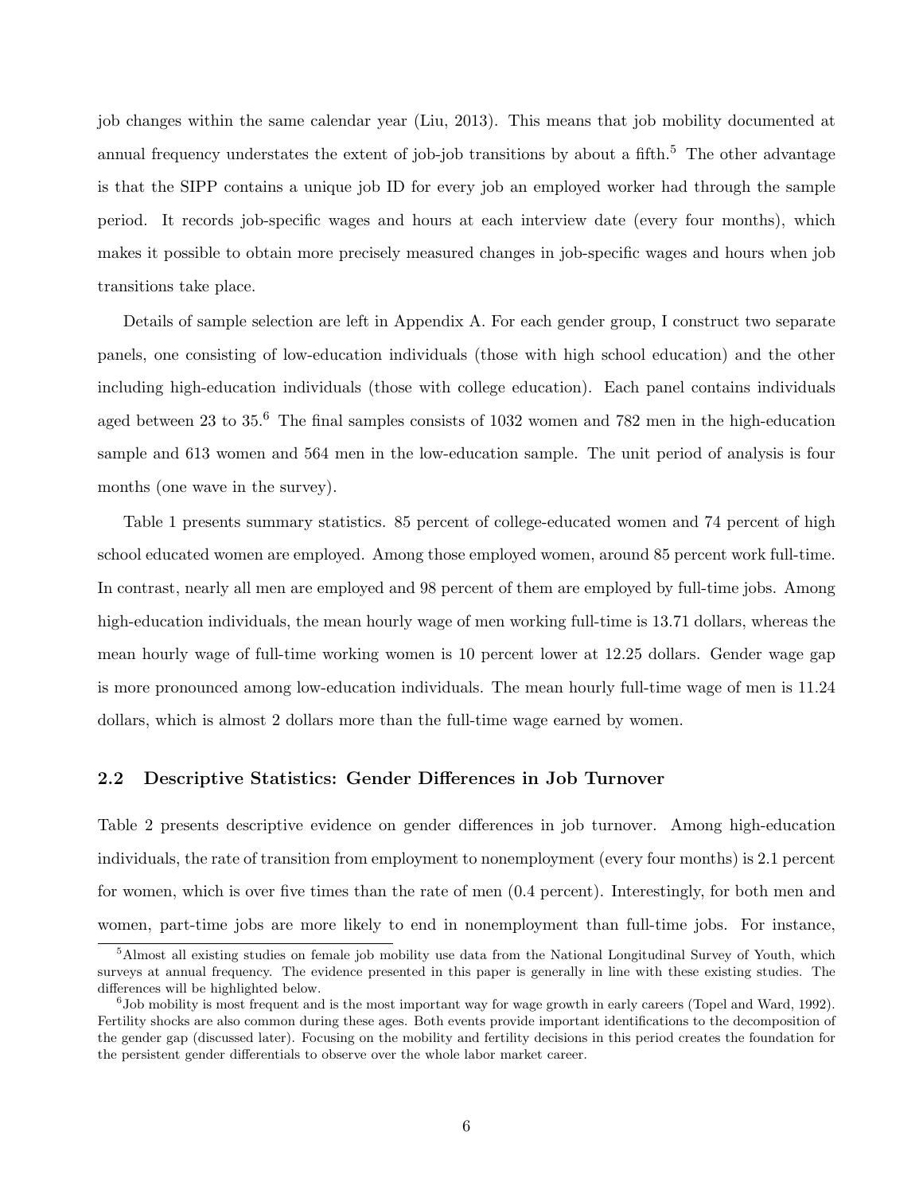job changes within the same calendar year (Liu, 2013). This means that job mobility documented at annual frequency understates the extent of job-job transitions by about a fifth.[5] The other advantage is that the SIPP contains a unique job ID for every job an employed worker had through the sample period. It records job-specific wages and hours at each interview date (every four months), which makes it possible to obtain more precisely measured changes in job-specific wages and hours when job transitions take place.

Details of sample selection are left in Appendix A. For each gender group, I construct two separate panels, one consisting of low-education individuals (those with high school education) and the other including high-education individuals (those with college education). Each panel contains individuals aged between 23 to 35.[6] The final samples consists of 1032 women and 782 men in the high-education sample and 613 women and 564 men in the low-education sample. The unit period of analysis is four months (one wave in the survey).

Table 1 presents summary statistics. 85 percent of college-educated women and 74 percent of high school educated women are employed. Among those employed women, around 85 percent work full-time. In contrast, nearly all men are employed and 98 percent of them are employed by full-time jobs. Among high-education individuals, the mean hourly wage of men working full-time is 13.71 dollars, whereas the mean hourly wage of full-time working women is 10 percent lower at 12.25 dollars. Gender wage gap is more pronounced among low-education individuals. The mean hourly full-time wage of men is 11.24 dollars, which is almost 2 dollars more than the full-time wage earned by women.

### 2.2 Descriptive Statistics: Gender Differences in Job Turnover

Table 2 presents descriptive evidence on gender differences in job turnover. Among high-education individuals, the rate of transition from employment to nonemployment (every four months) is 2.1 percent for women, which is over five times than the rate of men (0.4 percent). Interestingly, for both men and women, part-time jobs are more likely to end in nonemployment than full-time jobs. For instance,

[5] Almost all existing studies on female job mobility use data from the National Longitudinal Survey of Youth, which surveys at annual frequency. The evidence presented in this paper is generally in line with these existing studies. The differences will be highlighted below.

[6] Job mobility is most frequent and is the most important way for wage growth in early careers (Topel and Ward, 1992). Fertility shocks are also common during these ages. Both events provide important identifications to the decomposition of the gender gap (discussed later). Focusing on the mobility and fertility decisions in this period creates the foundation for the persistent gender differentials to observe over the whole labor market career.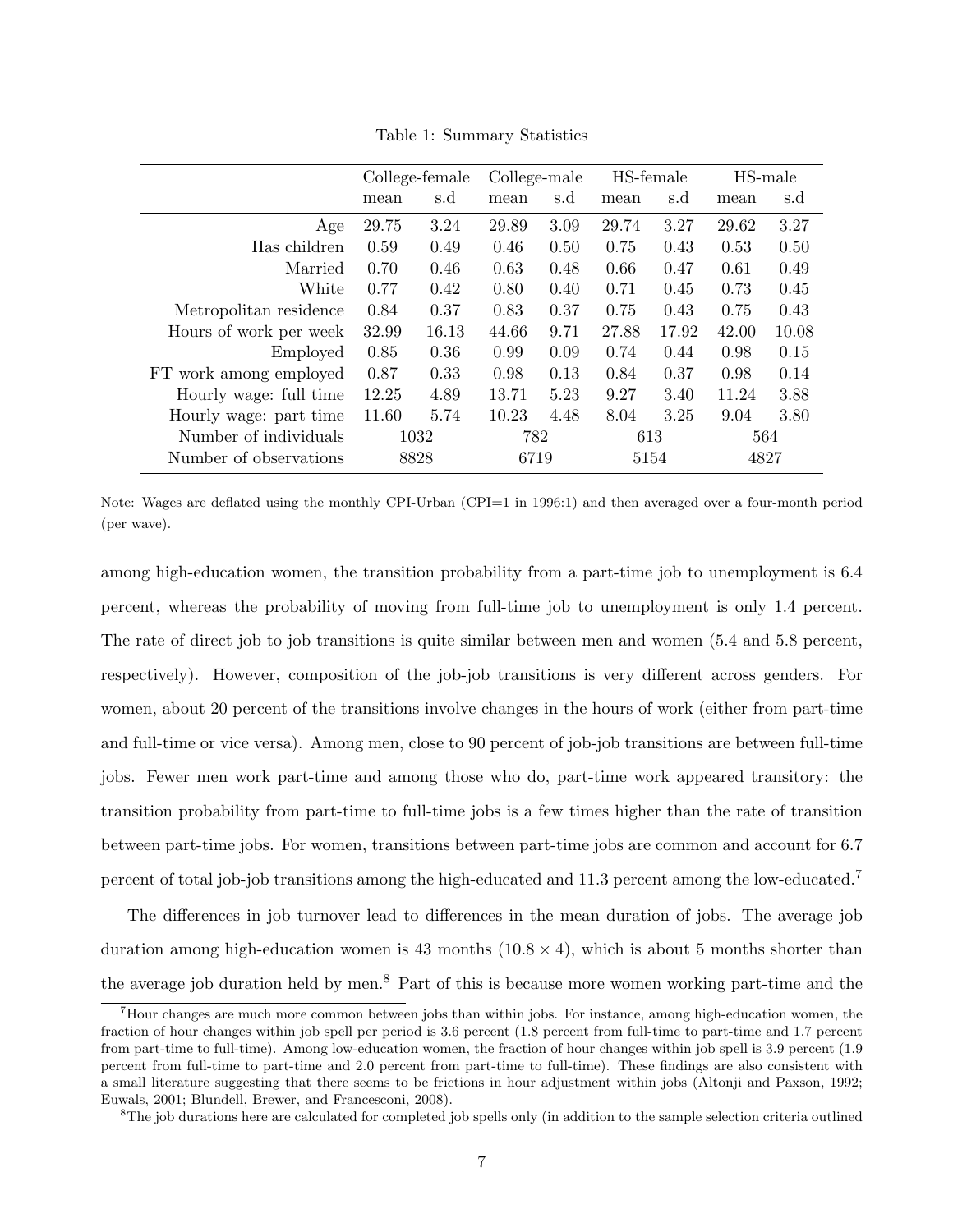Table 1: Summary Statistics

| | College-female | | College-male | | HS-female | | HS-male | |
|---|---|---|---|---|---|---|---|---|
| | mean | s.d | mean | s.d | mean | s.d | mean | s.d |
| Age | 29.75 | 3.24 | 29.89 | 3.09 | 29.74 | 3.27 | 29.62 | 3.27 |
| Has children | 0.59 | 0.49 | 0.46 | 0.50 | 0.75 | 0.43 | 0.53 | 0.50 |
| Married | 0.70 | 0.46 | 0.63 | 0.48 | 0.66 | 0.47 | 0.61 | 0.49 |
| White | 0.77 | 0.42 | 0.80 | 0.40 | 0.71 | 0.45 | 0.73 | 0.45 |
| Metropolitan residence | 0.84 | 0.37 | 0.83 | 0.37 | 0.75 | 0.43 | 0.75 | 0.43 |
| Hours of work per week | 32.99 | 16.13 | 44.66 | 9.71 | 27.88 | 17.92 | 42.00 | 10.08 |
| Employed | 0.85 | 0.36 | 0.99 | 0.09 | 0.74 | 0.44 | 0.98 | 0.15 |
| FT work among employed | 0.87 | 0.33 | 0.98 | 0.13 | 0.84 | 0.37 | 0.98 | 0.14 |
| Hourly wage: full time | 12.25 | 4.89 | 13.71 | 5.23 | 9.27 | 3.40 | 11.24 | 3.88 |
| Hourly wage: part time | 11.60 | 5.74 | 10.23 | 4.48 | 8.04 | 3.25 | 9.04 | 3.80 |
| Number of individuals | 1032 | | 782 | | 613 | | 564 | |
| Number of observations | 8828 | | 6719 | | 5154 | | 4827 | |

Note: Wages are deflated using the monthly CPI-Urban (CPI=1 in 1996:1) and then averaged over a four-month period (per wave).

among high-education women, the transition probability from a part-time job to unemployment is 6.4 percent, whereas the probability of moving from full-time job to unemployment is only 1.4 percent. The rate of direct job to job transitions is quite similar between men and women (5.4 and 5.8 percent, respectively). However, composition of the job-job transitions is very different across genders. For women, about 20 percent of the transitions involve changes in the hours of work (either from part-time and full-time or vice versa). Among men, close to 90 percent of job-job transitions are between full-time jobs. Fewer men work part-time and among those who do, part-time work appeared transitory: the transition probability from part-time to full-time jobs is a few times higher than the rate of transition between part-time jobs. For women, transitions between part-time jobs are common and account for 6.7 percent of total job-job transitions among the high-educated and 11.3 percent among the low-educated.[7]

The differences in job turnover lead to differences in the mean duration of jobs. The average job duration among high-education women is 43 months ($10.8 \times 4$), which is about 5 months shorter than the average job duration held by men.[8] Part of this is because more women working part-time and the

[7]Hour changes are much more common between jobs than within jobs. For instance, among high-education women, the fraction of hour changes within job spell per period is 3.6 percent (1.8 percent from full-time to part-time and 1.7 percent from part-time to full-time). Among low-education women, the fraction of hour changes within job spell is 3.9 percent (1.9 percent from full-time to part-time and 2.0 percent from part-time to full-time). These findings are also consistent with a small literature suggesting that there seems to be frictions in hour adjustment within jobs (Altonji and Paxson, 1992; Euwals, 2001; Blundell, Brewer, and Francesconi, 2008).

[8]The job durations here are calculated for completed job spells only (in addition to the sample selection criteria outlined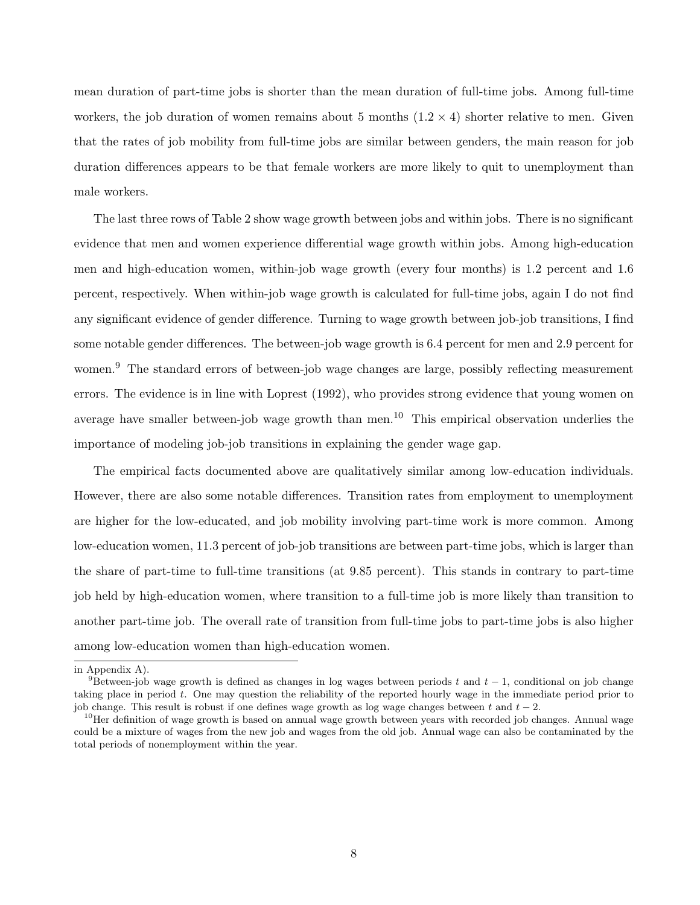mean duration of part-time jobs is shorter than the mean duration of full-time jobs. Among full-time workers, the job duration of women remains about 5 months ($1.2 \times 4$) shorter relative to men. Given that the rates of job mobility from full-time jobs are similar between genders, the main reason for job duration differences appears to be that female workers are more likely to quit to unemployment than male workers.

The last three rows of Table 2 show wage growth between jobs and within jobs. There is no significant evidence that men and women experience differential wage growth within jobs. Among high-education men and high-education women, within-job wage growth (every four months) is 1.2 percent and 1.6 percent, respectively. When within-job wage growth is calculated for full-time jobs, again I do not find any significant evidence of gender difference. Turning to wage growth between job-job transitions, I find some notable gender differences. The between-job wage growth is 6.4 percent for men and 2.9 percent for women.[9] The standard errors of between-job wage changes are large, possibly reflecting measurement errors. The evidence is in line with Loprest (1992), who provides strong evidence that young women on average have smaller between-job wage growth than men.[10] This empirical observation underlies the importance of modeling job-job transitions in explaining the gender wage gap.

The empirical facts documented above are qualitatively similar among low-education individuals. However, there are also some notable differences. Transition rates from employment to unemployment are higher for the low-educated, and job mobility involving part-time work is more common. Among low-education women, 11.3 percent of job-job transitions are between part-time jobs, which is larger than the share of part-time to full-time transitions (at 9.85 percent). This stands in contrary to part-time job held by high-education women, where transition to a full-time job is more likely than transition to another part-time job. The overall rate of transition from full-time jobs to part-time jobs is also higher among low-education women than high-education women.

---

in Appendix A).

[9] Between-job wage growth is defined as changes in log wages between periods $t$ and $t-1$, conditional on job change taking place in period $t$. One may question the reliability of the reported hourly wage in the immediate period prior to job change. This result is robust if one defines wage growth as log wage changes between $t$ and $t-2$.

[10] Her definition of wage growth is based on annual wage growth between years with recorded job changes. Annual wage could be a mixture of wages from the new job and wages from the old job. Annual wage can also be contaminated by the total periods of nonemployment within the year.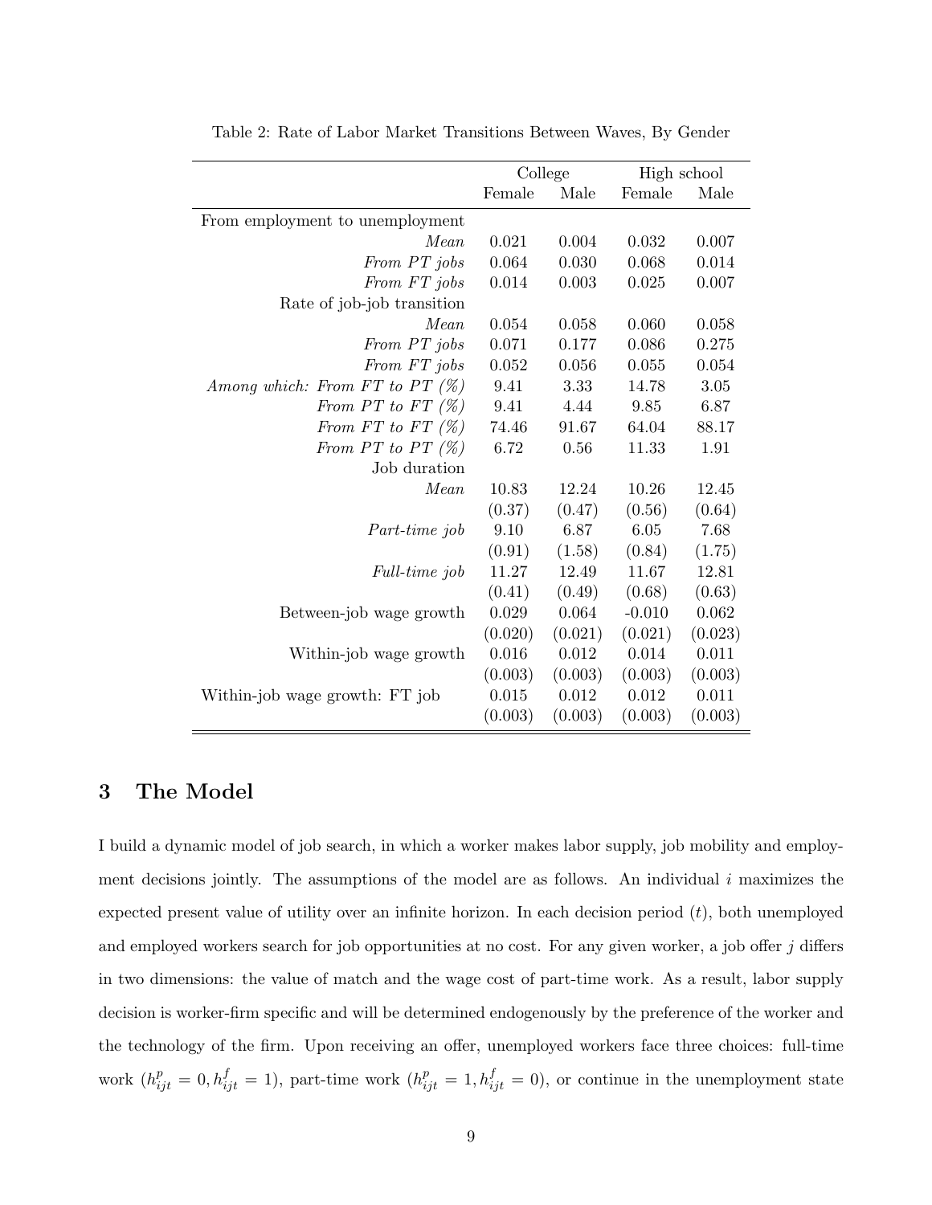Table 2: Rate of Labor Market Transitions Between Waves, By Gender

| | College | | High school | |
|---|---|---|---|---|
| | Female | Male | Female | Male |
| From employment to unemployment | | | | |
| *Mean* | 0.021 | 0.004 | 0.032 | 0.007 |
| *From PT jobs* | 0.064 | 0.030 | 0.068 | 0.014 |
| *From FT jobs* | 0.014 | 0.003 | 0.025 | 0.007 |
| Rate of job-job transition | | | | |
| *Mean* | 0.054 | 0.058 | 0.060 | 0.058 |
| *From PT jobs* | 0.071 | 0.177 | 0.086 | 0.275 |
| *From FT jobs* | 0.052 | 0.056 | 0.055 | 0.054 |
| *Among which: From FT to PT (%)* | 9.41 | 3.33 | 14.78 | 3.05 |
| *From PT to FT (%)* | 9.41 | 4.44 | 9.85 | 6.87 |
| *From FT to FT (%)* | 74.46 | 91.67 | 64.04 | 88.17 |
| *From PT to PT (%)* | 6.72 | 0.56 | 11.33 | 1.91 |
| Job duration | | | | |
| *Mean* | 10.83 | 12.24 | 10.26 | 12.45 |
| | (0.37) | (0.47) | (0.56) | (0.64) |
| *Part-time job* | 9.10 | 6.87 | 6.05 | 7.68 |
| | (0.91) | (1.58) | (0.84) | (1.75) |
| *Full-time job* | 11.27 | 12.49 | 11.67 | 12.81 |
| | (0.41) | (0.49) | (0.68) | (0.63) |
| Between-job wage growth | 0.029 | 0.064 | -0.010 | 0.062 |
| | (0.020) | (0.021) | (0.021) | (0.023) |
| Within-job wage growth | 0.016 | 0.012 | 0.014 | 0.011 |
| | (0.003) | (0.003) | (0.003) | (0.003) |
| Within-job wage growth: FT job | 0.015 | 0.012 | 0.012 | 0.011 |
| | (0.003) | (0.003) | (0.003) | (0.003) |

## 3 The Model

I build a dynamic model of job search, in which a worker makes labor supply, job mobility and employment decisions jointly. The assumptions of the model are as follows. An individual $i$ maximizes the expected present value of utility over an infinite horizon. In each decision period ($t$), both unemployed and employed workers search for job opportunities at no cost. For any given worker, a job offer $j$ differs in two dimensions: the value of match and the wage cost of part-time work. As a result, labor supply decision is worker-firm specific and will be determined endogenously by the preference of the worker and the technology of the firm. Upon receiving an offer, unemployed workers face three choices: full-time work ($h^p_{ijt} = 0, h^f_{ijt} = 1$), part-time work ($h^p_{ijt} = 1, h^f_{ijt} = 0$), or continue in the unemployment state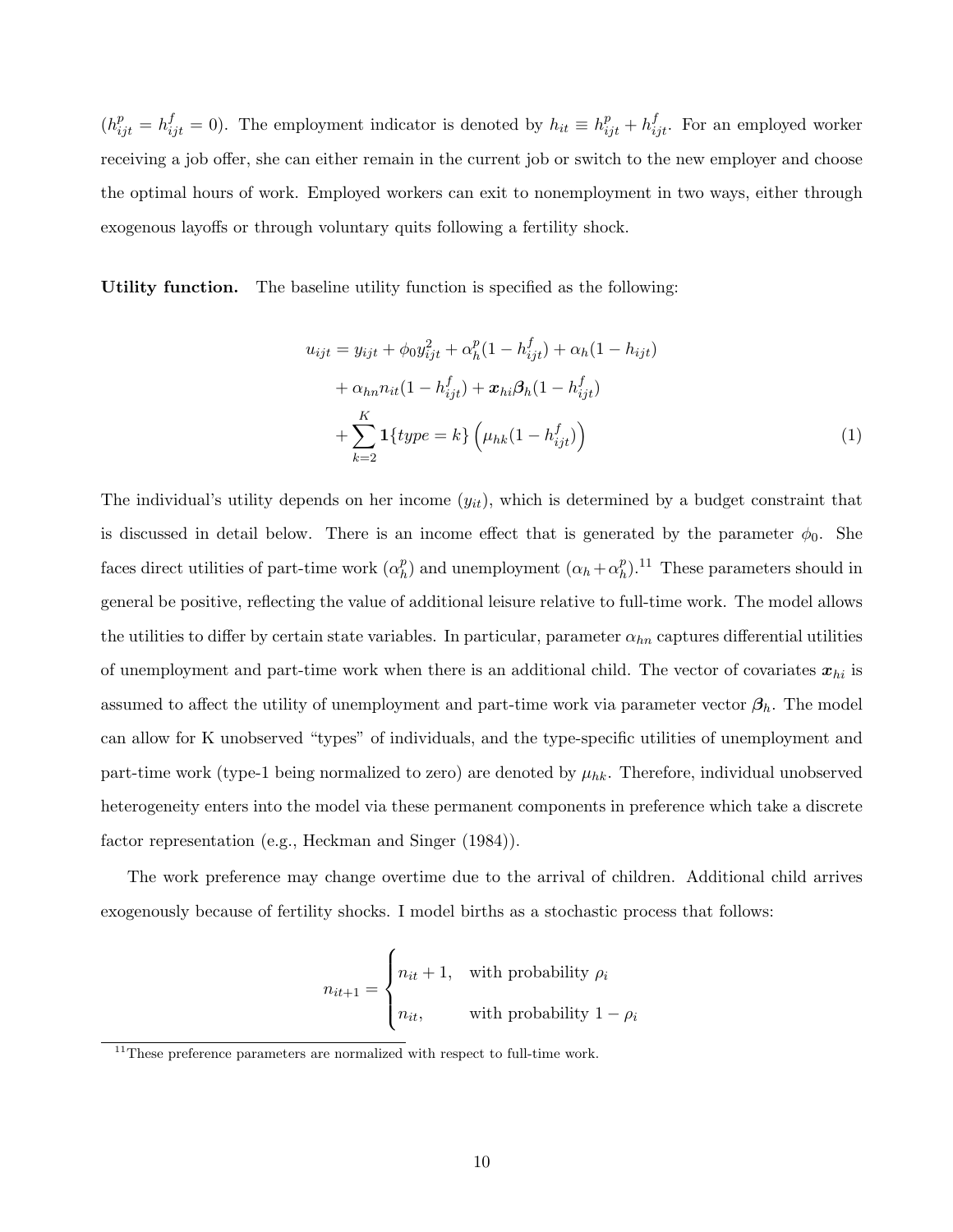($h^p_{ijt} = h^f_{ijt} = 0$). The employment indicator is denoted by $h_{it} \equiv h^p_{ijt} + h^f_{ijt}$. For an employed worker receiving a job offer, she can either remain in the current job or switch to the new employer and choose the optimal hours of work. Employed workers can exit to nonemployment in two ways, either through exogenous layoffs or through voluntary quits following a fertility shock.

**Utility function.** The baseline utility function is specified as the following:

$$
\begin{aligned}
u_{ijt} = & \; y_{ijt} + \phi_0 y_{ijt}^2 + \alpha_h^p (1 - h^f_{ijt}) + \alpha_h (1 - h_{ijt}) \\
& + \alpha_{hn} n_{it} (1 - h^f_{ijt}) + \boldsymbol{x}_{hi} \boldsymbol{\beta}_h (1 - h^f_{ijt}) \\
& + \sum_{k=2}^{K} \mathbf{1}\{type = k\} \left( \mu_{hk} (1 - h^f_{ijt}) \right)
\end{aligned} \tag{1}
$$

The individual's utility depends on her income ($y_{it}$), which is determined by a budget constraint that is discussed in detail below. There is an income effect that is generated by the parameter $\phi_0$. She faces direct utilities of part-time work ($\alpha_h^p$) and unemployment ($\alpha_h + \alpha_h^p$).[11] These parameters should in general be positive, reflecting the value of additional leisure relative to full-time work. The model allows the utilities to differ by certain state variables. In particular, parameter $\alpha_{hn}$ captures differential utilities of unemployment and part-time work when there is an additional child. The vector of covariates $\boldsymbol{x}_{hi}$ is assumed to affect the utility of unemployment and part-time work via parameter vector $\boldsymbol{\beta}_h$. The model can allow for K unobserved "types" of individuals, and the type-specific utilities of unemployment and part-time work (type-1 being normalized to zero) are denoted by $\mu_{hk}$. Therefore, individual unobserved heterogeneity enters into the model via these permanent components in preference which take a discrete factor representation (e.g., Heckman and Singer (1984)).

The work preference may change overtime due to the arrival of children. Additional child arrives exogenously because of fertility shocks. I model births as a stochastic process that follows:

$$
n_{it+1} = \begin{cases} n_{it} + 1, & \text{with probability } \rho_i \\ n_{it}, & \text{with probability } 1 - \rho_i \end{cases}
$$

[11] These preference parameters are normalized with respect to full-time work.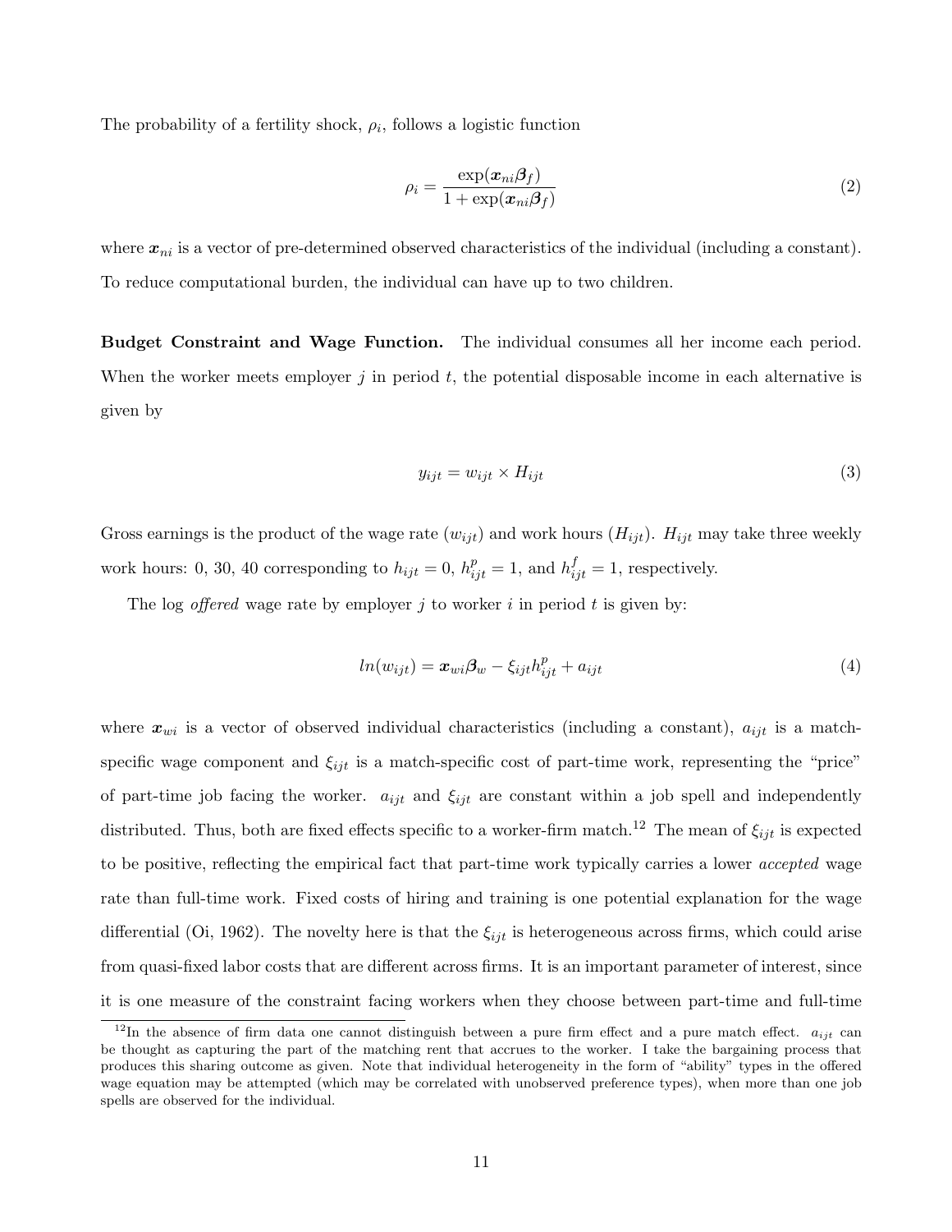The probability of a fertility shock, $\rho_i$, follows a logistic function

$$\rho_i = \frac{\exp(\boldsymbol{x}_{ni}\boldsymbol{\beta}_f)}{1 + \exp(\boldsymbol{x}_{ni}\boldsymbol{\beta}_f)} \tag{2}$$

where $\boldsymbol{x}_{ni}$ is a vector of pre-determined observed characteristics of the individual (including a constant). To reduce computational burden, the individual can have up to two children.

**Budget Constraint and Wage Function.** The individual consumes all her income each period. When the worker meets employer $j$ in period $t$, the potential disposable income in each alternative is given by

$$y_{ijt} = w_{ijt} \times H_{ijt} \tag{3}$$

Gross earnings is the product of the wage rate ($w_{ijt}$) and work hours ($H_{ijt}$). $H_{ijt}$ may take three weekly work hours: 0, 30, 40 corresponding to $h_{ijt} = 0$, $h^p_{ijt} = 1$, and $h^f_{ijt} = 1$, respectively.

The log *offered* wage rate by employer $j$ to worker $i$ in period $t$ is given by:

$$ln(w_{ijt}) = \boldsymbol{x}_{wi}\boldsymbol{\beta}_w - \xi_{ijt}h^p_{ijt} + a_{ijt} \tag{4}$$

where $\boldsymbol{x}_{wi}$ is a vector of observed individual characteristics (including a constant), $a_{ijt}$ is a match-specific wage component and $\xi_{ijt}$ is a match-specific cost of part-time work, representing the "price" of part-time job facing the worker. $a_{ijt}$ and $\xi_{ijt}$ are constant within a job spell and independently distributed. Thus, both are fixed effects specific to a worker-firm match.[12] The mean of $\xi_{ijt}$ is expected to be positive, reflecting the empirical fact that part-time work typically carries a lower *accepted* wage rate than full-time work. Fixed costs of hiring and training is one potential explanation for the wage differential (Oi, 1962). The novelty here is that the $\xi_{ijt}$ is heterogeneous across firms, which could arise from quasi-fixed labor costs that are different across firms. It is an important parameter of interest, since it is one measure of the constraint facing workers when they choose between part-time and full-time

[12] In the absence of firm data one cannot distinguish between a pure firm effect and a pure match effect. $a_{ijt}$ can be thought as capturing the part of the matching rent that accrues to the worker. I take the bargaining process that produces this sharing outcome as given. Note that individual heterogeneity in the form of "ability" types in the offered wage equation may be attempted (which may be correlated with unobserved preference types), when more than one job spells are observed for the individual.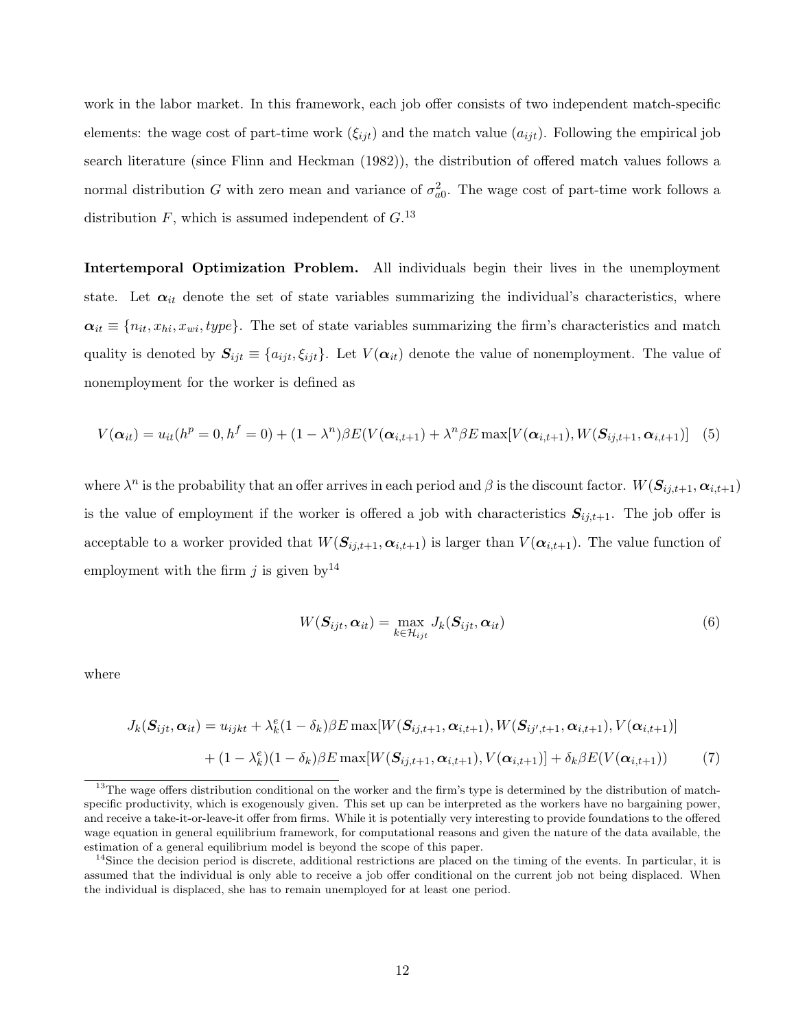work in the labor market. In this framework, each job offer consists of two independent match-specific elements: the wage cost of part-time work ($\xi_{ijt}$) and the match value ($a_{ijt}$). Following the empirical job search literature (since Flinn and Heckman (1982)), the distribution of offered match values follows a normal distribution $G$ with zero mean and variance of $\sigma^2_{a0}$. The wage cost of part-time work follows a distribution $F$, which is assumed independent of $G$.[13]

**Intertemporal Optimization Problem.** All individuals begin their lives in the unemployment state. Let $\boldsymbol{\alpha}_{it}$ denote the set of state variables summarizing the individual's characteristics, where $\boldsymbol{\alpha}_{it} \equiv \{n_{it}, x_{hi}, x_{wi}, type\}$. The set of state variables summarizing the firm's characteristics and match quality is denoted by $\boldsymbol{S}_{ijt} \equiv \{a_{ijt}, \xi_{ijt}\}$. Let $V(\boldsymbol{\alpha}_{it})$ denote the value of nonemployment. The value of nonemployment for the worker is defined as

$$V(\boldsymbol{\alpha}_{it}) = u_{it}(h^p = 0, h^f = 0) + (1 - \lambda^n)\beta E(V(\boldsymbol{\alpha}_{i,t+1}) + \lambda^n \beta E \max[V(\boldsymbol{\alpha}_{i,t+1}), W(\boldsymbol{S}_{ij,t+1}, \boldsymbol{\alpha}_{i,t+1})] \quad (5)$$

where $\lambda^n$ is the probability that an offer arrives in each period and $\beta$ is the discount factor. $W(\boldsymbol{S}_{ij,t+1}, \boldsymbol{\alpha}_{i,t+1})$ is the value of employment if the worker is offered a job with characteristics $\boldsymbol{S}_{ij,t+1}$. The job offer is acceptable to a worker provided that $W(\boldsymbol{S}_{ij,t+1}, \boldsymbol{\alpha}_{i,t+1})$ is larger than $V(\boldsymbol{\alpha}_{i,t+1})$. The value function of employment with the firm $j$ is given by[14]

$$W(\boldsymbol{S}_{ijt}, \boldsymbol{\alpha}_{it}) = \max_{k \in \mathcal{H}_{ijt}} J_k(\boldsymbol{S}_{ijt}, \boldsymbol{\alpha}_{it}) \quad (6)$$

where

$$\begin{aligned} J_k(\boldsymbol{S}_{ijt}, \boldsymbol{\alpha}_{it}) = {} & u_{ijkt} + \lambda^e_k (1 - \delta_k)\beta E \max[W(\boldsymbol{S}_{ij,t+1}, \boldsymbol{\alpha}_{i,t+1}), W(\boldsymbol{S}_{ij',t+1}, \boldsymbol{\alpha}_{i,t+1}), V(\boldsymbol{\alpha}_{i,t+1})] \\ & + (1 - \lambda^e_k)(1 - \delta_k)\beta E \max[W(\boldsymbol{S}_{ij,t+1}, \boldsymbol{\alpha}_{i,t+1}), V(\boldsymbol{\alpha}_{i,t+1})] + \delta_k \beta E(V(\boldsymbol{\alpha}_{i,t+1})) \end{aligned} \quad (7)$$

[13] The wage offers distribution conditional on the worker and the firm's type is determined by the distribution of match-specific productivity, which is exogenously given. This set up can be interpreted as the workers have no bargaining power, and receive a take-it-or-leave-it offer from firms. While it is potentially very interesting to provide foundations to the offered wage equation in general equilibrium framework, for computational reasons and given the nature of the data available, the estimation of a general equilibrium model is beyond the scope of this paper.

[14] Since the decision period is discrete, additional restrictions are placed on the timing of the events. In particular, it is assumed that the individual is only able to receive a job offer conditional on the current job not being displaced. When the individual is displaced, she has to remain unemployed for at least one period.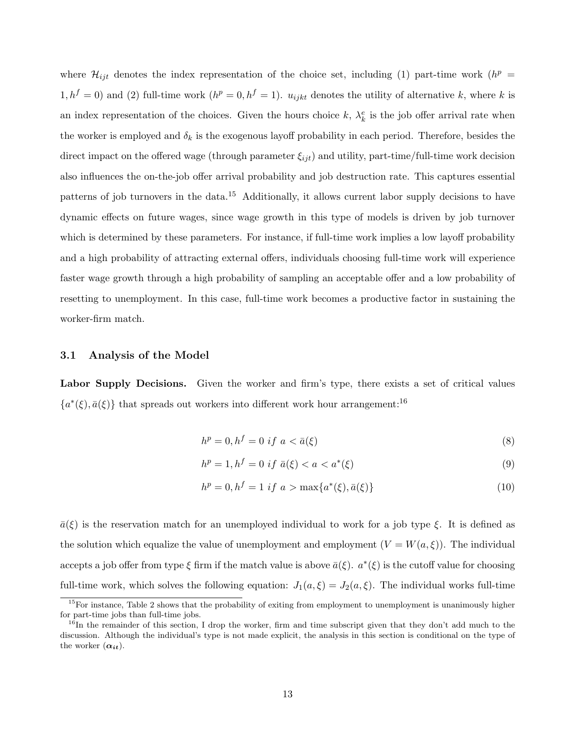where $\mathcal{H}_{ijt}$ denotes the index representation of the choice set, including (1) part-time work ($h^p = 1, h^f = 0$) and (2) full-time work ($h^p = 0, h^f = 1$). $u_{ijkt}$ denotes the utility of alternative $k$, where $k$ is an index representation of the choices. Given the hours choice $k$, $\lambda_k^e$ is the job offer arrival rate when the worker is employed and $\delta_k$ is the exogenous layoff probability in each period. Therefore, besides the direct impact on the offered wage (through parameter $\xi_{ijt}$) and utility, part-time/full-time work decision also influences the on-the-job offer arrival probability and job destruction rate. This captures essential patterns of job turnovers in the data.[15] Additionally, it allows current labor supply decisions to have dynamic effects on future wages, since wage growth in this type of models is driven by job turnover which is determined by these parameters. For instance, if full-time work implies a low layoff probability and a high probability of attracting external offers, individuals choosing full-time work will experience faster wage growth through a high probability of sampling an acceptable offer and a low probability of resetting to unemployment. In this case, full-time work becomes a productive factor in sustaining the worker-firm match.

### 3.1 Analysis of the Model

**Labor Supply Decisions.** Given the worker and firm's type, there exists a set of critical values $\{a^*(\xi), \bar{a}(\xi)\}$ that spreads out workers into different work hour arrangement:[16]

$$h^p = 0, h^f = 0 \ if \ a < \bar{a}(\xi) \tag{8}$$

$$h^p = 1, h^f = 0 \ if \ \bar{a}(\xi) < a < a^*(\xi) \tag{9}$$

$$h^p = 0, h^f = 1 \ if \ a > \max\{a^*(\xi), \bar{a}(\xi)\} \tag{10}$$

$\bar{a}(\xi)$ is the reservation match for an unemployed individual to work for a job type $\xi$. It is defined as the solution which equalize the value of unemployment and employment ($V = W(a, \xi)$). The individual accepts a job offer from type $\xi$ firm if the match value is above $\bar{a}(\xi)$. $a^*(\xi)$ is the cutoff value for choosing full-time work, which solves the following equation: $J_1(a, \xi) = J_2(a, \xi)$. The individual works full-time

[15] For instance, Table 2 shows that the probability of exiting from employment to unemployment is unanimously higher for part-time jobs than full-time jobs.

[16] In the remainder of this section, I drop the worker, firm and time subscript given that they don't add much to the discussion. Although the individual's type is not made explicit, the analysis in this section is conditional on the type of the worker ($\boldsymbol{\alpha_{it}}$).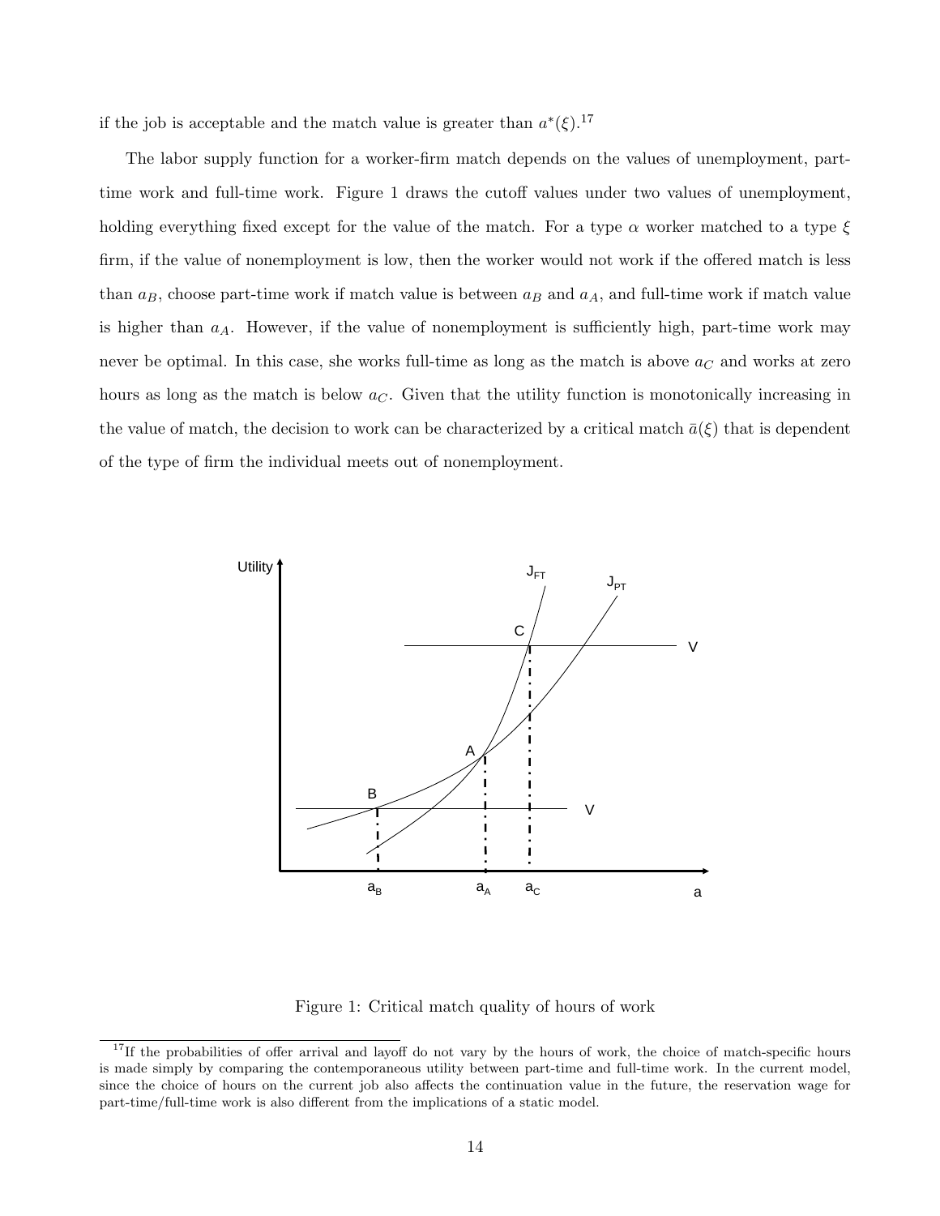if the job is acceptable and the match value is greater than $a^*(\xi)$.[17]

The labor supply function for a worker-firm match depends on the values of unemployment, part-time work and full-time work. Figure 1 draws the cutoff values under two values of unemployment, holding everything fixed except for the value of the match. For a type $\alpha$ worker matched to a type $\xi$ firm, if the value of nonemployment is low, then the worker would not work if the offered match is less than $a_B$, choose part-time work if match value is between $a_B$ and $a_A$, and full-time work if match value is higher than $a_A$. However, if the value of nonemployment is sufficiently high, part-time work may never be optimal. In this case, she works full-time as long as the match is above $a_C$ and works at zero hours as long as the match is below $a_C$. Given that the utility function is monotonically increasing in the value of match, the decision to work can be characterized by a critical match $\bar{a}(\xi)$ that is dependent of the type of firm the individual meets out of nonemployment.

Figure 1: Critical match quality of hours of work

[17] If the probabilities of offer arrival and layoff do not vary by the hours of work, the choice of match-specific hours is made simply by comparing the contemporaneous utility between part-time and full-time work. In the current model, since the choice of hours on the current job also affects the continuation value in the future, the reservation wage for part-time/full-time work is also different from the implications of a static model.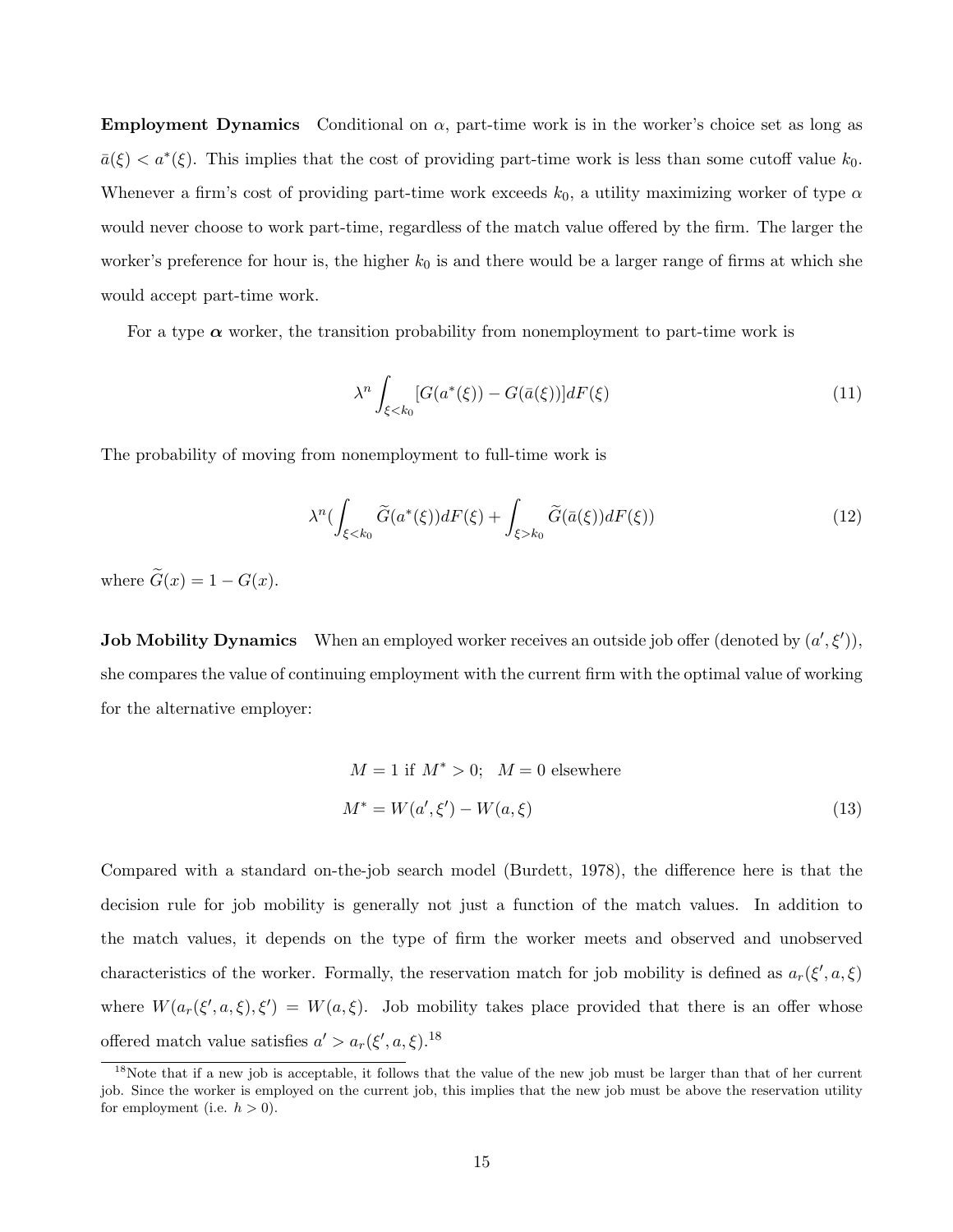**Employment Dynamics** Conditional on $\alpha$, part-time work is in the worker's choice set as long as $\bar{a}(\xi) < a^*(\xi)$. This implies that the cost of providing part-time work is less than some cutoff value $k_0$. Whenever a firm's cost of providing part-time work exceeds $k_0$, a utility maximizing worker of type $\alpha$ would never choose to work part-time, regardless of the match value offered by the firm. The larger the worker's preference for hour is, the higher $k_0$ is and there would be a larger range of firms at which she would accept part-time work.

For a type $\boldsymbol{\alpha}$ worker, the transition probability from nonemployment to part-time work is

$$\lambda^n \int_{\xi < k_0} [G(a^*(\xi)) - G(\bar{a}(\xi))] dF(\xi) \tag{11}$$

The probability of moving from nonemployment to full-time work is

$$\lambda^n (\int_{\xi < k_0} \widetilde{G}(a^*(\xi)) dF(\xi) + \int_{\xi > k_0} \widetilde{G}(\bar{a}(\xi)) dF(\xi)) \tag{12}$$

where $\widetilde{G}(x) = 1 - G(x)$.

**Job Mobility Dynamics** When an employed worker receives an outside job offer (denoted by $(a', \xi')$), she compares the value of continuing employment with the current firm with the optimal value of working for the alternative employer:

$$\begin{aligned} &M = 1 \text{ if } M^* > 0; \quad M = 0 \text{ elsewhere} \\ &M^* = W(a', \xi') - W(a, \xi) \end{aligned} \tag{13}$$

Compared with a standard on-the-job search model (Burdett, 1978), the difference here is that the decision rule for job mobility is generally not just a function of the match values. In addition to the match values, it depends on the type of firm the worker meets and observed and unobserved characteristics of the worker. Formally, the reservation match for job mobility is defined as $a_r(\xi', a, \xi)$ where $W(a_r(\xi', a, \xi), \xi') = W(a, \xi)$. Job mobility takes place provided that there is an offer whose offered match value satisfies $a' > a_r(\xi', a, \xi)$.[18]

[18] Note that if a new job is acceptable, it follows that the value of the new job must be larger than that of her current job. Since the worker is employed on the current job, this implies that the new job must be above the reservation utility for employment (i.e. $h > 0$).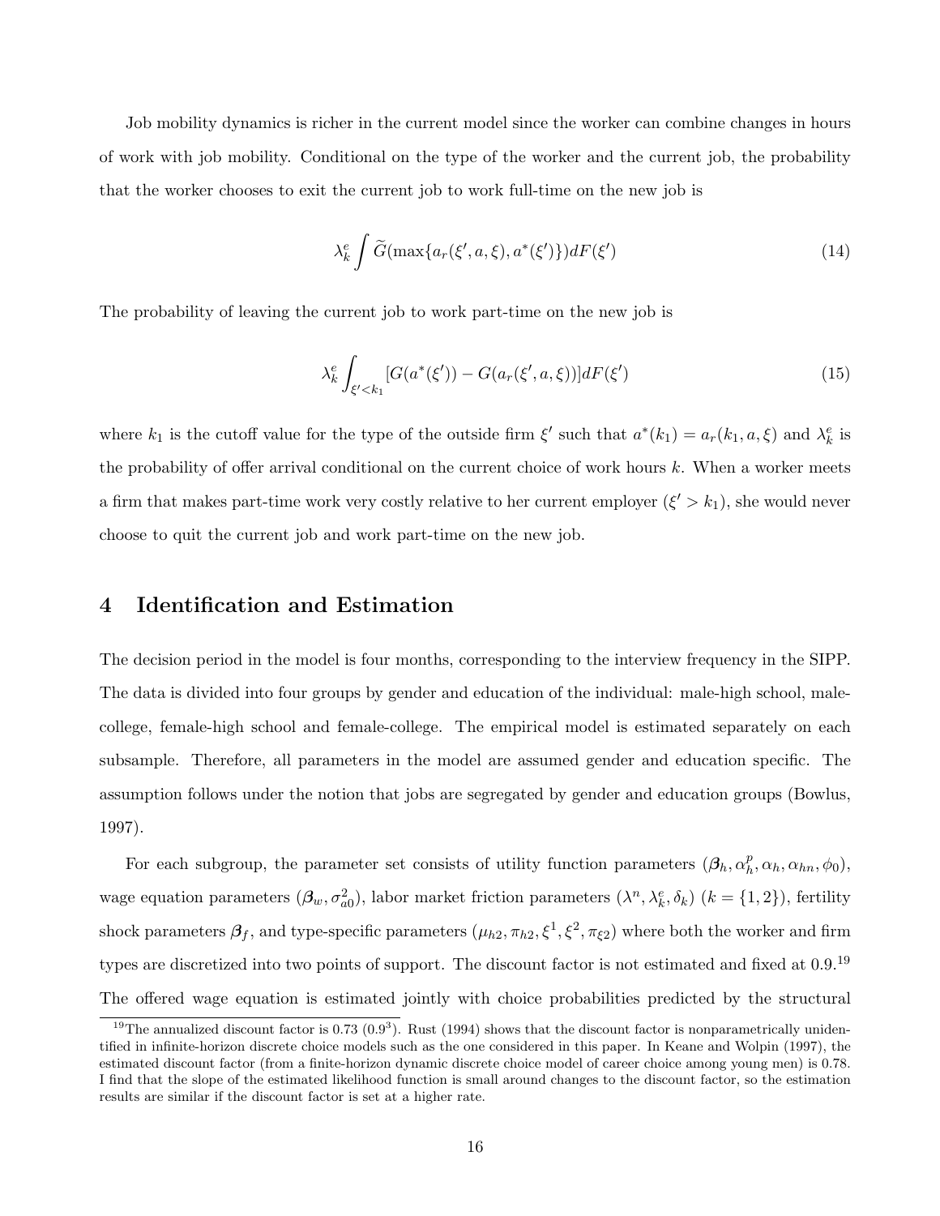Job mobility dynamics is richer in the current model since the worker can combine changes in hours of work with job mobility. Conditional on the type of the worker and the current job, the probability that the worker chooses to exit the current job to work full-time on the new job is

$$\lambda_k^e \int \widetilde{G}(\max\{a_r(\xi', a, \xi), a^*(\xi')\}) dF(\xi') \tag{14}$$

The probability of leaving the current job to work part-time on the new job is

$$\lambda_k^e \int_{\xi' < k_1} [G(a^*(\xi')) - G(a_r(\xi', a, \xi))] dF(\xi') \tag{15}$$

where $k_1$ is the cutoff value for the type of the outside firm $\xi'$ such that $a^*(k_1) = a_r(k_1, a, \xi)$ and $\lambda_k^e$ is the probability of offer arrival conditional on the current choice of work hours $k$. When a worker meets a firm that makes part-time work very costly relative to her current employer ($\xi' > k_1$), she would never choose to quit the current job and work part-time on the new job.

# 4 Identification and Estimation

The decision period in the model is four months, corresponding to the interview frequency in the SIPP. The data is divided into four groups by gender and education of the individual: male-high school, male-college, female-high school and female-college. The empirical model is estimated separately on each subsample. Therefore, all parameters in the model are assumed gender and education specific. The assumption follows under the notion that jobs are segregated by gender and education groups (Bowlus, 1997).

For each subgroup, the parameter set consists of utility function parameters ($\boldsymbol{\beta}_h, \alpha_h^p, \alpha_h, \alpha_{hn}, \phi_0$), wage equation parameters ($\boldsymbol{\beta}_w, \sigma_{a0}^2$), labor market friction parameters ($\lambda^n, \lambda_k^e, \delta_k$) ($k = \{1, 2\}$), fertility shock parameters $\boldsymbol{\beta}_f$, and type-specific parameters ($\mu_{h2}, \pi_{h2}, \xi^1, \xi^2, \pi_{\xi 2}$) where both the worker and firm types are discretized into two points of support. The discount factor is not estimated and fixed at 0.9.[19] The offered wage equation is estimated jointly with choice probabilities predicted by the structural

[19] The annualized discount factor is 0.73 ($0.9^3$). Rust (1994) shows that the discount factor is nonparametrically unidentified in infinite-horizon discrete choice models such as the one considered in this paper. In Keane and Wolpin (1997), the estimated discount factor (from a finite-horizon dynamic discrete choice model of career choice among young men) is 0.78. I find that the slope of the estimated likelihood function is small around changes to the discount factor, so the estimation results are similar if the discount factor is set at a higher rate.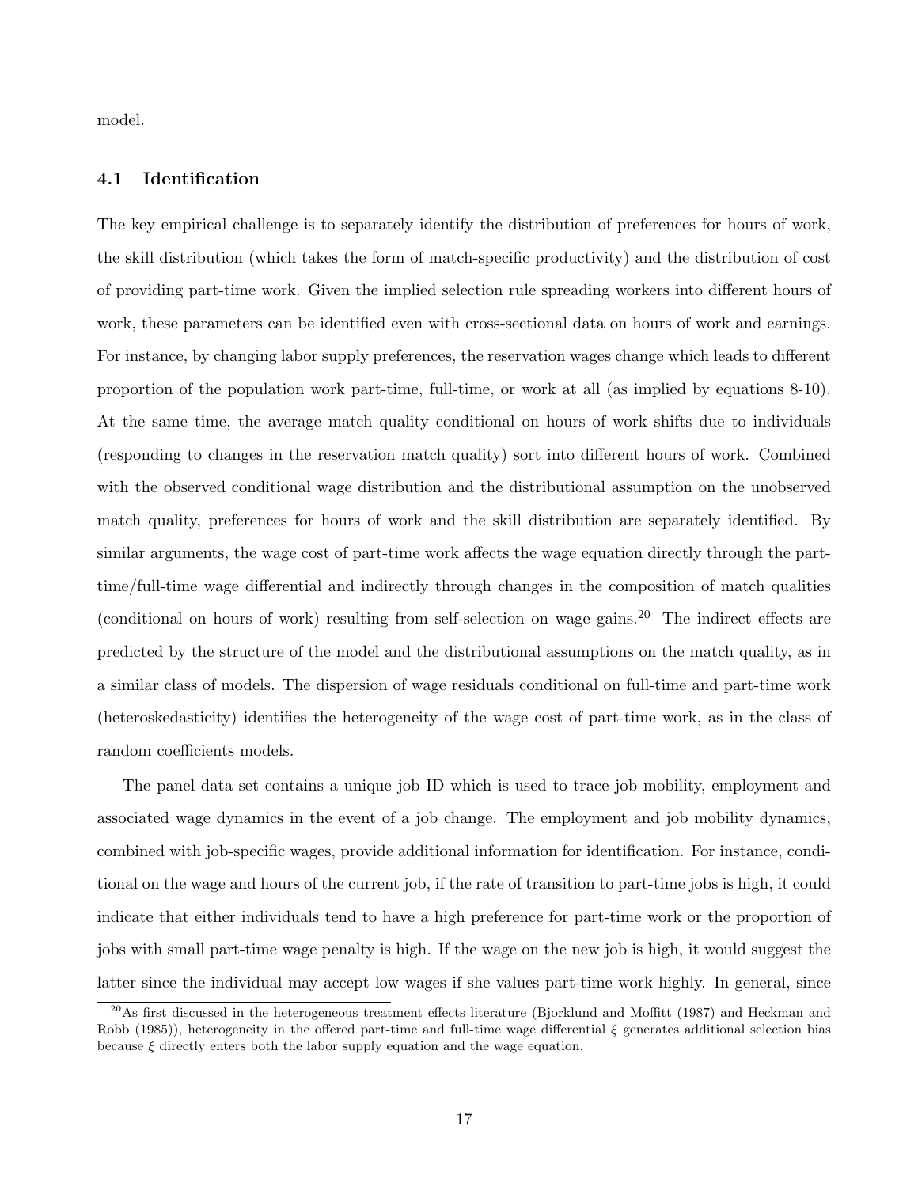model.

### 4.1 Identification

The key empirical challenge is to separately identify the distribution of preferences for hours of work, the skill distribution (which takes the form of match-specific productivity) and the distribution of cost of providing part-time work. Given the implied selection rule spreading workers into different hours of work, these parameters can be identified even with cross-sectional data on hours of work and earnings. For instance, by changing labor supply preferences, the reservation wages change which leads to different proportion of the population work part-time, full-time, or work at all (as implied by equations 8-10). At the same time, the average match quality conditional on hours of work shifts due to individuals (responding to changes in the reservation match quality) sort into different hours of work. Combined with the observed conditional wage distribution and the distributional assumption on the unobserved match quality, preferences for hours of work and the skill distribution are separately identified. By similar arguments, the wage cost of part-time work affects the wage equation directly through the part-time/full-time wage differential and indirectly through changes in the composition of match qualities (conditional on hours of work) resulting from self-selection on wage gains.[20] The indirect effects are predicted by the structure of the model and the distributional assumptions on the match quality, as in a similar class of models. The dispersion of wage residuals conditional on full-time and part-time work (heteroskedasticity) identifies the heterogeneity of the wage cost of part-time work, as in the class of random coefficients models.

The panel data set contains a unique job ID which is used to trace job mobility, employment and associated wage dynamics in the event of a job change. The employment and job mobility dynamics, combined with job-specific wages, provide additional information for identification. For instance, conditional on the wage and hours of the current job, if the rate of transition to part-time jobs is high, it could indicate that either individuals tend to have a high preference for part-time work or the proportion of jobs with small part-time wage penalty is high. If the wage on the new job is high, it would suggest the latter since the individual may accept low wages if she values part-time work highly. In general, since

[20] As first discussed in the heterogeneous treatment effects literature (Bjorklund and Moffitt (1987) and Heckman and Robb (1985)), heterogeneity in the offered part-time and full-time wage differential $\xi$ generates additional selection bias because $\xi$ directly enters both the labor supply equation and the wage equation.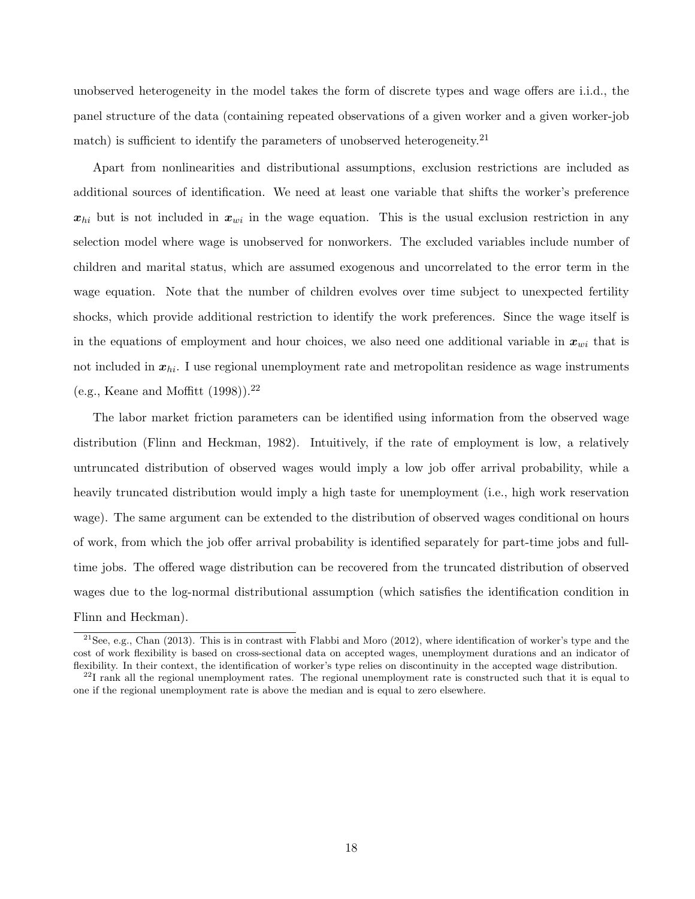unobserved heterogeneity in the model takes the form of discrete types and wage offers are i.i.d., the panel structure of the data (containing repeated observations of a given worker and a given worker-job match) is sufficient to identify the parameters of unobserved heterogeneity.[21]

Apart from nonlinearities and distributional assumptions, exclusion restrictions are included as additional sources of identification. We need at least one variable that shifts the worker's preference $\boldsymbol{x}_{hi}$ but is not included in $\boldsymbol{x}_{wi}$ in the wage equation. This is the usual exclusion restriction in any selection model where wage is unobserved for nonworkers. The excluded variables include number of children and marital status, which are assumed exogenous and uncorrelated to the error term in the wage equation. Note that the number of children evolves over time subject to unexpected fertility shocks, which provide additional restriction to identify the work preferences. Since the wage itself is in the equations of employment and hour choices, we also need one additional variable in $\boldsymbol{x}_{wi}$ that is not included in $\boldsymbol{x}_{hi}$. I use regional unemployment rate and metropolitan residence as wage instruments (e.g., Keane and Moffitt (1998)).[22]

The labor market friction parameters can be identified using information from the observed wage distribution (Flinn and Heckman, 1982). Intuitively, if the rate of employment is low, a relatively untruncated distribution of observed wages would imply a low job offer arrival probability, while a heavily truncated distribution would imply a high taste for unemployment (i.e., high work reservation wage). The same argument can be extended to the distribution of observed wages conditional on hours of work, from which the job offer arrival probability is identified separately for part-time jobs and full-time jobs. The offered wage distribution can be recovered from the truncated distribution of observed wages due to the log-normal distributional assumption (which satisfies the identification condition in Flinn and Heckman).

[21] See, e.g., Chan (2013). This is in contrast with Flabbi and Moro (2012), where identification of worker's type and the cost of work flexibility is based on cross-sectional data on accepted wages, unemployment durations and an indicator of flexibility. In their context, the identification of worker's type relies on discontinuity in the accepted wage distribution.

[22] I rank all the regional unemployment rates. The regional unemployment rate is constructed such that it is equal to one if the regional unemployment rate is above the median and is equal to zero elsewhere.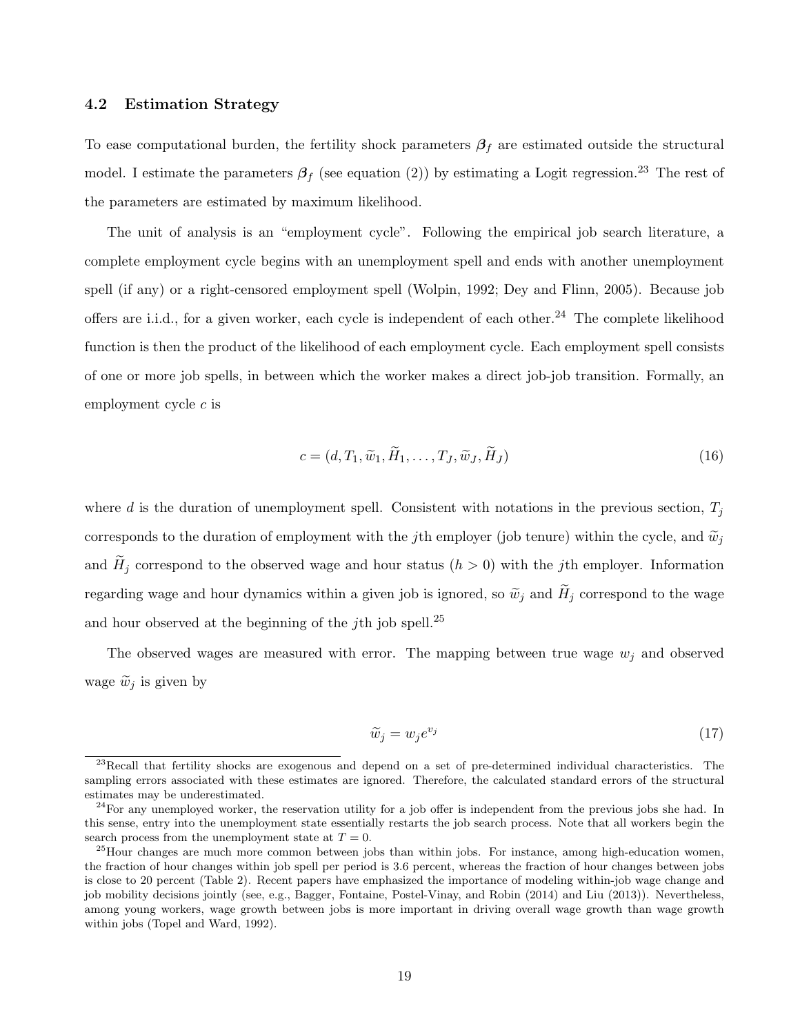### 4.2 Estimation Strategy

To ease computational burden, the fertility shock parameters $\boldsymbol{\beta}_f$ are estimated outside the structural model. I estimate the parameters $\boldsymbol{\beta}_f$ (see equation (2)) by estimating a Logit regression.[23] The rest of the parameters are estimated by maximum likelihood.

The unit of analysis is an "employment cycle". Following the empirical job search literature, a complete employment cycle begins with an unemployment spell and ends with another unemployment spell (if any) or a right-censored employment spell (Wolpin, 1992; Dey and Flinn, 2005). Because job offers are i.i.d., for a given worker, each cycle is independent of each other.[24] The complete likelihood function is then the product of the likelihood of each employment cycle. Each employment spell consists of one or more job spells, in between which the worker makes a direct job-job transition. Formally, an employment cycle $c$ is

$$c = (d, T_1, \widetilde{w}_1, \widetilde{H}_1, \ldots, T_J, \widetilde{w}_J, \widetilde{H}_J) \tag{16}$$

where $d$ is the duration of unemployment spell. Consistent with notations in the previous section, $T_j$ corresponds to the duration of employment with the $j$th employer (job tenure) within the cycle, and $\widetilde{w}_j$ and $\widetilde{H}_j$ correspond to the observed wage and hour status ($h > 0$) with the $j$th employer. Information regarding wage and hour dynamics within a given job is ignored, so $\widetilde{w}_j$ and $\widetilde{H}_j$ correspond to the wage and hour observed at the beginning of the $j$th job spell.[25]

The observed wages are measured with error. The mapping between true wage $w_j$ and observed wage $\widetilde{w}_j$ is given by

$$\widetilde{w}_j = w_j e^{v_j} \tag{17}$$

[23] Recall that fertility shocks are exogenous and depend on a set of pre-determined individual characteristics. The sampling errors associated with these estimates are ignored. Therefore, the calculated standard errors of the structural estimates may be underestimated.

[24] For any unemployed worker, the reservation utility for a job offer is independent from the previous jobs she had. In this sense, entry into the unemployment state essentially restarts the job search process. Note that all workers begin the search process from the unemployment state at $T = 0$.

[25] Hour changes are much more common between jobs than within jobs. For instance, among high-education women, the fraction of hour changes within job spell per period is 3.6 percent, whereas the fraction of hour changes between jobs is close to 20 percent (Table 2). Recent papers have emphasized the importance of modeling within-job wage change and job mobility decisions jointly (see, e.g., Bagger, Fontaine, Postel-Vinay, and Robin (2014) and Liu (2013)). Nevertheless, among young workers, wage growth between jobs is more important in driving overall wage growth than wage growth within jobs (Topel and Ward, 1992).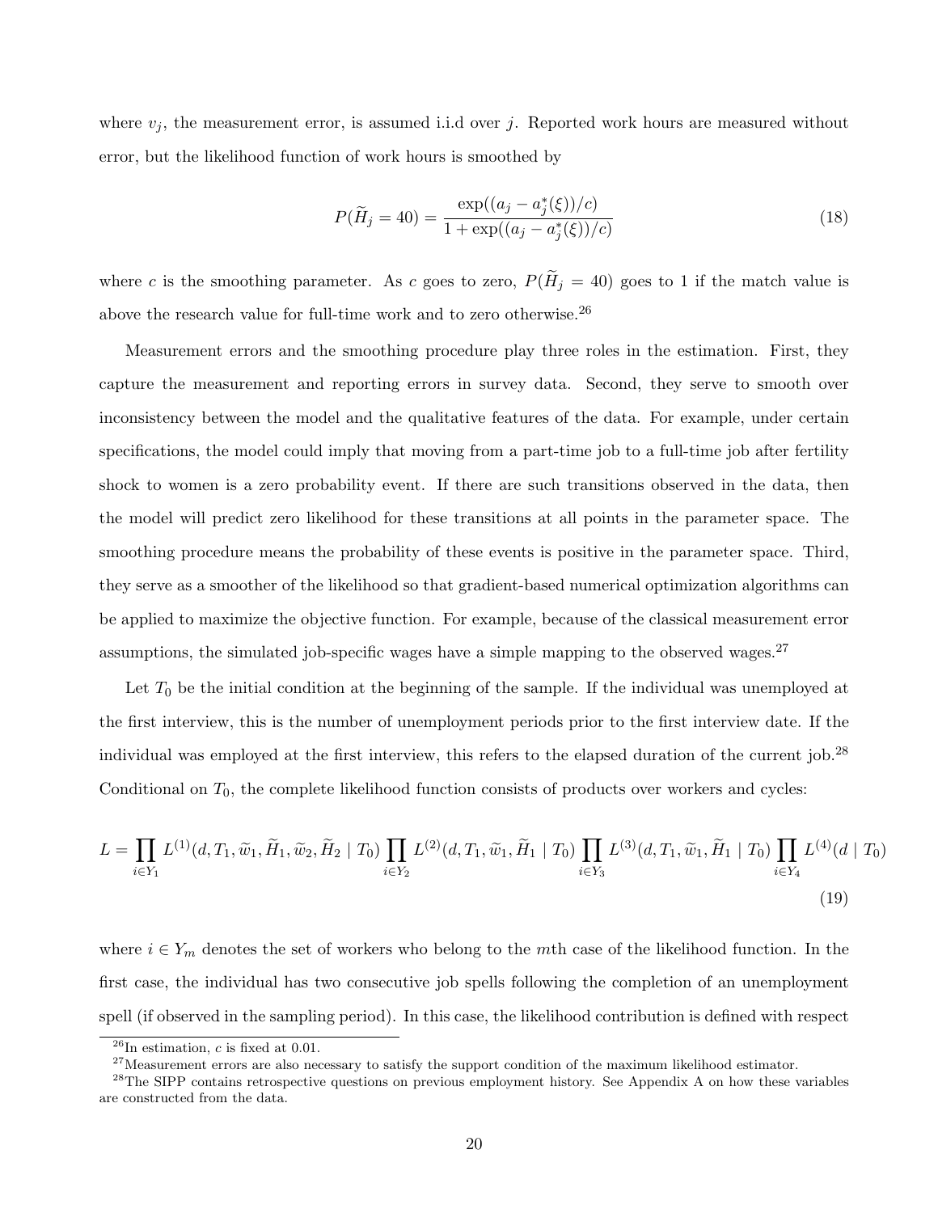where $v_j$, the measurement error, is assumed i.i.d over $j$. Reported work hours are measured without error, but the likelihood function of work hours is smoothed by

$$P(\widetilde{H}_j = 40) = \frac{\exp((a_j - a_j^*(\xi))/c)}{1 + \exp((a_j - a_j^*(\xi))/c)} \tag{18}$$

where $c$ is the smoothing parameter. As $c$ goes to zero, $P(\widetilde{H}_j = 40)$ goes to 1 if the match value is above the research value for full-time work and to zero otherwise.[26]

Measurement errors and the smoothing procedure play three roles in the estimation. First, they capture the measurement and reporting errors in survey data. Second, they serve to smooth over inconsistency between the model and the qualitative features of the data. For example, under certain specifications, the model could imply that moving from a part-time job to a full-time job after fertility shock to women is a zero probability event. If there are such transitions observed in the data, then the model will predict zero likelihood for these transitions at all points in the parameter space. The smoothing procedure means the probability of these events is positive in the parameter space. Third, they serve as a smoother of the likelihood so that gradient-based numerical optimization algorithms can be applied to maximize the objective function. For example, because of the classical measurement error assumptions, the simulated job-specific wages have a simple mapping to the observed wages.[27]

Let $T_0$ be the initial condition at the beginning of the sample. If the individual was unemployed at the first interview, this is the number of unemployment periods prior to the first interview date. If the individual was employed at the first interview, this refers to the elapsed duration of the current job.[28] Conditional on $T_0$, the complete likelihood function consists of products over workers and cycles:

$$L = \prod_{i \in Y_1} L^{(1)}(d, T_1, \widetilde{w}_1, \widetilde{H}_1, \widetilde{w}_2, \widetilde{H}_2 \mid T_0) \prod_{i \in Y_2} L^{(2)}(d, T_1, \widetilde{w}_1, \widetilde{H}_1 \mid T_0) \prod_{i \in Y_3} L^{(3)}(d, T_1, \widetilde{w}_1, \widetilde{H}_1 \mid T_0) \prod_{i \in Y_4} L^{(4)}(d \mid T_0) \tag{19}$$

where $i \in Y_m$ denotes the set of workers who belong to the $m$th case of the likelihood function. In the first case, the individual has two consecutive job spells following the completion of an unemployment spell (if observed in the sampling period). In this case, the likelihood contribution is defined with respect

[26] In estimation, $c$ is fixed at 0.01.

[27] Measurement errors are also necessary to satisfy the support condition of the maximum likelihood estimator.

[28] The SIPP contains retrospective questions on previous employment history. See Appendix A on how these variables are constructed from the data.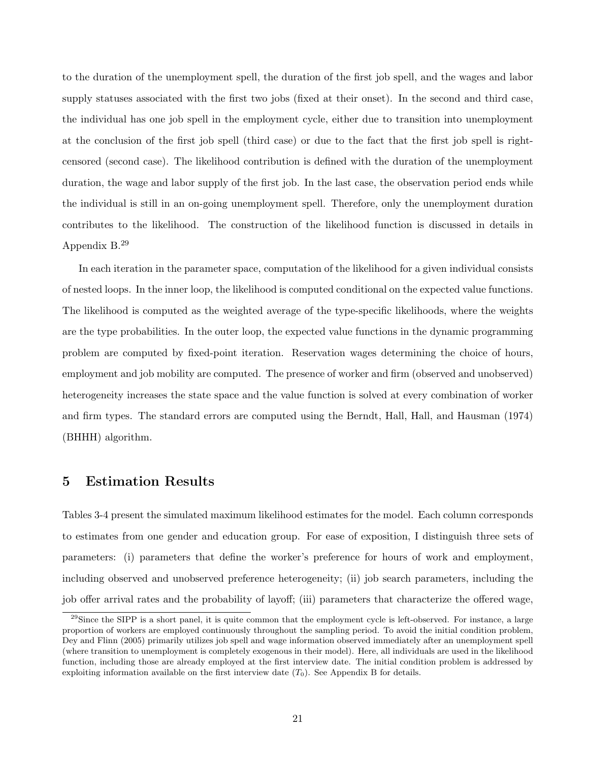to the duration of the unemployment spell, the duration of the first job spell, and the wages and labor supply statuses associated with the first two jobs (fixed at their onset). In the second and third case, the individual has one job spell in the employment cycle, either due to transition into unemployment at the conclusion of the first job spell (third case) or due to the fact that the first job spell is right-censored (second case). The likelihood contribution is defined with the duration of the unemployment duration, the wage and labor supply of the first job. In the last case, the observation period ends while the individual is still in an on-going unemployment spell. Therefore, only the unemployment duration contributes to the likelihood. The construction of the likelihood function is discussed in details in Appendix B.[29]

In each iteration in the parameter space, computation of the likelihood for a given individual consists of nested loops. In the inner loop, the likelihood is computed conditional on the expected value functions. The likelihood is computed as the weighted average of the type-specific likelihoods, where the weights are the type probabilities. In the outer loop, the expected value functions in the dynamic programming problem are computed by fixed-point iteration. Reservation wages determining the choice of hours, employment and job mobility are computed. The presence of worker and firm (observed and unobserved) heterogeneity increases the state space and the value function is solved at every combination of worker and firm types. The standard errors are computed using the Berndt, Hall, Hall, and Hausman (1974) (BHHH) algorithm.

# 5 Estimation Results

Tables 3-4 present the simulated maximum likelihood estimates for the model. Each column corresponds to estimates from one gender and education group. For ease of exposition, I distinguish three sets of parameters: (i) parameters that define the worker's preference for hours of work and employment, including observed and unobserved preference heterogeneity; (ii) job search parameters, including the job offer arrival rates and the probability of layoff; (iii) parameters that characterize the offered wage,

[29] Since the SIPP is a short panel, it is quite common that the employment cycle is left-observed. For instance, a large proportion of workers are employed continuously throughout the sampling period. To avoid the initial condition problem, Dey and Flinn (2005) primarily utilizes job spell and wage information observed immediately after an unemployment spell (where transition to unemployment is completely exogenous in their model). Here, all individuals are used in the likelihood function, including those are already employed at the first interview date. The initial condition problem is addressed by exploiting information available on the first interview date ($T_0$). See Appendix B for details.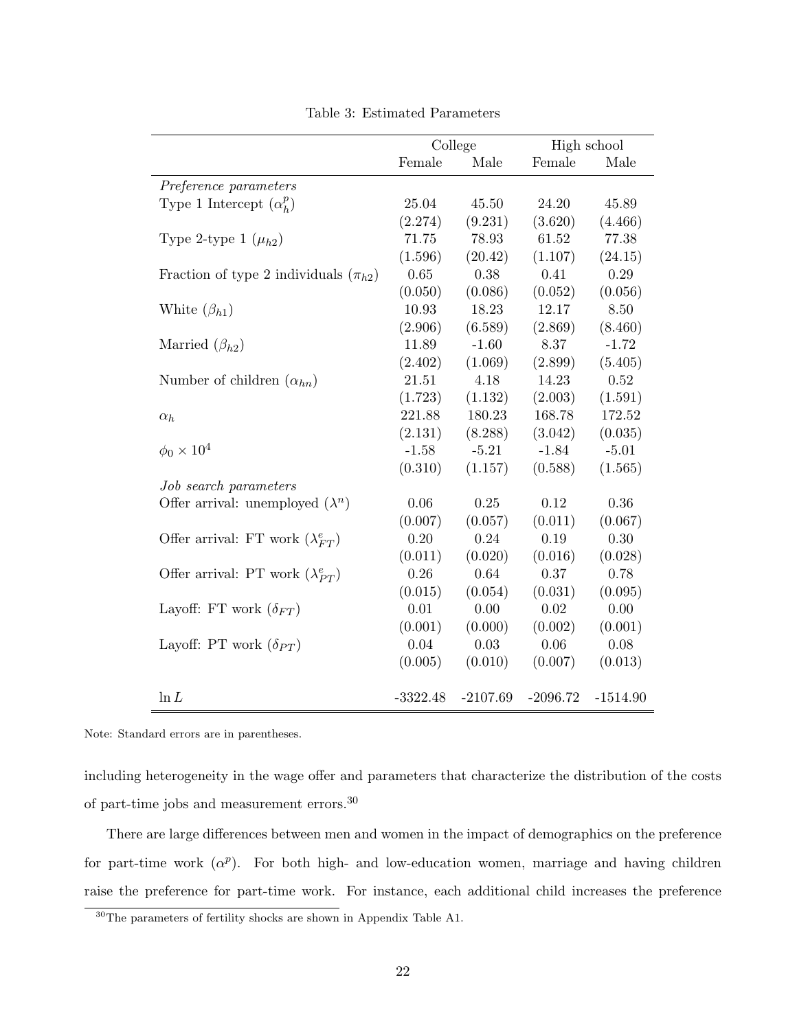Table 3: Estimated Parameters

| | College | | High school | |
|---|---|---|---|---|
| | Female | Male | Female | Male |
| *Preference parameters* | | | | |
| Type 1 Intercept ($\alpha_h^p$) | 25.04 | 45.50 | 24.20 | 45.89 |
| | (2.274) | (9.231) | (3.620) | (4.466) |
| Type 2-type 1 ($\mu_{h2}$) | 71.75 | 78.93 | 61.52 | 77.38 |
| | (1.596) | (20.42) | (1.107) | (24.15) |
| Fraction of type 2 individuals ($\pi_{h2}$) | 0.65 | 0.38 | 0.41 | 0.29 |
| | (0.050) | (0.086) | (0.052) | (0.056) |
| White ($\beta_{h1}$) | 10.93 | 18.23 | 12.17 | 8.50 |
| | (2.906) | (6.589) | (2.869) | (8.460) |
| Married ($\beta_{h2}$) | 11.89 | -1.60 | 8.37 | -1.72 |
| | (2.402) | (1.069) | (2.899) | (5.405) |
| Number of children ($\alpha_{hn}$) | 21.51 | 4.18 | 14.23 | 0.52 |
| | (1.723) | (1.132) | (2.003) | (1.591) |
| $\alpha_h$ | 221.88 | 180.23 | 168.78 | 172.52 |
| | (2.131) | (8.288) | (3.042) | (0.035) |
| $\phi_0 \times 10^4$ | -1.58 | -5.21 | -1.84 | -5.01 |
| | (0.310) | (1.157) | (0.588) | (1.565) |
| *Job search parameters* | | | | |
| Offer arrival: unemployed ($\lambda^n$) | 0.06 | 0.25 | 0.12 | 0.36 |
| | (0.007) | (0.057) | (0.011) | (0.067) |
| Offer arrival: FT work ($\lambda^e_{FT}$) | 0.20 | 0.24 | 0.19 | 0.30 |
| | (0.011) | (0.020) | (0.016) | (0.028) |
| Offer arrival: PT work ($\lambda^e_{PT}$) | 0.26 | 0.64 | 0.37 | 0.78 |
| | (0.015) | (0.054) | (0.031) | (0.095) |
| Layoff: FT work ($\delta_{FT}$) | 0.01 | 0.00 | 0.02 | 0.00 |
| | (0.001) | (0.000) | (0.002) | (0.001) |
| Layoff: PT work ($\delta_{PT}$) | 0.04 | 0.03 | 0.06 | 0.08 |
| | (0.005) | (0.010) | (0.007) | (0.013) |
| $\ln L$ | -3322.48 | -2107.69 | -2096.72 | -1514.90 |

Note: Standard errors are in parentheses.

including heterogeneity in the wage offer and parameters that characterize the distribution of the costs of part-time jobs and measurement errors.[30]

There are large differences between men and women in the impact of demographics on the preference for part-time work ($\alpha^p$). For both high- and low-education women, marriage and having children raise the preference for part-time work. For instance, each additional child increases the preference

[30] The parameters of fertility shocks are shown in Appendix Table A1.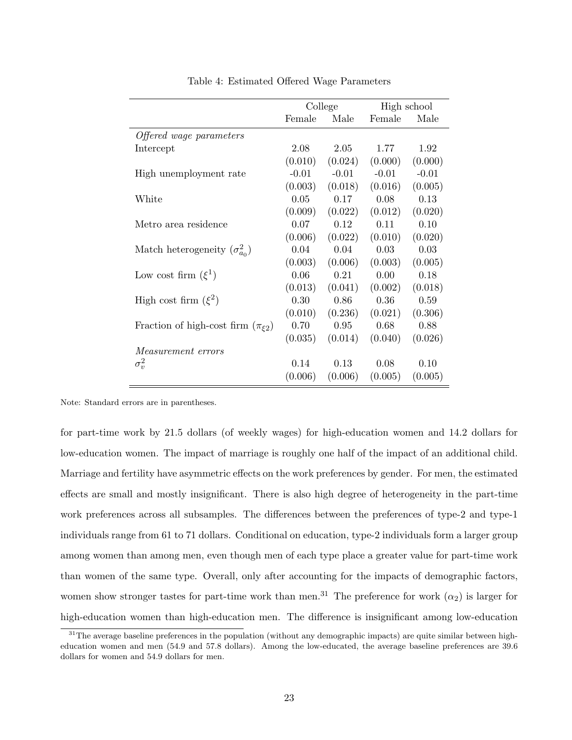Table 4: Estimated Offered Wage Parameters

| | College | | High school | |
|---|---|---|---|---|
| | Female | Male | Female | Male |
| *Offered wage parameters* | | | | |
| Intercept | 2.08 | 2.05 | 1.77 | 1.92 |
| | (0.010) | (0.024) | (0.000) | (0.000) |
| High unemployment rate | -0.01 | -0.01 | -0.01 | -0.01 |
| | (0.003) | (0.018) | (0.016) | (0.005) |
| White | 0.05 | 0.17 | 0.08 | 0.13 |
| | (0.009) | (0.022) | (0.012) | (0.020) |
| Metro area residence | 0.07 | 0.12 | 0.11 | 0.10 |
| | (0.006) | (0.022) | (0.010) | (0.020) |
| Match heterogeneity ($\sigma^2_{a_0}$) | 0.04 | 0.04 | 0.03 | 0.03 |
| | (0.003) | (0.006) | (0.003) | (0.005) |
| Low cost firm ($\xi^1$) | 0.06 | 0.21 | 0.00 | 0.18 |
| | (0.013) | (0.041) | (0.002) | (0.018) |
| High cost firm ($\xi^2$) | 0.30 | 0.86 | 0.36 | 0.59 |
| | (0.010) | (0.236) | (0.021) | (0.306) |
| Fraction of high-cost firm ($\pi_{\xi 2}$) | 0.70 | 0.95 | 0.68 | 0.88 |
| | (0.035) | (0.014) | (0.040) | (0.026) |
| *Measurement errors* | | | | |
| $\sigma^2_v$ | 0.14 | 0.13 | 0.08 | 0.10 |
| | (0.006) | (0.006) | (0.005) | (0.005) |

Note: Standard errors are in parentheses.

for part-time work by 21.5 dollars (of weekly wages) for high-education women and 14.2 dollars for low-education women. The impact of marriage is roughly one half of the impact of an additional child. Marriage and fertility have asymmetric effects on the work preferences by gender. For men, the estimated effects are small and mostly insignificant. There is also high degree of heterogeneity in the part-time work preferences across all subsamples. The differences between the preferences of type-2 and type-1 individuals range from 61 to 71 dollars. Conditional on education, type-2 individuals form a larger group among women than among men, even though men of each type place a greater value for part-time work than women of the same type. Overall, only after accounting for the impacts of demographic factors, women show stronger tastes for part-time work than men.[31] The preference for work ($\alpha_2$) is larger for high-education women than high-education men. The difference is insignificant among low-education

[31] The average baseline preferences in the population (without any demographic impacts) are quite similar between high-education women and men (54.9 and 57.8 dollars). Among the low-educated, the average baseline preferences are 39.6 dollars for women and 54.9 dollars for men.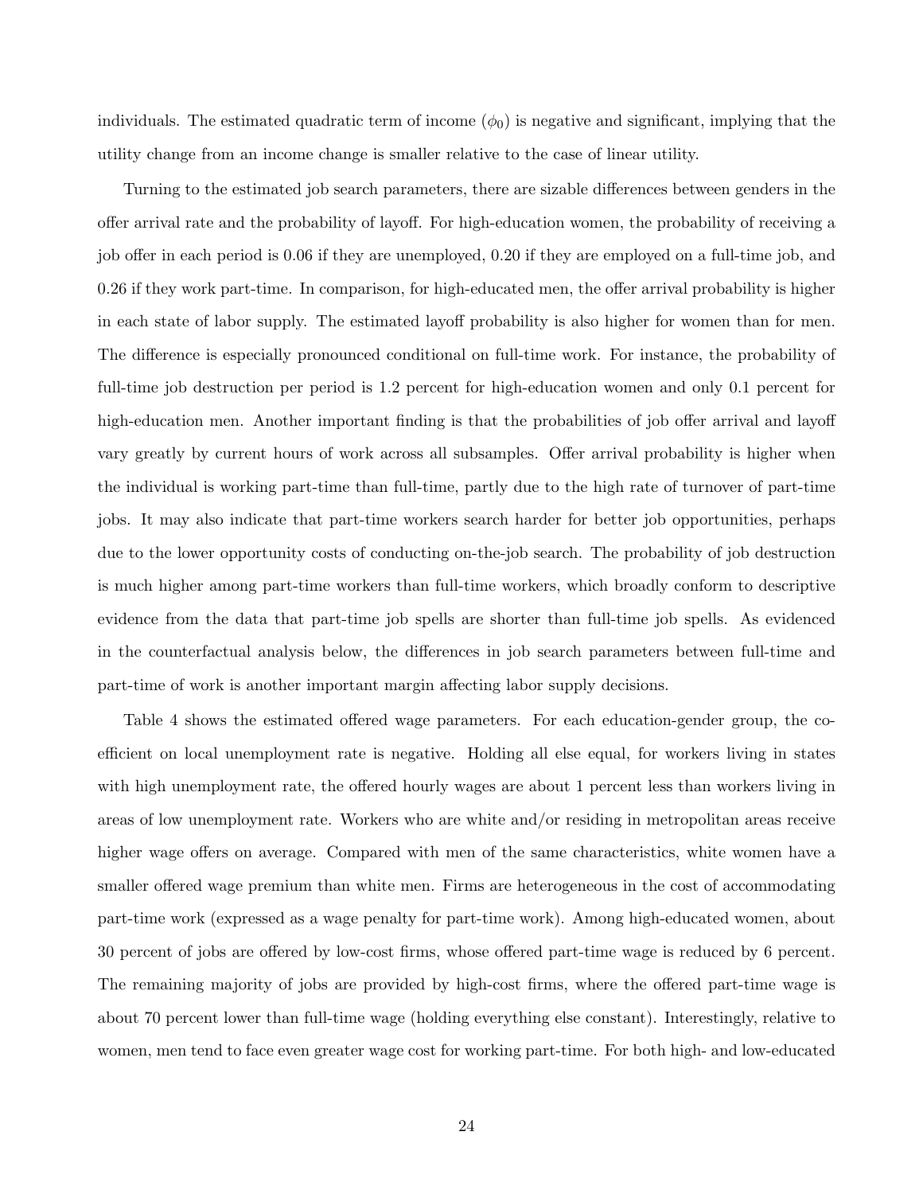individuals. The estimated quadratic term of income ($\phi_0$) is negative and significant, implying that the utility change from an income change is smaller relative to the case of linear utility.

Turning to the estimated job search parameters, there are sizable differences between genders in the offer arrival rate and the probability of layoff. For high-education women, the probability of receiving a job offer in each period is 0.06 if they are unemployed, 0.20 if they are employed on a full-time job, and 0.26 if they work part-time. In comparison, for high-educated men, the offer arrival probability is higher in each state of labor supply. The estimated layoff probability is also higher for women than for men. The difference is especially pronounced conditional on full-time work. For instance, the probability of full-time job destruction per period is 1.2 percent for high-education women and only 0.1 percent for high-education men. Another important finding is that the probabilities of job offer arrival and layoff vary greatly by current hours of work across all subsamples. Offer arrival probability is higher when the individual is working part-time than full-time, partly due to the high rate of turnover of part-time jobs. It may also indicate that part-time workers search harder for better job opportunities, perhaps due to the lower opportunity costs of conducting on-the-job search. The probability of job destruction is much higher among part-time workers than full-time workers, which broadly conform to descriptive evidence from the data that part-time job spells are shorter than full-time job spells. As evidenced in the counterfactual analysis below, the differences in job search parameters between full-time and part-time of work is another important margin affecting labor supply decisions.

Table 4 shows the estimated offered wage parameters. For each education-gender group, the coefficient on local unemployment rate is negative. Holding all else equal, for workers living in states with high unemployment rate, the offered hourly wages are about 1 percent less than workers living in areas of low unemployment rate. Workers who are white and/or residing in metropolitan areas receive higher wage offers on average. Compared with men of the same characteristics, white women have a smaller offered wage premium than white men. Firms are heterogeneous in the cost of accommodating part-time work (expressed as a wage penalty for part-time work). Among high-educated women, about 30 percent of jobs are offered by low-cost firms, whose offered part-time wage is reduced by 6 percent. The remaining majority of jobs are provided by high-cost firms, where the offered part-time wage is about 70 percent lower than full-time wage (holding everything else constant). Interestingly, relative to women, men tend to face even greater wage cost for working part-time. For both high- and low-educated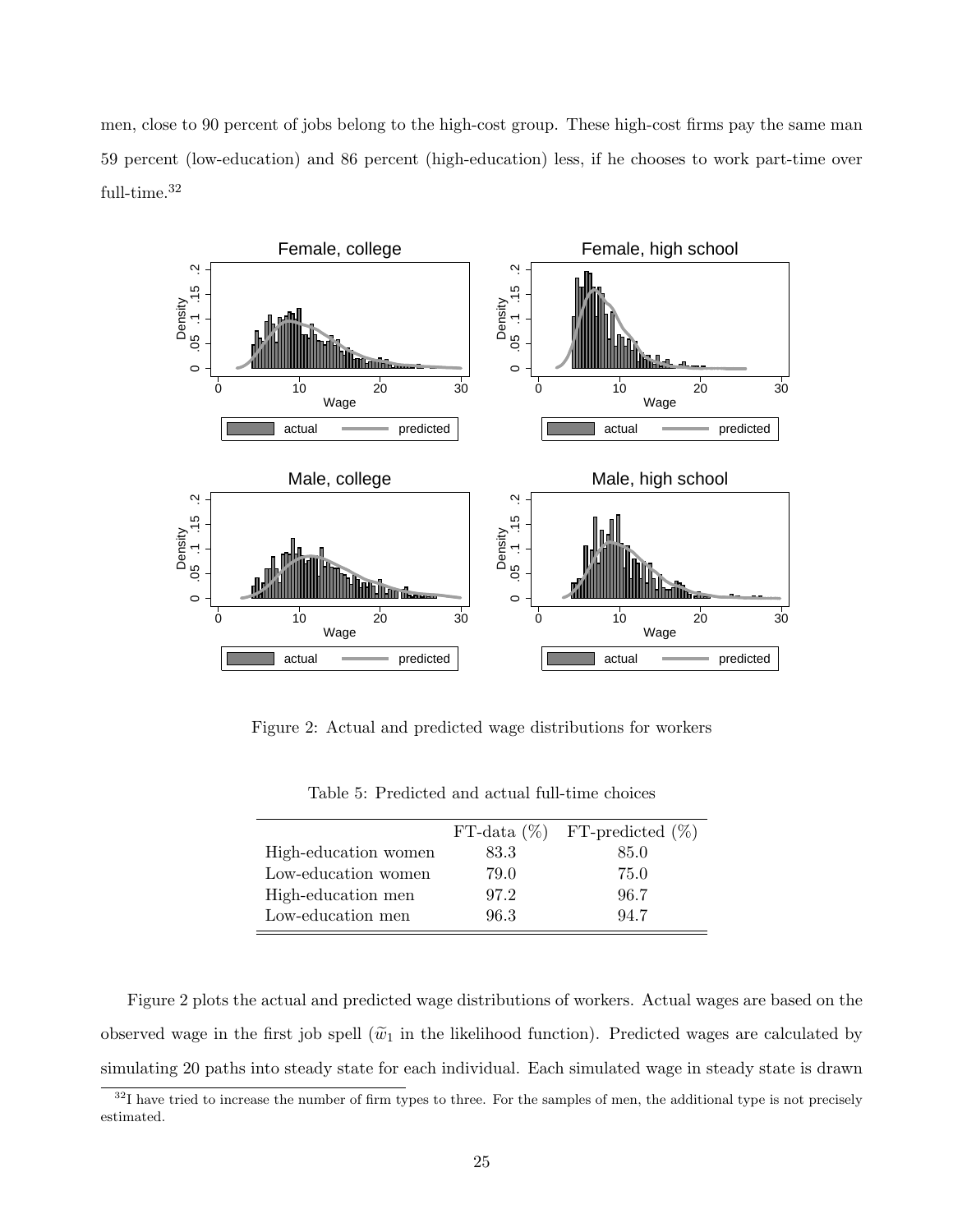men, close to 90 percent of jobs belong to the high-cost group. These high-cost firms pay the same man 59 percent (low-education) and 86 percent (high-education) less, if he chooses to work part-time over full-time.[32]

Figure 2: Actual and predicted wage distributions for workers

Table 5: Predicted and actual full-time choices

| | FT-data (%) | FT-predicted (%) |
|---|---|---|
| High-education women | 83.3 | 85.0 |
| Low-education women | 79.0 | 75.0 |
| High-education men | 97.2 | 96.7 |
| Low-education men | 96.3 | 94.7 |

Figure 2 plots the actual and predicted wage distributions of workers. Actual wages are based on the observed wage in the first job spell ($\widetilde{w}_1$ in the likelihood function). Predicted wages are calculated by simulating 20 paths into steady state for each individual. Each simulated wage in steady state is drawn

[32] I have tried to increase the number of firm types to three. For the samples of men, the additional type is not precisely estimated.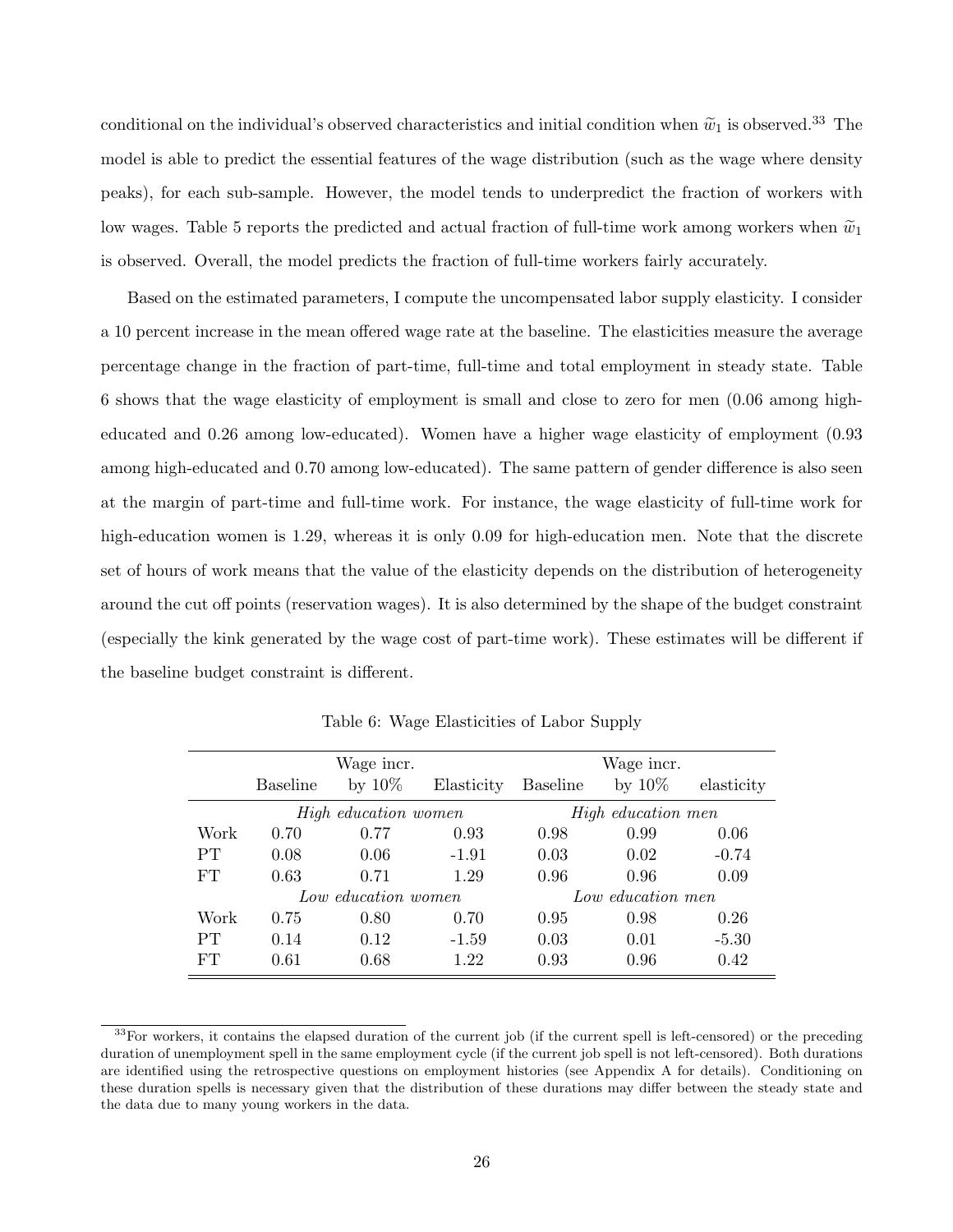conditional on the individual's observed characteristics and initial condition when $\widetilde{w}_1$ is observed.[33] The model is able to predict the essential features of the wage distribution (such as the wage where density peaks), for each sub-sample. However, the model tends to underpredict the fraction of workers with low wages. Table 5 reports the predicted and actual fraction of full-time work among workers when $\widetilde{w}_1$ is observed. Overall, the model predicts the fraction of full-time workers fairly accurately.

Based on the estimated parameters, I compute the uncompensated labor supply elasticity. I consider a 10 percent increase in the mean offered wage rate at the baseline. The elasticities measure the average percentage change in the fraction of part-time, full-time and total employment in steady state. Table 6 shows that the wage elasticity of employment is small and close to zero for men (0.06 among high-educated and 0.26 among low-educated). Women have a higher wage elasticity of employment (0.93 among high-educated and 0.70 among low-educated). The same pattern of gender difference is also seen at the margin of part-time and full-time work. For instance, the wage elasticity of full-time work for high-education women is 1.29, whereas it is only 0.09 for high-education men. Note that the discrete set of hours of work means that the value of the elasticity depends on the distribution of heterogeneity around the cut off points (reservation wages). It is also determined by the shape of the budget constraint (especially the kink generated by the wage cost of part-time work). These estimates will be different if the baseline budget constraint is different.

Table 6: Wage Elasticities of Labor Supply

| | Baseline | Wage incr. by 10% | Elasticity | Baseline | Wage incr. by 10% | elasticity |
|---|---|---|---|---|---|---|
| | *High education women* | | | *High education men* | | |
| Work | 0.70 | 0.77 | 0.93 | 0.98 | 0.99 | 0.06 |
| PT | 0.08 | 0.06 | -1.91 | 0.03 | 0.02 | -0.74 |
| FT | 0.63 | 0.71 | 1.29 | 0.96 | 0.96 | 0.09 |
| | *Low education women* | | | *Low education men* | | |
| Work | 0.75 | 0.80 | 0.70 | 0.95 | 0.98 | 0.26 |
| PT | 0.14 | 0.12 | -1.59 | 0.03 | 0.01 | -5.30 |
| FT | 0.61 | 0.68 | 1.22 | 0.93 | 0.96 | 0.42 |

[33] For workers, it contains the elapsed duration of the current job (if the current spell is left-censored) or the preceding duration of unemployment spell in the same employment cycle (if the current job spell is not left-censored). Both durations are identified using the retrospective questions on employment histories (see Appendix A for details). Conditioning on these duration spells is necessary given that the distribution of these durations may differ between the steady state and the data due to many young workers in the data.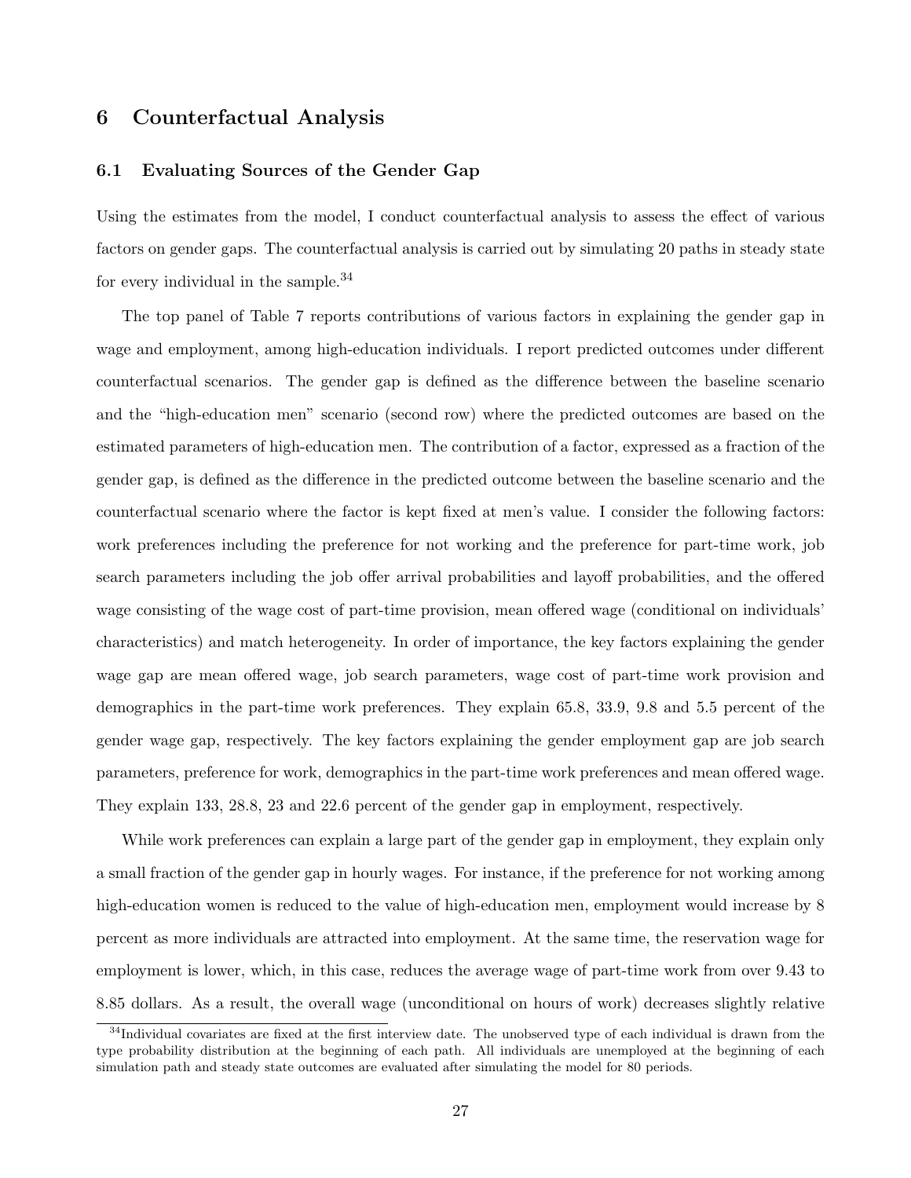## 6 Counterfactual Analysis

### 6.1 Evaluating Sources of the Gender Gap

Using the estimates from the model, I conduct counterfactual analysis to assess the effect of various factors on gender gaps. The counterfactual analysis is carried out by simulating 20 paths in steady state for every individual in the sample.[34]

The top panel of Table 7 reports contributions of various factors in explaining the gender gap in wage and employment, among high-education individuals. I report predicted outcomes under different counterfactual scenarios. The gender gap is defined as the difference between the baseline scenario and the "high-education men" scenario (second row) where the predicted outcomes are based on the estimated parameters of high-education men. The contribution of a factor, expressed as a fraction of the gender gap, is defined as the difference in the predicted outcome between the baseline scenario and the counterfactual scenario where the factor is kept fixed at men's value. I consider the following factors: work preferences including the preference for not working and the preference for part-time work, job search parameters including the job offer arrival probabilities and layoff probabilities, and the offered wage consisting of the wage cost of part-time provision, mean offered wage (conditional on individuals' characteristics) and match heterogeneity. In order of importance, the key factors explaining the gender wage gap are mean offered wage, job search parameters, wage cost of part-time work provision and demographics in the part-time work preferences. They explain 65.8, 33.9, 9.8 and 5.5 percent of the gender wage gap, respectively. The key factors explaining the gender employment gap are job search parameters, preference for work, demographics in the part-time work preferences and mean offered wage. They explain 133, 28.8, 23 and 22.6 percent of the gender gap in employment, respectively.

While work preferences can explain a large part of the gender gap in employment, they explain only a small fraction of the gender gap in hourly wages. For instance, if the preference for not working among high-education women is reduced to the value of high-education men, employment would increase by 8 percent as more individuals are attracted into employment. At the same time, the reservation wage for employment is lower, which, in this case, reduces the average wage of part-time work from over 9.43 to 8.85 dollars. As a result, the overall wage (unconditional on hours of work) decreases slightly relative

[34]Individual covariates are fixed at the first interview date. The unobserved type of each individual is drawn from the type probability distribution at the beginning of each path. All individuals are unemployed at the beginning of each simulation path and steady state outcomes are evaluated after simulating the model for 80 periods.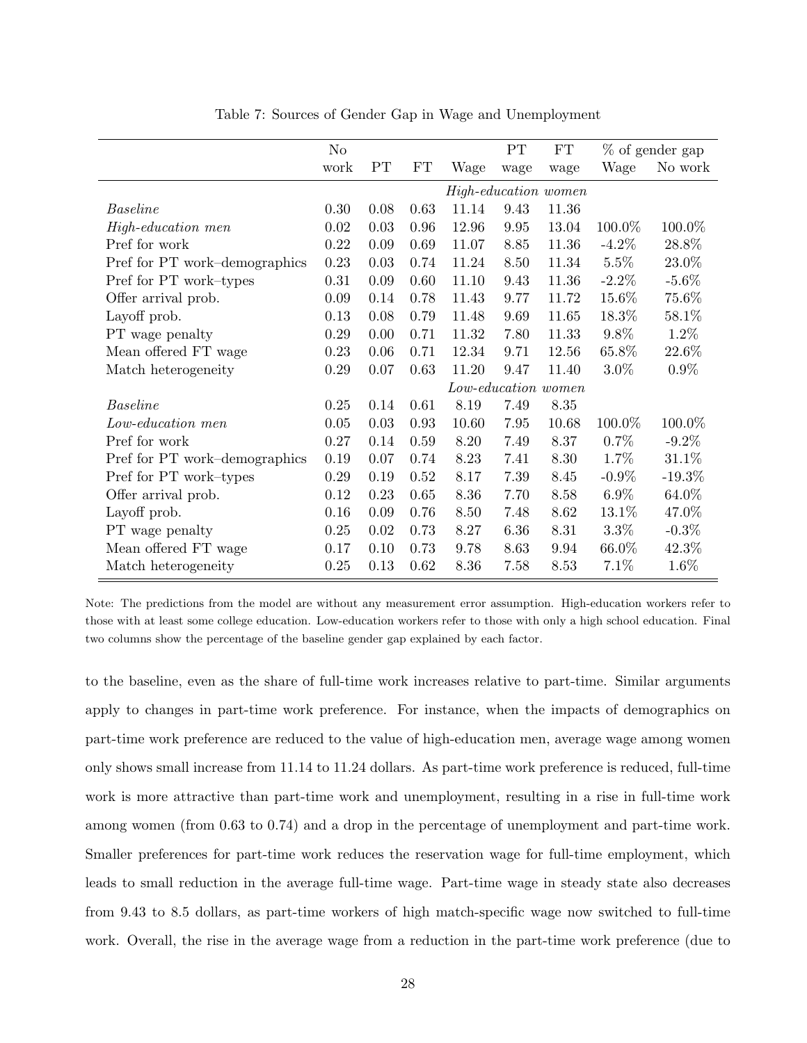Table 7: Sources of Gender Gap in Wage and Unemployment

| | No work | PT | FT | Wage | PT wage | FT wage | % of gender gap Wage | % of gender gap No work |
|---|---|---|---|---|---|---|---|---|
| | | | | *High-education women* | | | | |
| *Baseline* | 0.30 | 0.08 | 0.63 | 11.14 | 9.43 | 11.36 | | |
| *High-education men* | 0.02 | 0.03 | 0.96 | 12.96 | 9.95 | 13.04 | 100.0% | 100.0% |
| Pref for work | 0.22 | 0.09 | 0.69 | 11.07 | 8.85 | 11.36 | -4.2% | 28.8% |
| Pref for PT work–demographics | 0.23 | 0.03 | 0.74 | 11.24 | 8.50 | 11.34 | 5.5% | 23.0% |
| Pref for PT work–types | 0.31 | 0.09 | 0.60 | 11.10 | 9.43 | 11.36 | -2.2% | -5.6% |
| Offer arrival prob. | 0.09 | 0.14 | 0.78 | 11.43 | 9.77 | 11.72 | 15.6% | 75.6% |
| Layoff prob. | 0.13 | 0.08 | 0.79 | 11.48 | 9.69 | 11.65 | 18.3% | 58.1% |
| PT wage penalty | 0.29 | 0.00 | 0.71 | 11.32 | 7.80 | 11.33 | 9.8% | 1.2% |
| Mean offered FT wage | 0.23 | 0.06 | 0.71 | 12.34 | 9.71 | 12.56 | 65.8% | 22.6% |
| Match heterogeneity | 0.29 | 0.07 | 0.63 | 11.20 | 9.47 | 11.40 | 3.0% | 0.9% |
| | | | | *Low-education women* | | | | |
| *Baseline* | 0.25 | 0.14 | 0.61 | 8.19 | 7.49 | 8.35 | | |
| *Low-education men* | 0.05 | 0.03 | 0.93 | 10.60 | 7.95 | 10.68 | 100.0% | 100.0% |
| Pref for work | 0.27 | 0.14 | 0.59 | 8.20 | 7.49 | 8.37 | 0.7% | -9.2% |
| Pref for PT work–demographics | 0.19 | 0.07 | 0.74 | 8.23 | 7.41 | 8.30 | 1.7% | 31.1% |
| Pref for PT work–types | 0.29 | 0.19 | 0.52 | 8.17 | 7.39 | 8.45 | -0.9% | -19.3% |
| Offer arrival prob. | 0.12 | 0.23 | 0.65 | 8.36 | 7.70 | 8.58 | 6.9% | 64.0% |
| Layoff prob. | 0.16 | 0.09 | 0.76 | 8.50 | 7.48 | 8.62 | 13.1% | 47.0% |
| PT wage penalty | 0.25 | 0.02 | 0.73 | 8.27 | 6.36 | 8.31 | 3.3% | -0.3% |
| Mean offered FT wage | 0.17 | 0.10 | 0.73 | 9.78 | 8.63 | 9.94 | 66.0% | 42.3% |
| Match heterogeneity | 0.25 | 0.13 | 0.62 | 8.36 | 7.58 | 8.53 | 7.1% | 1.6% |

Note: The predictions from the model are without any measurement error assumption. High-education workers refer to those with at least some college education. Low-education workers refer to those with only a high school education. Final two columns show the percentage of the baseline gender gap explained by each factor.

to the baseline, even as the share of full-time work increases relative to part-time. Similar arguments apply to changes in part-time work preference. For instance, when the impacts of demographics on part-time work preference are reduced to the value of high-education men, average wage among women only shows small increase from 11.14 to 11.24 dollars. As part-time work preference is reduced, full-time work is more attractive than part-time work and unemployment, resulting in a rise in full-time work among women (from 0.63 to 0.74) and a drop in the percentage of unemployment and part-time work. Smaller preferences for part-time work reduces the reservation wage for full-time employment, which leads to small reduction in the average full-time wage. Part-time wage in steady state also decreases from 9.43 to 8.5 dollars, as part-time workers of high match-specific wage now switched to full-time work. Overall, the rise in the average wage from a reduction in the part-time work preference (due to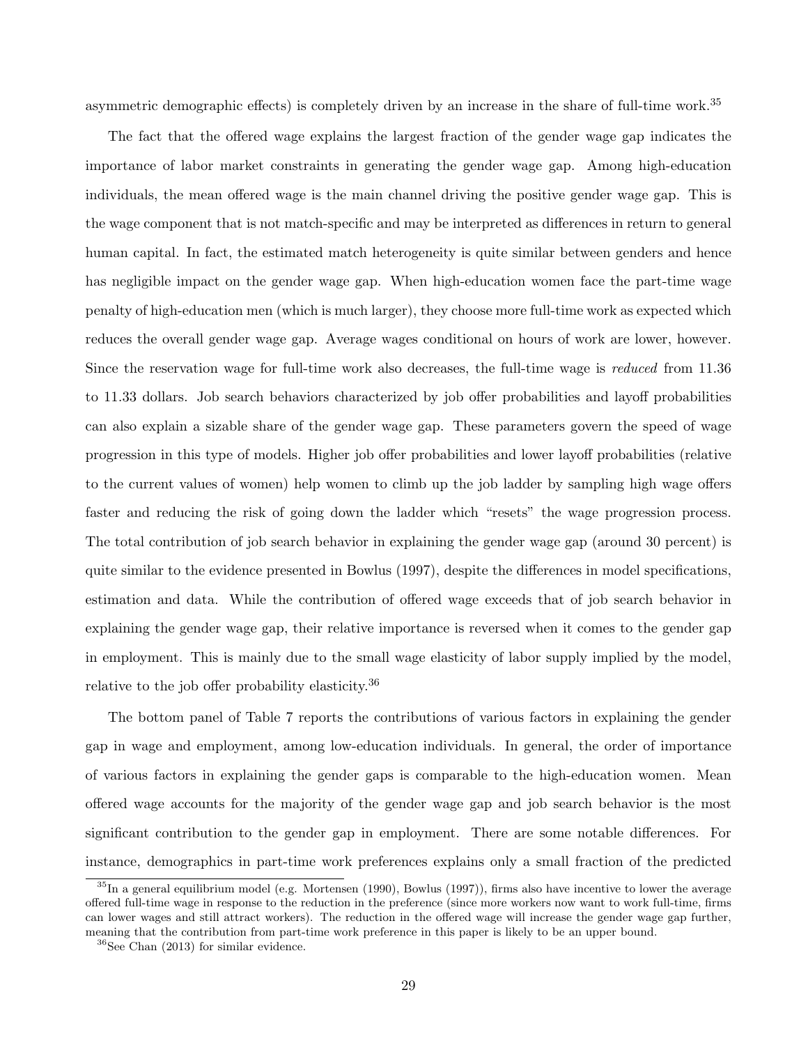asymmetric demographic effects) is completely driven by an increase in the share of full-time work.[35]

The fact that the offered wage explains the largest fraction of the gender wage gap indicates the importance of labor market constraints in generating the gender wage gap. Among high-education individuals, the mean offered wage is the main channel driving the positive gender wage gap. This is the wage component that is not match-specific and may be interpreted as differences in return to general human capital. In fact, the estimated match heterogeneity is quite similar between genders and hence has negligible impact on the gender wage gap. When high-education women face the part-time wage penalty of high-education men (which is much larger), they choose more full-time work as expected which reduces the overall gender wage gap. Average wages conditional on hours of work are lower, however. Since the reservation wage for full-time work also decreases, the full-time wage is *reduced* from 11.36 to 11.33 dollars. Job search behaviors characterized by job offer probabilities and layoff probabilities can also explain a sizable share of the gender wage gap. These parameters govern the speed of wage progression in this type of models. Higher job offer probabilities and lower layoff probabilities (relative to the current values of women) help women to climb up the job ladder by sampling high wage offers faster and reducing the risk of going down the ladder which "resets" the wage progression process. The total contribution of job search behavior in explaining the gender wage gap (around 30 percent) is quite similar to the evidence presented in Bowlus (1997), despite the differences in model specifications, estimation and data. While the contribution of offered wage exceeds that of job search behavior in explaining the gender wage gap, their relative importance is reversed when it comes to the gender gap in employment. This is mainly due to the small wage elasticity of labor supply implied by the model, relative to the job offer probability elasticity.[36]

The bottom panel of Table 7 reports the contributions of various factors in explaining the gender gap in wage and employment, among low-education individuals. In general, the order of importance of various factors in explaining the gender gaps is comparable to the high-education women. Mean offered wage accounts for the majority of the gender wage gap and job search behavior is the most significant contribution to the gender gap in employment. There are some notable differences. For instance, demographics in part-time work preferences explains only a small fraction of the predicted

[35] In a general equilibrium model (e.g. Mortensen (1990), Bowlus (1997)), firms also have incentive to lower the average offered full-time wage in response to the reduction in the preference (since more workers now want to work full-time, firms can lower wages and still attract workers). The reduction in the offered wage will increase the gender wage gap further, meaning that the contribution from part-time work preference in this paper is likely to be an upper bound.

[36] See Chan (2013) for similar evidence.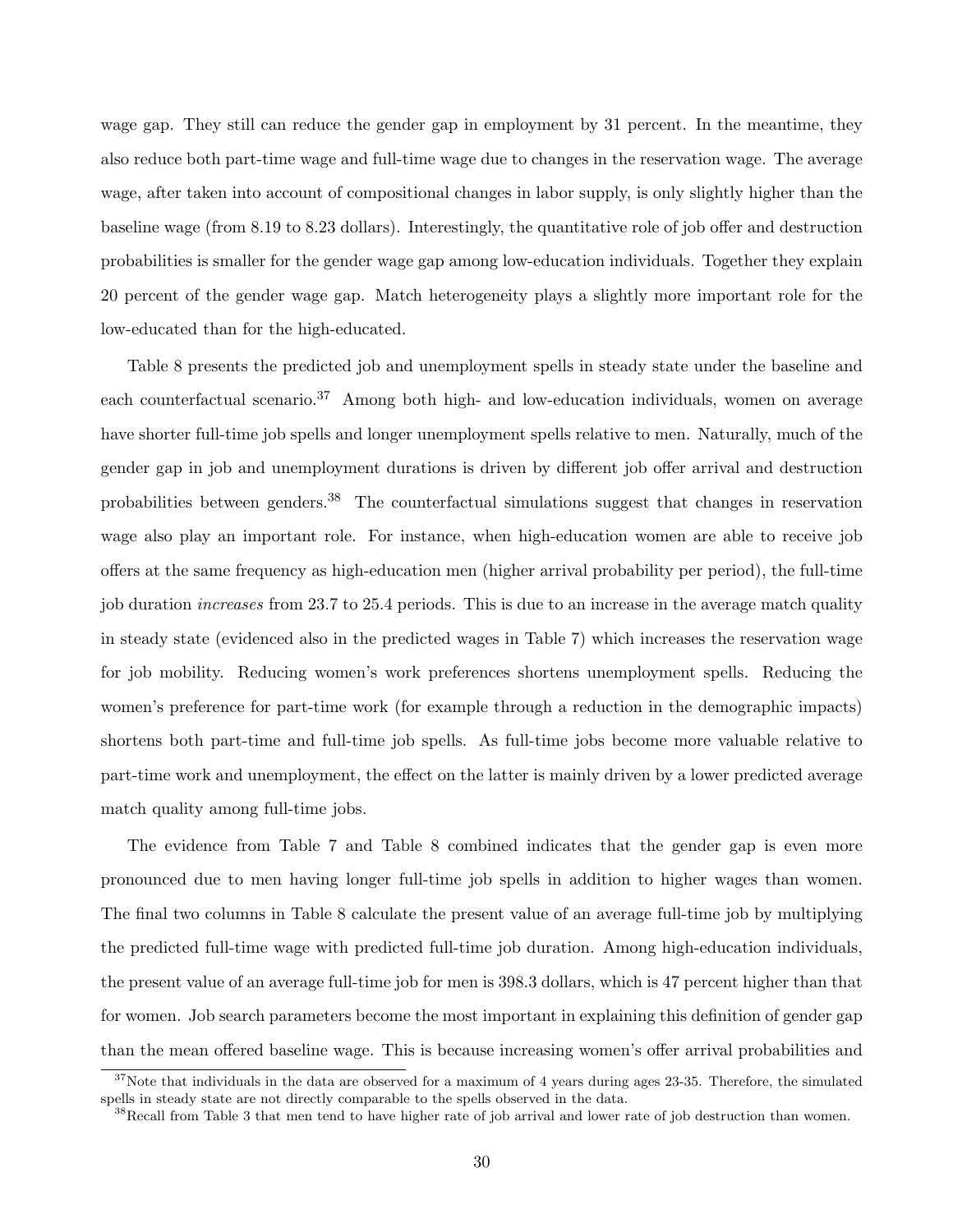wage gap. They still can reduce the gender gap in employment by 31 percent. In the meantime, they also reduce both part-time wage and full-time wage due to changes in the reservation wage. The average wage, after taken into account of compositional changes in labor supply, is only slightly higher than the baseline wage (from 8.19 to 8.23 dollars). Interestingly, the quantitative role of job offer and destruction probabilities is smaller for the gender wage gap among low-education individuals. Together they explain 20 percent of the gender wage gap. Match heterogeneity plays a slightly more important role for the low-educated than for the high-educated.

Table 8 presents the predicted job and unemployment spells in steady state under the baseline and each counterfactual scenario.[37] Among both high- and low-education individuals, women on average have shorter full-time job spells and longer unemployment spells relative to men. Naturally, much of the gender gap in job and unemployment durations is driven by different job offer arrival and destruction probabilities between genders.[38] The counterfactual simulations suggest that changes in reservation wage also play an important role. For instance, when high-education women are able to receive job offers at the same frequency as high-education men (higher arrival probability per period), the full-time job duration *increases* from 23.7 to 25.4 periods. This is due to an increase in the average match quality in steady state (evidenced also in the predicted wages in Table 7) which increases the reservation wage for job mobility. Reducing women's work preferences shortens unemployment spells. Reducing the women's preference for part-time work (for example through a reduction in the demographic impacts) shortens both part-time and full-time job spells. As full-time jobs become more valuable relative to part-time work and unemployment, the effect on the latter is mainly driven by a lower predicted average match quality among full-time jobs.

The evidence from Table 7 and Table 8 combined indicates that the gender gap is even more pronounced due to men having longer full-time job spells in addition to higher wages than women. The final two columns in Table 8 calculate the present value of an average full-time job by multiplying the predicted full-time wage with predicted full-time job duration. Among high-education individuals, the present value of an average full-time job for men is 398.3 dollars, which is 47 percent higher than that for women. Job search parameters become the most important in explaining this definition of gender gap than the mean offered baseline wage. This is because increasing women's offer arrival probabilities and

[37] Note that individuals in the data are observed for a maximum of 4 years during ages 23-35. Therefore, the simulated spells in steady state are not directly comparable to the spells observed in the data.

[38] Recall from Table 3 that men tend to have higher rate of job arrival and lower rate of job destruction than women.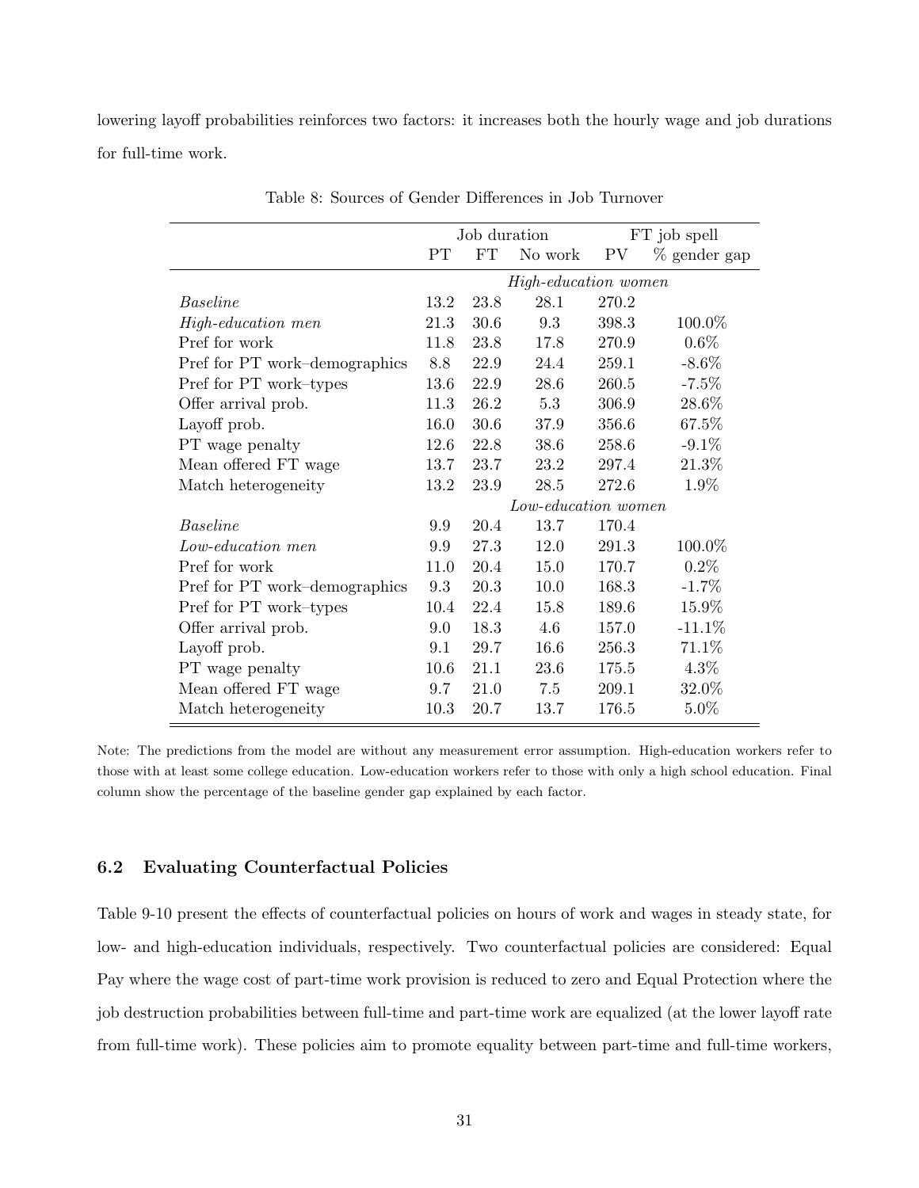lowering layoff probabilities reinforces two factors: it increases both the hourly wage and job durations for full-time work.

Table 8: Sources of Gender Differences in Job Turnover

| | Job duration | | | FT job spell | |
|---|---|---|---|---|---|
| | PT | FT | No work | PV | % gender gap |
| | *High-education women* | | | | |
| *Baseline* | 13.2 | 23.8 | 28.1 | 270.2 | |
| *High-education men* | 21.3 | 30.6 | 9.3 | 398.3 | 100.0% |
| Pref for work | 11.8 | 23.8 | 17.8 | 270.9 | 0.6% |
| Pref for PT work–demographics | 8.8 | 22.9 | 24.4 | 259.1 | -8.6% |
| Pref for PT work–types | 13.6 | 22.9 | 28.6 | 260.5 | -7.5% |
| Offer arrival prob. | 11.3 | 26.2 | 5.3 | 306.9 | 28.6% |
| Layoff prob. | 16.0 | 30.6 | 37.9 | 356.6 | 67.5% |
| PT wage penalty | 12.6 | 22.8 | 38.6 | 258.6 | -9.1% |
| Mean offered FT wage | 13.7 | 23.7 | 23.2 | 297.4 | 21.3% |
| Match heterogeneity | 13.2 | 23.9 | 28.5 | 272.6 | 1.9% |
| | *Low-education women* | | | | |
| *Baseline* | 9.9 | 20.4 | 13.7 | 170.4 | |
| *Low-education men* | 9.9 | 27.3 | 12.0 | 291.3 | 100.0% |
| Pref for work | 11.0 | 20.4 | 15.0 | 170.7 | 0.2% |
| Pref for PT work–demographics | 9.3 | 20.3 | 10.0 | 168.3 | -1.7% |
| Pref for PT work–types | 10.4 | 22.4 | 15.8 | 189.6 | 15.9% |
| Offer arrival prob. | 9.0 | 18.3 | 4.6 | 157.0 | -11.1% |
| Layoff prob. | 9.1 | 29.7 | 16.6 | 256.3 | 71.1% |
| PT wage penalty | 10.6 | 21.1 | 23.6 | 175.5 | 4.3% |
| Mean offered FT wage | 9.7 | 21.0 | 7.5 | 209.1 | 32.0% |
| Match heterogeneity | 10.3 | 20.7 | 13.7 | 176.5 | 5.0% |

Note: The predictions from the model are without any measurement error assumption. High-education workers refer to those with at least some college education. Low-education workers refer to those with only a high school education. Final column show the percentage of the baseline gender gap explained by each factor.

### 6.2 Evaluating Counterfactual Policies

Table 9-10 present the effects of counterfactual policies on hours of work and wages in steady state, for low- and high-education individuals, respectively. Two counterfactual policies are considered: Equal Pay where the wage cost of part-time work provision is reduced to zero and Equal Protection where the job destruction probabilities between full-time and part-time work are equalized (at the lower layoff rate from full-time work). These policies aim to promote equality between part-time and full-time workers,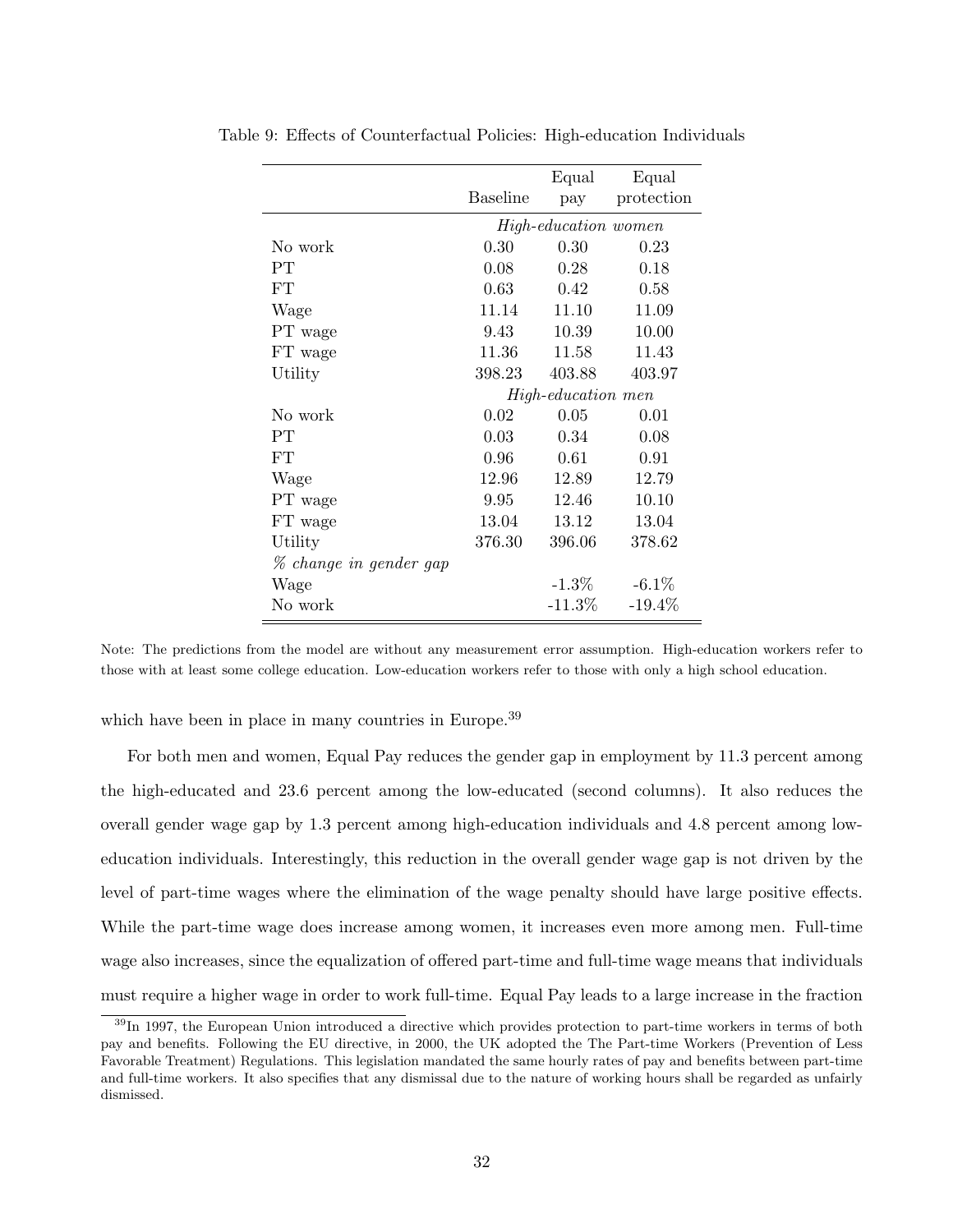Table 9: Effects of Counterfactual Policies: High-education Individuals

| | Baseline | Equal pay | Equal protection |
|---|---|---|---|
| | *High-education women* | | |
| No work | 0.30 | 0.30 | 0.23 |
| PT | 0.08 | 0.28 | 0.18 |
| FT | 0.63 | 0.42 | 0.58 |
| Wage | 11.14 | 11.10 | 11.09 |
| PT wage | 9.43 | 10.39 | 10.00 |
| FT wage | 11.36 | 11.58 | 11.43 |
| Utility | 398.23 | 403.88 | 403.97 |
| | *High-education men* | | |
| No work | 0.02 | 0.05 | 0.01 |
| PT | 0.03 | 0.34 | 0.08 |
| FT | 0.96 | 0.61 | 0.91 |
| Wage | 12.96 | 12.89 | 12.79 |
| PT wage | 9.95 | 12.46 | 10.10 |
| FT wage | 13.04 | 13.12 | 13.04 |
| Utility | 376.30 | 396.06 | 378.62 |
| *% change in gender gap* | | | |
| Wage | | -1.3% | -6.1% |
| No work | | -11.3% | -19.4% |

Note: The predictions from the model are without any measurement error assumption. High-education workers refer to those with at least some college education. Low-education workers refer to those with only a high school education.

which have been in place in many countries in Europe.[39]

For both men and women, Equal Pay reduces the gender gap in employment by 11.3 percent among the high-educated and 23.6 percent among the low-educated (second columns). It also reduces the overall gender wage gap by 1.3 percent among high-education individuals and 4.8 percent among low-education individuals. Interestingly, this reduction in the overall gender wage gap is not driven by the level of part-time wages where the elimination of the wage penalty should have large positive effects. While the part-time wage does increase among women, it increases even more among men. Full-time wage also increases, since the equalization of offered part-time and full-time wage means that individuals must require a higher wage in order to work full-time. Equal Pay leads to a large increase in the fraction

[39] In 1997, the European Union introduced a directive which provides protection to part-time workers in terms of both pay and benefits. Following the EU directive, in 2000, the UK adopted the The Part-time Workers (Prevention of Less Favorable Treatment) Regulations. This legislation mandated the same hourly rates of pay and benefits between part-time and full-time workers. It also specifies that any dismissal due to the nature of working hours shall be regarded as unfairly dismissed.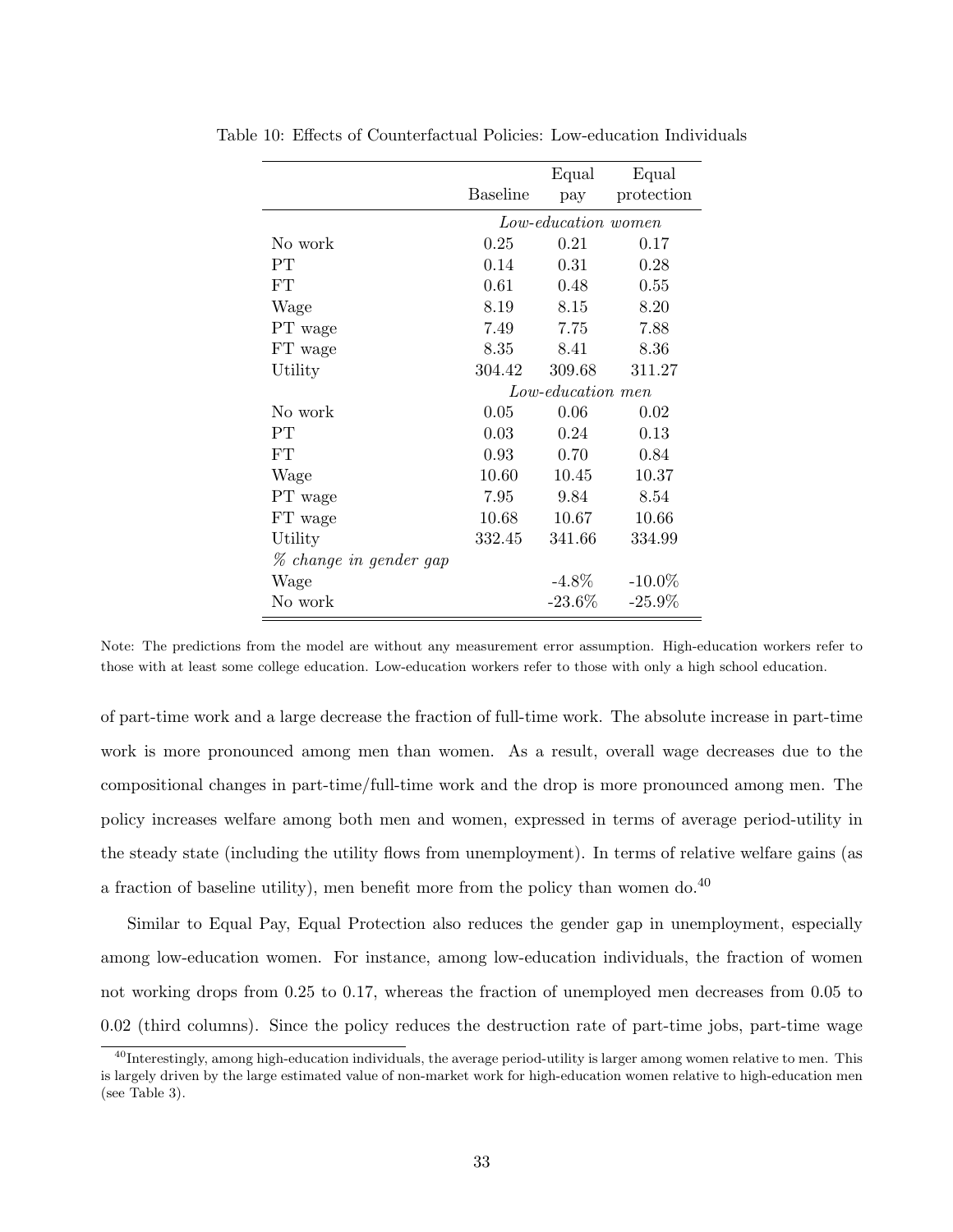Table 10: Effects of Counterfactual Policies: Low-education Individuals

| | Baseline | Equal pay | Equal protection |
|---|---|---|---|
| | *Low-education women* | | |
| No work | 0.25 | 0.21 | 0.17 |
| PT | 0.14 | 0.31 | 0.28 |
| FT | 0.61 | 0.48 | 0.55 |
| Wage | 8.19 | 8.15 | 8.20 |
| PT wage | 7.49 | 7.75 | 7.88 |
| FT wage | 8.35 | 8.41 | 8.36 |
| Utility | 304.42 | 309.68 | 311.27 |
| | *Low-education men* | | |
| No work | 0.05 | 0.06 | 0.02 |
| PT | 0.03 | 0.24 | 0.13 |
| FT | 0.93 | 0.70 | 0.84 |
| Wage | 10.60 | 10.45 | 10.37 |
| PT wage | 7.95 | 9.84 | 8.54 |
| FT wage | 10.68 | 10.67 | 10.66 |
| Utility | 332.45 | 341.66 | 334.99 |
| *% change in gender gap* | | | |
| Wage | | -4.8% | -10.0% |
| No work | | -23.6% | -25.9% |

Note: The predictions from the model are without any measurement error assumption. High-education workers refer to those with at least some college education. Low-education workers refer to those with only a high school education.

of part-time work and a large decrease the fraction of full-time work. The absolute increase in part-time work is more pronounced among men than women. As a result, overall wage decreases due to the compositional changes in part-time/full-time work and the drop is more pronounced among men. The policy increases welfare among both men and women, expressed in terms of average period-utility in the steady state (including the utility flows from unemployment). In terms of relative welfare gains (as a fraction of baseline utility), men benefit more from the policy than women do.[40]

Similar to Equal Pay, Equal Protection also reduces the gender gap in unemployment, especially among low-education women. For instance, among low-education individuals, the fraction of women not working drops from 0.25 to 0.17, whereas the fraction of unemployed men decreases from 0.05 to 0.02 (third columns). Since the policy reduces the destruction rate of part-time jobs, part-time wage

[40] Interestingly, among high-education individuals, the average period-utility is larger among women relative to men. This is largely driven by the large estimated value of non-market work for high-education women relative to high-education men (see Table 3).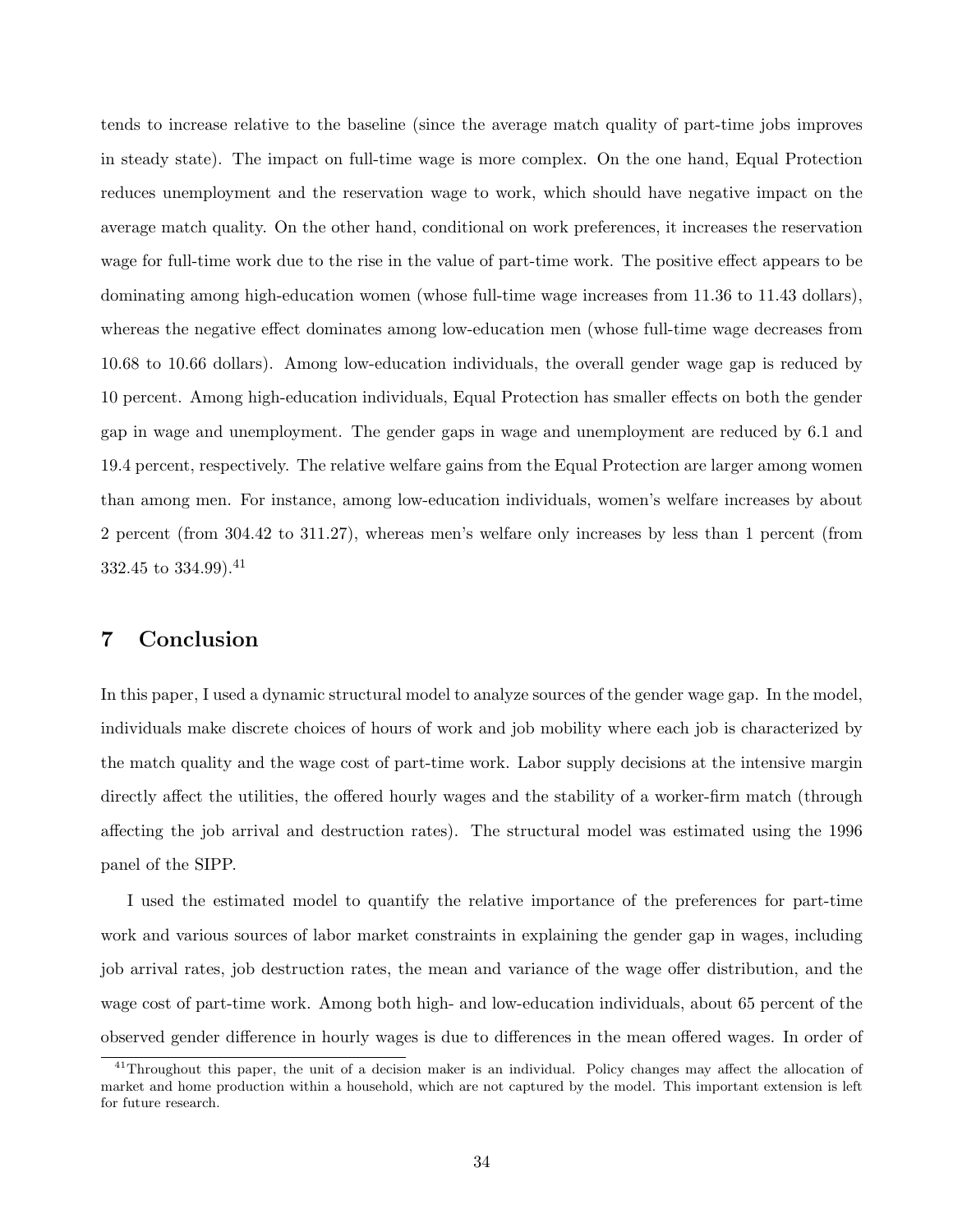tends to increase relative to the baseline (since the average match quality of part-time jobs improves in steady state). The impact on full-time wage is more complex. On the one hand, Equal Protection reduces unemployment and the reservation wage to work, which should have negative impact on the average match quality. On the other hand, conditional on work preferences, it increases the reservation wage for full-time work due to the rise in the value of part-time work. The positive effect appears to be dominating among high-education women (whose full-time wage increases from 11.36 to 11.43 dollars), whereas the negative effect dominates among low-education men (whose full-time wage decreases from 10.68 to 10.66 dollars). Among low-education individuals, the overall gender wage gap is reduced by 10 percent. Among high-education individuals, Equal Protection has smaller effects on both the gender gap in wage and unemployment. The gender gaps in wage and unemployment are reduced by 6.1 and 19.4 percent, respectively. The relative welfare gains from the Equal Protection are larger among women than among men. For instance, among low-education individuals, women's welfare increases by about 2 percent (from 304.42 to 311.27), whereas men's welfare only increases by less than 1 percent (from 332.45 to 334.99).[41]

## 7 Conclusion

In this paper, I used a dynamic structural model to analyze sources of the gender wage gap. In the model, individuals make discrete choices of hours of work and job mobility where each job is characterized by the match quality and the wage cost of part-time work. Labor supply decisions at the intensive margin directly affect the utilities, the offered hourly wages and the stability of a worker-firm match (through affecting the job arrival and destruction rates). The structural model was estimated using the 1996 panel of the SIPP.

I used the estimated model to quantify the relative importance of the preferences for part-time work and various sources of labor market constraints in explaining the gender gap in wages, including job arrival rates, job destruction rates, the mean and variance of the wage offer distribution, and the wage cost of part-time work. Among both high- and low-education individuals, about 65 percent of the observed gender difference in hourly wages is due to differences in the mean offered wages. In order of

[41] Throughout this paper, the unit of a decision maker is an individual. Policy changes may affect the allocation of market and home production within a household, which are not captured by the model. This important extension is left for future research.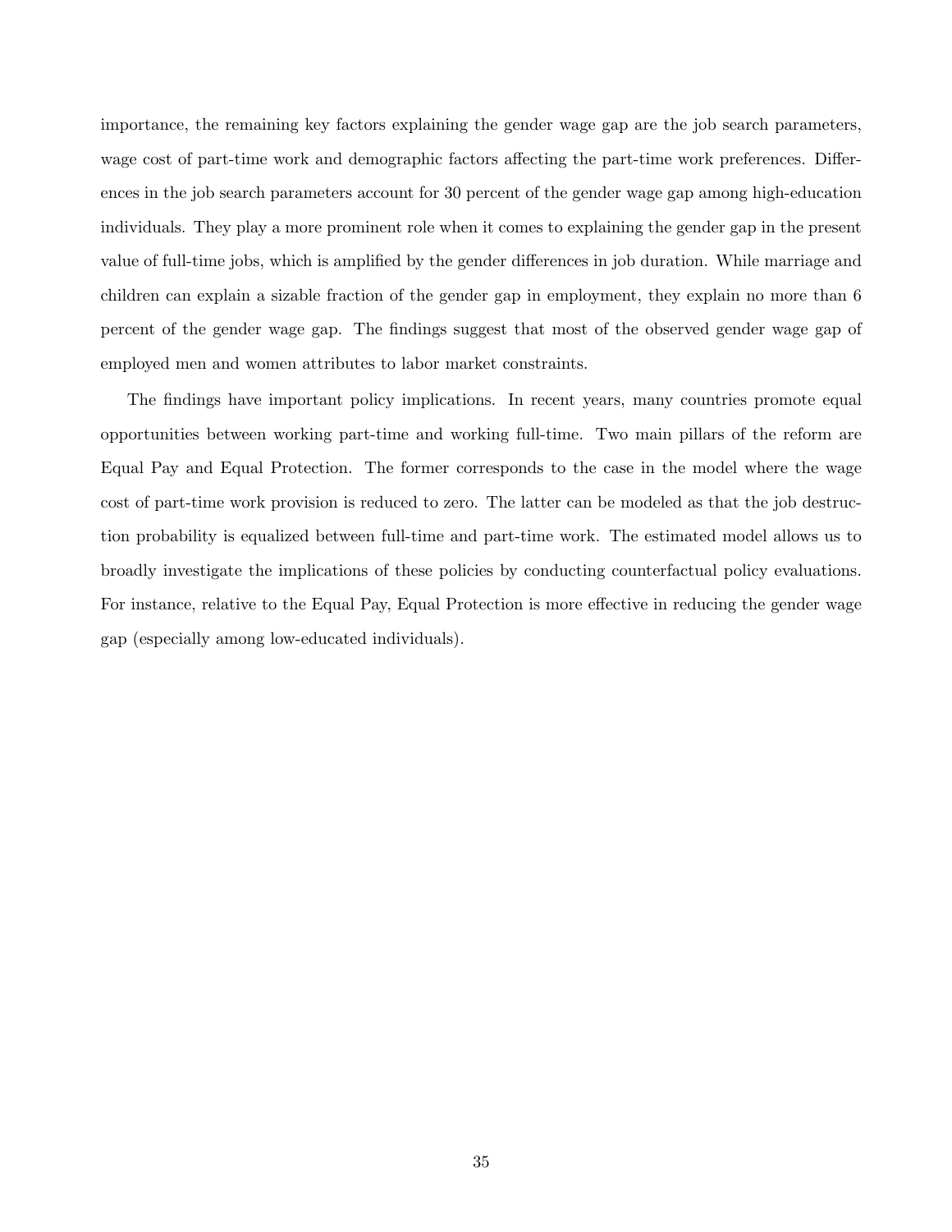importance, the remaining key factors explaining the gender wage gap are the job search parameters, wage cost of part-time work and demographic factors affecting the part-time work preferences. Differences in the job search parameters account for 30 percent of the gender wage gap among high-education individuals. They play a more prominent role when it comes to explaining the gender gap in the present value of full-time jobs, which is amplified by the gender differences in job duration. While marriage and children can explain a sizable fraction of the gender gap in employment, they explain no more than 6 percent of the gender wage gap. The findings suggest that most of the observed gender wage gap of employed men and women attributes to labor market constraints.

The findings have important policy implications. In recent years, many countries promote equal opportunities between working part-time and working full-time. Two main pillars of the reform are Equal Pay and Equal Protection. The former corresponds to the case in the model where the wage cost of part-time work provision is reduced to zero. The latter can be modeled as that the job destruction probability is equalized between full-time and part-time work. The estimated model allows us to broadly investigate the implications of these policies by conducting counterfactual policy evaluations. For instance, relative to the Equal Pay, Equal Protection is more effective in reducing the gender wage gap (especially among low-educated individuals).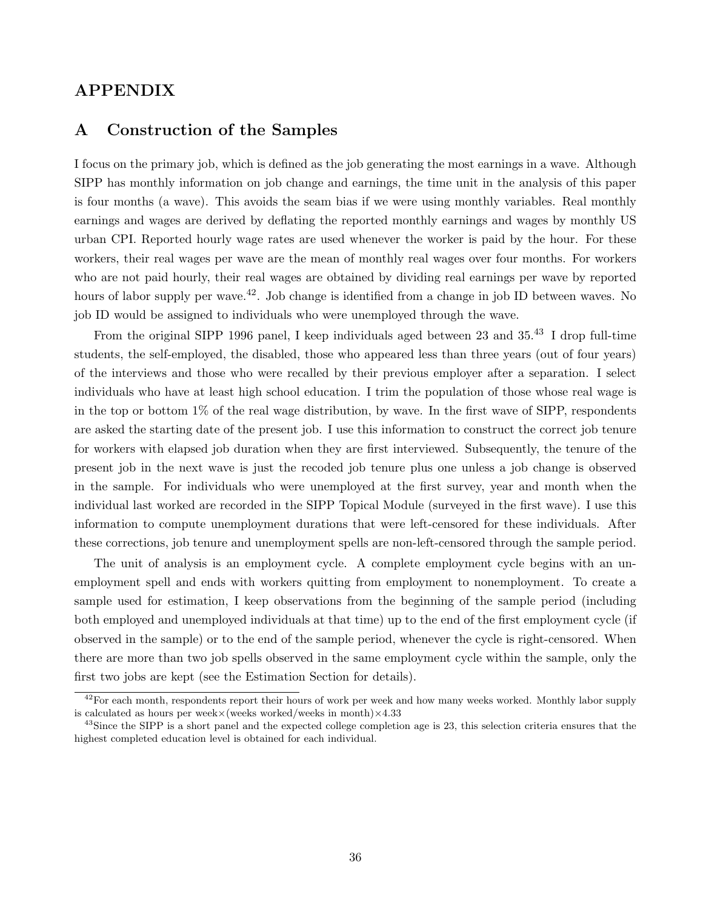# APPENDIX

## A Construction of the Samples

I focus on the primary job, which is defined as the job generating the most earnings in a wave. Although SIPP has monthly information on job change and earnings, the time unit in the analysis of this paper is four months (a wave). This avoids the seam bias if we were using monthly variables. Real monthly earnings and wages are derived by deflating the reported monthly earnings and wages by monthly US urban CPI. Reported hourly wage rates are used whenever the worker is paid by the hour. For these workers, their real wages per wave are the mean of monthly real wages over four months. For workers who are not paid hourly, their real wages are obtained by dividing real earnings per wave by reported hours of labor supply per wave.[42]. Job change is identified from a change in job ID between waves. No job ID would be assigned to individuals who were unemployed through the wave.

From the original SIPP 1996 panel, I keep individuals aged between 23 and 35.[43] I drop full-time students, the self-employed, the disabled, those who appeared less than three years (out of four years) of the interviews and those who were recalled by their previous employer after a separation. I select individuals who have at least high school education. I trim the population of those whose real wage is in the top or bottom 1% of the real wage distribution, by wave. In the first wave of SIPP, respondents are asked the starting date of the present job. I use this information to construct the correct job tenure for workers with elapsed job duration when they are first interviewed. Subsequently, the tenure of the present job in the next wave is just the recoded job tenure plus one unless a job change is observed in the sample. For individuals who were unemployed at the first survey, year and month when the individual last worked are recorded in the SIPP Topical Module (surveyed in the first wave). I use this information to compute unemployment durations that were left-censored for these individuals. After these corrections, job tenure and unemployment spells are non-left-censored through the sample period.

The unit of analysis is an employment cycle. A complete employment cycle begins with an unemployment spell and ends with workers quitting from employment to nonemployment. To create a sample used for estimation, I keep observations from the beginning of the sample period (including both employed and unemployed individuals at that time) up to the end of the first employment cycle (if observed in the sample) or to the end of the sample period, whenever the cycle is right-censored. When there are more than two job spells observed in the same employment cycle within the sample, only the first two jobs are kept (see the Estimation Section for details).

[42] For each month, respondents report their hours of work per week and how many weeks worked. Monthly labor supply is calculated as hours per week$\times$(weeks worked/weeks in month)$\times$4.33

[43] Since the SIPP is a short panel and the expected college completion age is 23, this selection criteria ensures that the highest completed education level is obtained for each individual.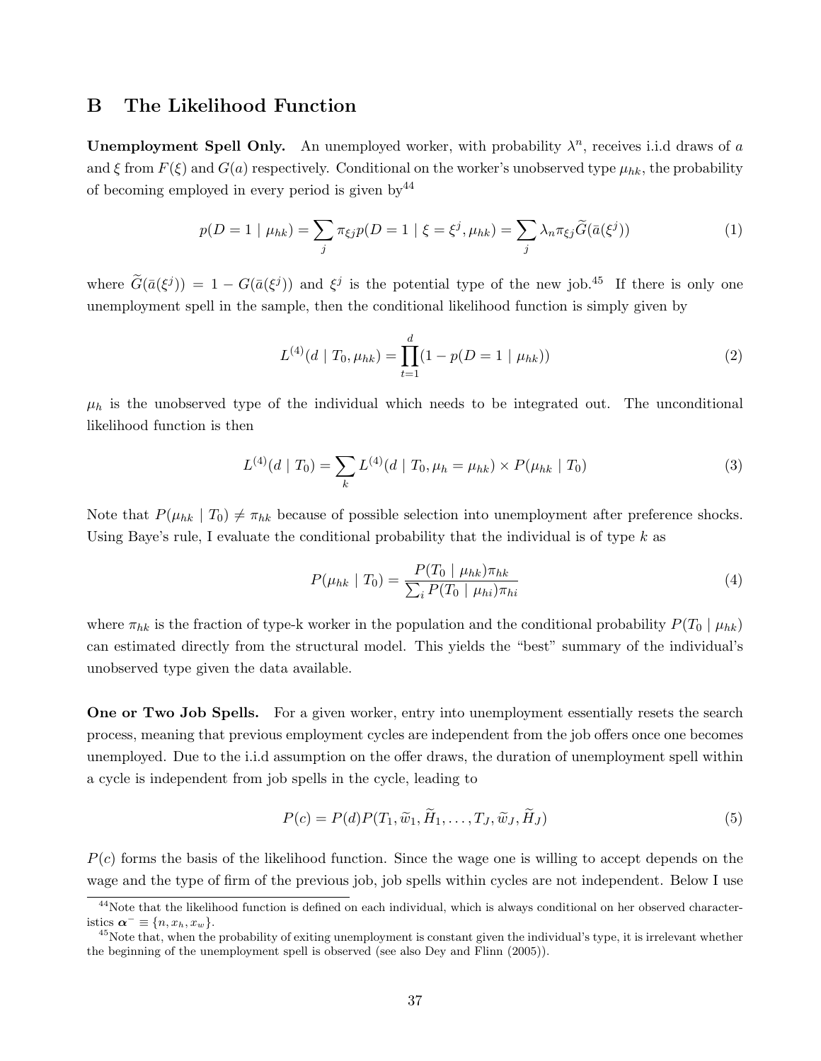## B The Likelihood Function

**Unemployment Spell Only.** An unemployed worker, with probability $\lambda^n$, receives i.i.d draws of $a$ and $\xi$ from $F(\xi)$ and $G(a)$ respectively. Conditional on the worker's unobserved type $\mu_{hk}$, the probability of becoming employed in every period is given by[44]

$$p(D = 1 \mid \mu_{hk}) = \sum_j \pi_{\xi j} p(D = 1 \mid \xi = \xi^j, \mu_{hk}) = \sum_j \lambda_n \pi_{\xi j} \widetilde{G}(\bar{a}(\xi^j)) \tag{1}$$

where $\widetilde{G}(\bar{a}(\xi^j)) = 1 - G(\bar{a}(\xi^j))$ and $\xi^j$ is the potential type of the new job.[45] If there is only one unemployment spell in the sample, then the conditional likelihood function is simply given by

$$L^{(4)}(d \mid T_0, \mu_{hk}) = \prod_{t=1}^{d} (1 - p(D = 1 \mid \mu_{hk})) \tag{2}$$

$\mu_h$ is the unobserved type of the individual which needs to be integrated out. The unconditional likelihood function is then

$$L^{(4)}(d \mid T_0) = \sum_k L^{(4)}(d \mid T_0, \mu_h = \mu_{hk}) \times P(\mu_{hk} \mid T_0) \tag{3}$$

Note that $P(\mu_{hk} \mid T_0) \neq \pi_{hk}$ because of possible selection into unemployment after preference shocks. Using Baye's rule, I evaluate the conditional probability that the individual is of type $k$ as

$$P(\mu_{hk} \mid T_0) = \frac{P(T_0 \mid \mu_{hk})\pi_{hk}}{\sum_i P(T_0 \mid \mu_{hi})\pi_{hi}} \tag{4}$$

where $\pi_{hk}$ is the fraction of type-k worker in the population and the conditional probability $P(T_0 \mid \mu_{hk})$ can estimated directly from the structural model. This yields the "best" summary of the individual's unobserved type given the data available.

**One or Two Job Spells.** For a given worker, entry into unemployment essentially resets the search process, meaning that previous employment cycles are independent from the job offers once one becomes unemployed. Due to the i.i.d assumption on the offer draws, the duration of unemployment spell within a cycle is independent from job spells in the cycle, leading to

$$P(c) = P(d)P(T_1, \widetilde{w}_1, \widetilde{H}_1, \ldots, T_J, \widetilde{w}_J, \widetilde{H}_J) \tag{5}$$

$P(c)$ forms the basis of the likelihood function. Since the wage one is willing to accept depends on the wage and the type of firm of the previous job, job spells within cycles are not independent. Below I use

[44] Note that the likelihood function is defined on each individual, which is always conditional on her observed characteristics $\boldsymbol{\alpha}^- \equiv \{n, x_h, x_w\}$.

[45] Note that, when the probability of exiting unemployment is constant given the individual's type, it is irrelevant whether the beginning of the unemployment spell is observed (see also Dey and Flinn (2005)).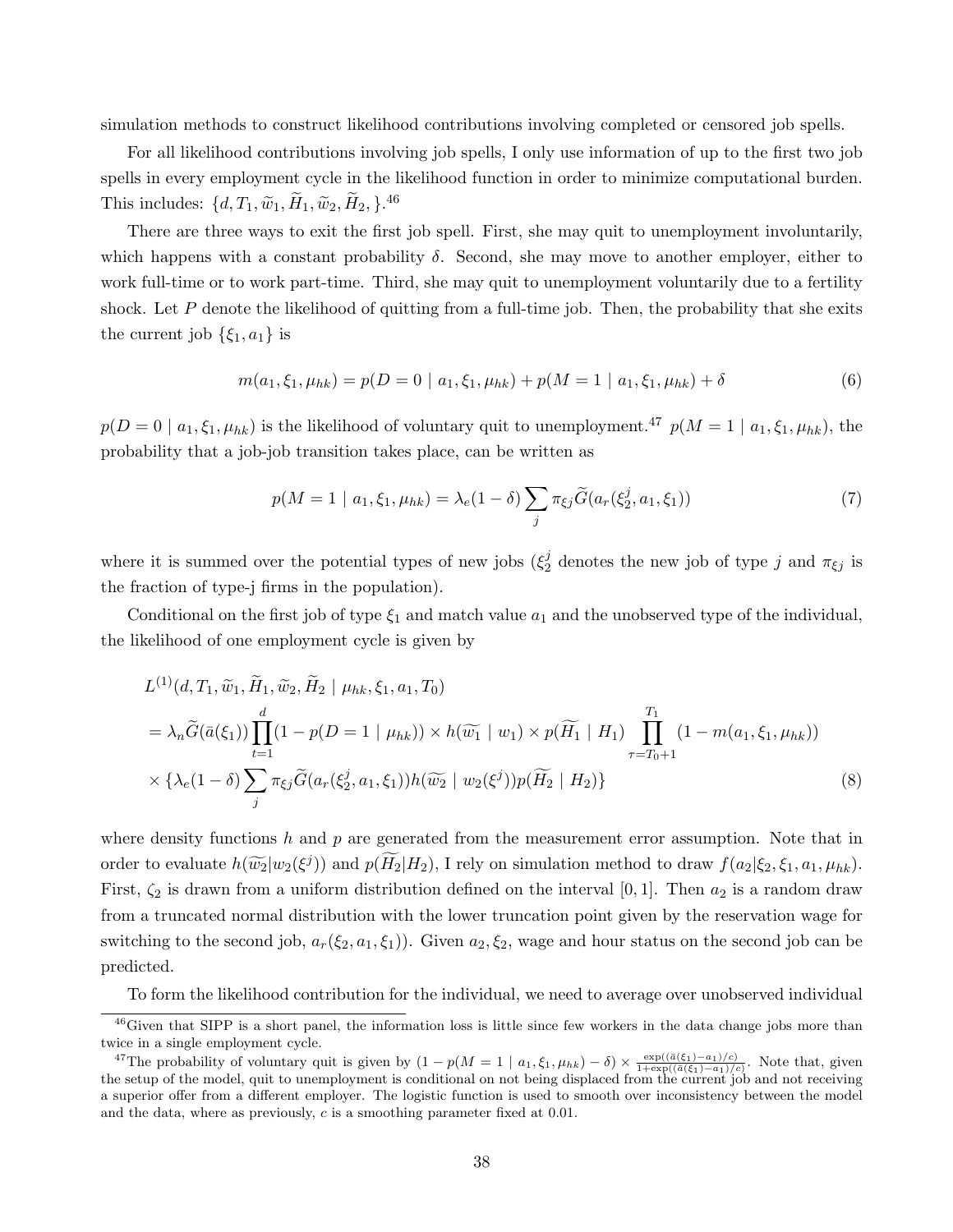simulation methods to construct likelihood contributions involving completed or censored job spells.

For all likelihood contributions involving job spells, I only use information of up to the first two job spells in every employment cycle in the likelihood function in order to minimize computational burden. This includes: $\{d, T_1, \widetilde{w}_1, \widetilde{H}_1, \widetilde{w}_2, \widetilde{H}_2, \}$.[46]

There are three ways to exit the first job spell. First, she may quit to unemployment involuntarily, which happens with a constant probability $\delta$. Second, she may move to another employer, either to work full-time or to work part-time. Third, she may quit to unemployment voluntarily due to a fertility shock. Let $P$ denote the likelihood of quitting from a full-time job. Then, the probability that she exits the current job $\{\xi_1, a_1\}$ is

$$m(a_1, \xi_1, \mu_{hk}) = p(D = 0 \mid a_1, \xi_1, \mu_{hk}) + p(M = 1 \mid a_1, \xi_1, \mu_{hk}) + \delta \tag{6}$$

$p(D = 0 \mid a_1, \xi_1, \mu_{hk})$ is the likelihood of voluntary quit to unemployment.[47] $p(M = 1 \mid a_1, \xi_1, \mu_{hk})$, the probability that a job-job transition takes place, can be written as

$$p(M = 1 \mid a_1, \xi_1, \mu_{hk}) = \lambda_e(1 - \delta) \sum_j \pi_{\xi j} \widetilde{G}(a_r(\xi_2^j, a_1, \xi_1)) \tag{7}$$

where it is summed over the potential types of new jobs ($\xi_2^j$ denotes the new job of type $j$ and $\pi_{\xi j}$ is the fraction of type-j firms in the population).

Conditional on the first job of type $\xi_1$ and match value $a_1$ and the unobserved type of the individual, the likelihood of one employment cycle is given by

$$\begin{aligned}
&L^{(1)}(d, T_1, \widetilde{w}_1, \widetilde{H}_1, \widetilde{w}_2, \widetilde{H}_2 \mid \mu_{hk}, \xi_1, a_1, T_0) \\
&= \lambda_n \widetilde{G}(\bar{a}(\xi_1)) \prod_{t=1}^{d} (1 - p(D = 1 \mid \mu_{hk})) \times h(\widetilde{w_1} \mid w_1) \times p(\widetilde{H_1} \mid H_1) \prod_{\tau = T_0 + 1}^{T_1} (1 - m(a_1, \xi_1, \mu_{hk})) \\
&\times \{\lambda_e(1 - \delta) \sum_j \pi_{\xi j} \widetilde{G}(a_r(\xi_2^j, a_1, \xi_1)) h(\widetilde{w_2} \mid w_2(\xi^j)) p(\widetilde{H_2} \mid H_2)\}
\end{aligned} \tag{8}$$

where density functions $h$ and $p$ are generated from the measurement error assumption. Note that in order to evaluate $h(\widetilde{w_2}|w_2(\xi^j))$ and $p(\widetilde{H_2}|H_2)$, I rely on simulation method to draw $f(a_2|\xi_2, \xi_1, a_1, \mu_{hk})$. First, $\zeta_2$ is drawn from a uniform distribution defined on the interval $[0, 1]$. Then $a_2$ is a random draw from a truncated normal distribution with the lower truncation point given by the reservation wage for switching to the second job, $a_r(\xi_2, a_1, \xi_1)$). Given $a_2, \xi_2$, wage and hour status on the second job can be predicted.

To form the likelihood contribution for the individual, we need to average over unobserved individual

[46] Given that SIPP is a short panel, the information loss is little since few workers in the data change jobs more than twice in a single employment cycle.

[47] The probability of voluntary quit is given by $(1 - p(M = 1 \mid a_1, \xi_1, \mu_{hk}) - \delta) \times \frac{\exp((\bar{a}(\xi_1) - a_1)/c)}{1 + \exp((\bar{a}(\xi_1) - a_1)/c)}$. Note that, given the setup of the model, quit to unemployment is conditional on not being displaced from the current job and not receiving a superior offer from a different employer. The logistic function is used to smooth over inconsistency between the model and the data, where as previously, $c$ is a smoothing parameter fixed at 0.01.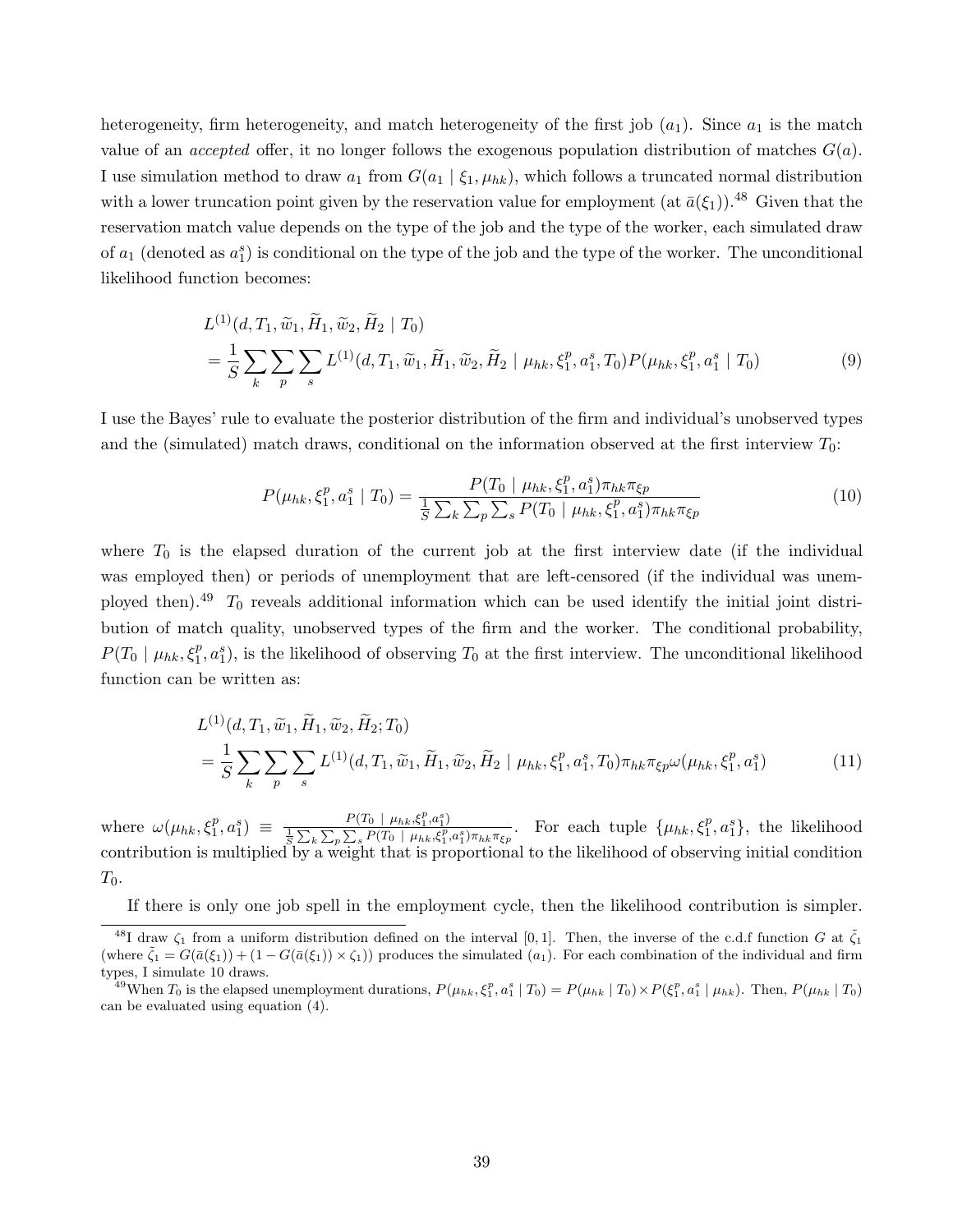heterogeneity, firm heterogeneity, and match heterogeneity of the first job ($a_1$). Since $a_1$ is the match value of an *accepted* offer, it no longer follows the exogenous population distribution of matches $G(a)$. I use simulation method to draw $a_1$ from $G(a_1 \mid \xi_1, \mu_{hk})$, which follows a truncated normal distribution with a lower truncation point given by the reservation value for employment (at $\bar{a}(\xi_1)$).[48] Given that the reservation match value depends on the type of the job and the type of the worker, each simulated draw of $a_1$ (denoted as $a_1^s$) is conditional on the type of the job and the type of the worker. The unconditional likelihood function becomes:

$$
\begin{aligned}
&L^{(1)}(d, T_1, \widetilde{w}_1, \widetilde{H}_1, \widetilde{w}_2, \widetilde{H}_2 \mid T_0) \\
&= \frac{1}{S} \sum_k \sum_p \sum_s L^{(1)}(d, T_1, \widetilde{w}_1, \widetilde{H}_1, \widetilde{w}_2, \widetilde{H}_2 \mid \mu_{hk}, \xi_1^p, a_1^s, T_0) P(\mu_{hk}, \xi_1^p, a_1^s \mid T_0)
\end{aligned} \tag{9}
$$

I use the Bayes' rule to evaluate the posterior distribution of the firm and individual's unobserved types and the (simulated) match draws, conditional on the information observed at the first interview $T_0$:

$$
P(\mu_{hk}, \xi_1^p, a_1^s \mid T_0) = \frac{P(T_0 \mid \mu_{hk}, \xi_1^p, a_1^s)\pi_{hk}\pi_{\xi p}}{\frac{1}{S}\sum_k \sum_p \sum_s P(T_0 \mid \mu_{hk}, \xi_1^p, a_1^s)\pi_{hk}\pi_{\xi p}} \tag{10}
$$

where $T_0$ is the elapsed duration of the current job at the first interview date (if the individual was employed then) or periods of unemployment that are left-censored (if the individual was unemployed then).[49] $T_0$ reveals additional information which can be used identify the initial joint distribution of match quality, unobserved types of the firm and the worker. The conditional probability, $P(T_0 \mid \mu_{hk}, \xi_1^p, a_1^s)$, is the likelihood of observing $T_0$ at the first interview. The unconditional likelihood function can be written as:

$$
\begin{aligned}
&L^{(1)}(d, T_1, \widetilde{w}_1, \widetilde{H}_1, \widetilde{w}_2, \widetilde{H}_2; T_0) \\
&= \frac{1}{S} \sum_k \sum_p \sum_s L^{(1)}(d, T_1, \widetilde{w}_1, \widetilde{H}_1, \widetilde{w}_2, \widetilde{H}_2 \mid \mu_{hk}, \xi_1^p, a_1^s, T_0) \pi_{hk}\pi_{\xi p}\omega(\mu_{hk}, \xi_1^p, a_1^s)
\end{aligned} \tag{11}
$$

where $\omega(\mu_{hk}, \xi_1^p, a_1^s) \equiv \frac{P(T_0 \mid \mu_{hk}, \xi_1^p, a_1^s)}{\frac{1}{S}\sum_k \sum_p \sum_s P(T_0 \mid \mu_{hk}, \xi_1^p, a_1^s)\pi_{hk}\pi_{\xi p}}$. For each tuple $\{\mu_{hk}, \xi_1^p, a_1^s\}$, the likelihood contribution is multiplied by a weight that is proportional to the likelihood of observing initial condition $T_0$.

If there is only one job spell in the employment cycle, then the likelihood contribution is simpler.

[48] I draw $\zeta_1$ from a uniform distribution defined on the interval $[0, 1]$. Then, the inverse of the c.d.f function $G$ at $\tilde{\zeta}_1$ (where $\tilde{\zeta}_1 = G(\bar{a}(\xi_1)) + (1 - G(\bar{a}(\xi_1)) \times \zeta_1)$) produces the simulated ($a_1$). For each combination of the individual and firm types, I simulate 10 draws.

[49] When $T_0$ is the elapsed unemployment durations, $P(\mu_{hk}, \xi_1^p, a_1^s \mid T_0) = P(\mu_{hk} \mid T_0) \times P(\xi_1^p, a_1^s \mid \mu_{hk})$. Then, $P(\mu_{hk} \mid T_0)$ can be evaluated using equation (4).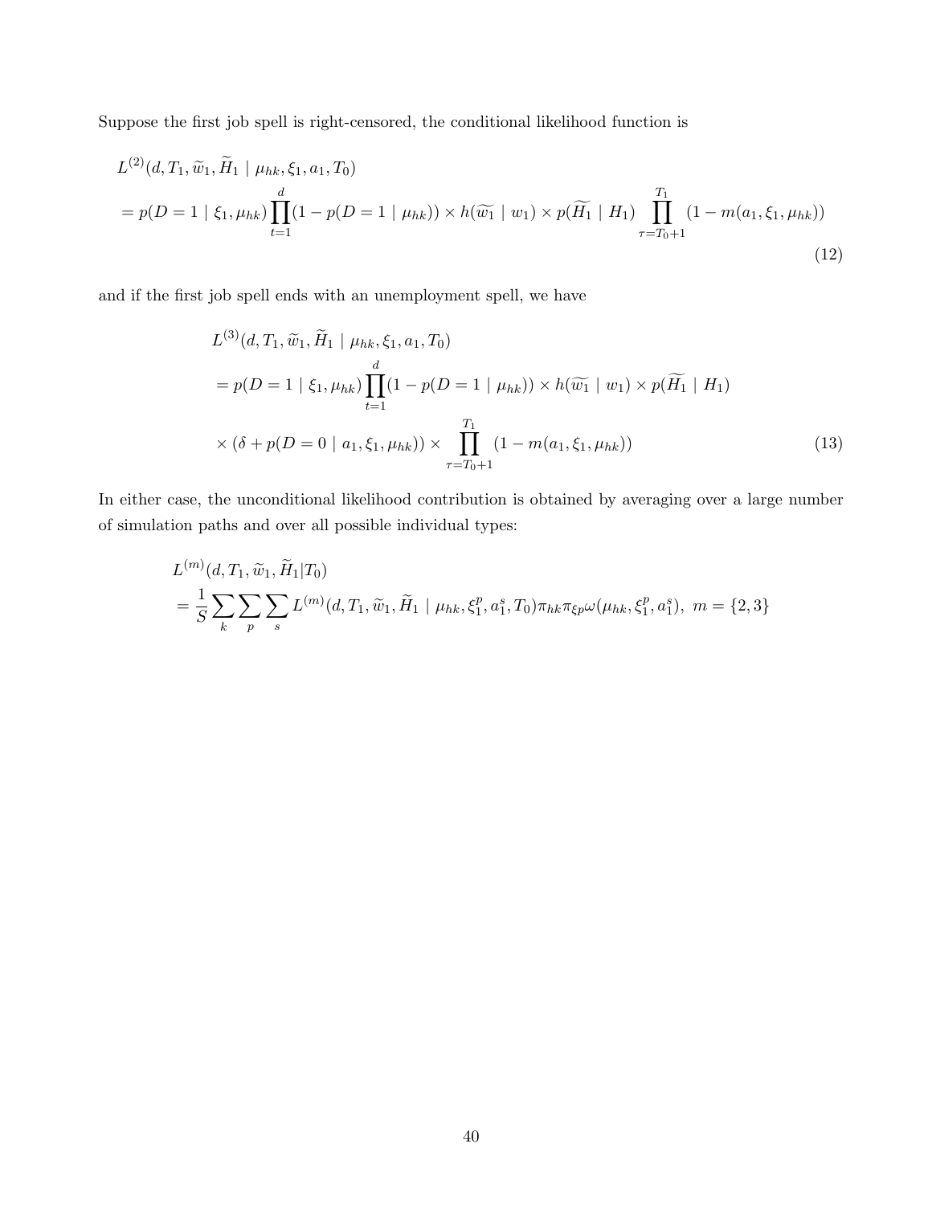Suppose the first job spell is right-censored, the conditional likelihood function is

$$
\begin{aligned}
& L^{(2)}(d, T_1, \widetilde{w}_1, \widetilde{H}_1 \mid \mu_{hk}, \xi_1, a_1, T_0) \\
&= p(D=1 \mid \xi_1, \mu_{hk}) \prod_{t=1}^{d} (1 - p(D=1 \mid \mu_{hk})) \times h(\widetilde{w_1} \mid w_1) \times p(\widetilde{H_1} \mid H_1) \prod_{\tau=T_0+1}^{T_1} (1 - m(a_1, \xi_1, \mu_{hk}))
\end{aligned}
\tag{12}
$$

and if the first job spell ends with an unemployment spell, we have

$$
\begin{aligned}
& L^{(3)}(d, T_1, \widetilde{w}_1, \widetilde{H}_1 \mid \mu_{hk}, \xi_1, a_1, T_0) \\
&= p(D=1 \mid \xi_1, \mu_{hk}) \prod_{t=1}^{d} (1 - p(D=1 \mid \mu_{hk})) \times h(\widetilde{w_1} \mid w_1) \times p(\widetilde{H_1} \mid H_1) \\
&\quad \times (\delta + p(D=0 \mid a_1, \xi_1, \mu_{hk})) \times \prod_{\tau=T_0+1}^{T_1} (1 - m(a_1, \xi_1, \mu_{hk}))
\end{aligned}
\tag{13}
$$

In either case, the unconditional likelihood contribution is obtained by averaging over a large number of simulation paths and over all possible individual types:

$$
\begin{aligned}
& L^{(m)}(d, T_1, \widetilde{w}_1, \widetilde{H}_1 | T_0) \\
&= \frac{1}{S} \sum_{k} \sum_{p} \sum_{s} L^{(m)}(d, T_1, \widetilde{w}_1, \widetilde{H}_1 \mid \mu_{hk}, \xi_1^p, a_1^s, T_0) \pi_{hk} \pi_{\xi p} \omega(\mu_{hk}, \xi_1^p, a_1^s), \ m = \{2, 3\}
\end{aligned}
$$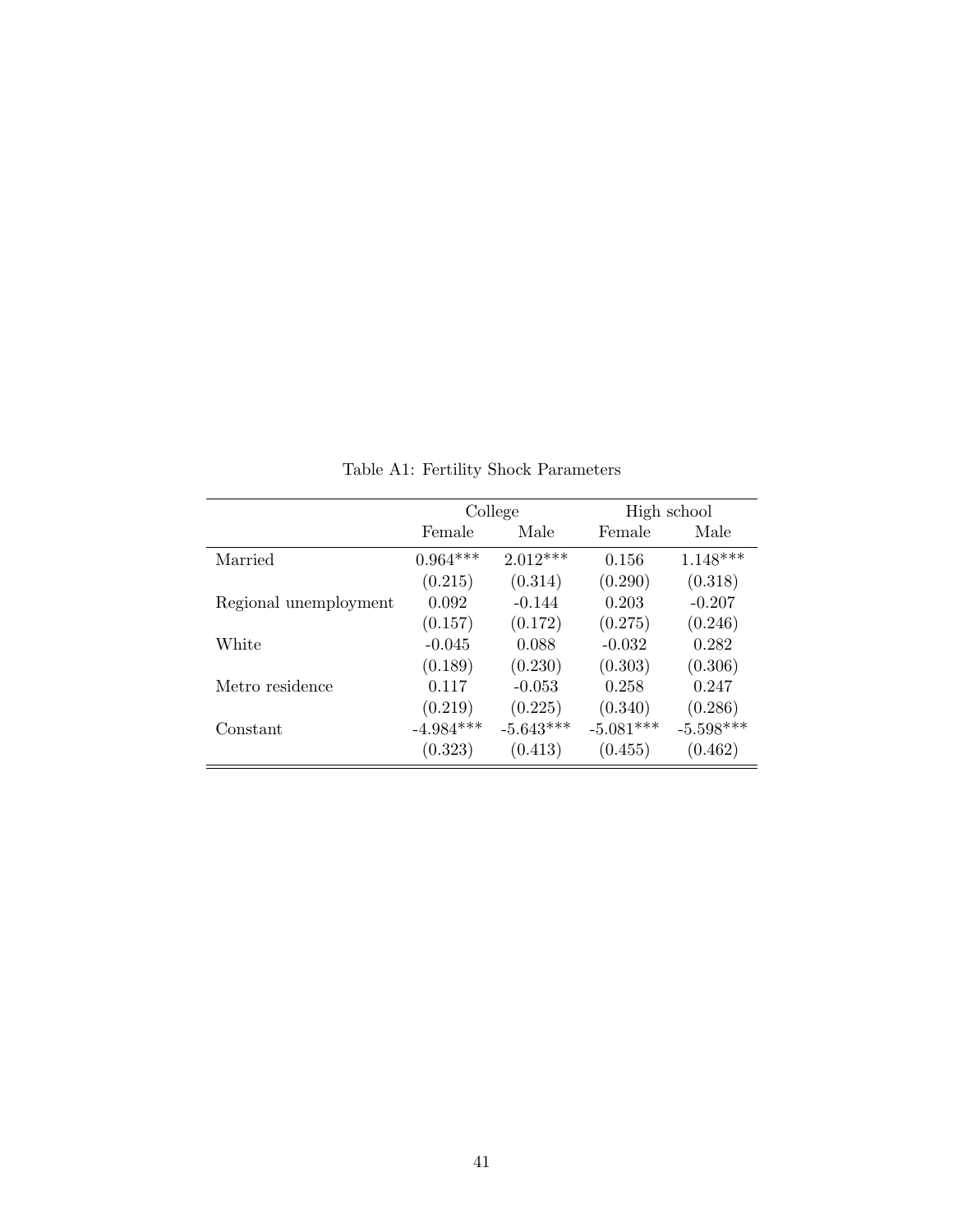Table A1: Fertility Shock Parameters

| | College | | High school | |
|---|---|---|---|---|
| | Female | Male | Female | Male |
| Married | 0.964*** | 2.012*** | 0.156 | 1.148*** |
| | (0.215) | (0.314) | (0.290) | (0.318) |
| Regional unemployment | 0.092 | -0.144 | 0.203 | -0.207 |
| | (0.157) | (0.172) | (0.275) | (0.246) |
| White | -0.045 | 0.088 | -0.032 | 0.282 |
| | (0.189) | (0.230) | (0.303) | (0.306) |
| Metro residence | 0.117 | -0.053 | 0.258 | 0.247 |
| | (0.219) | (0.225) | (0.340) | (0.286) |
| Constant | -4.984*** | -5.643*** | -5.081*** | -5.598*** |
| | (0.323) | (0.413) | (0.455) | (0.462) |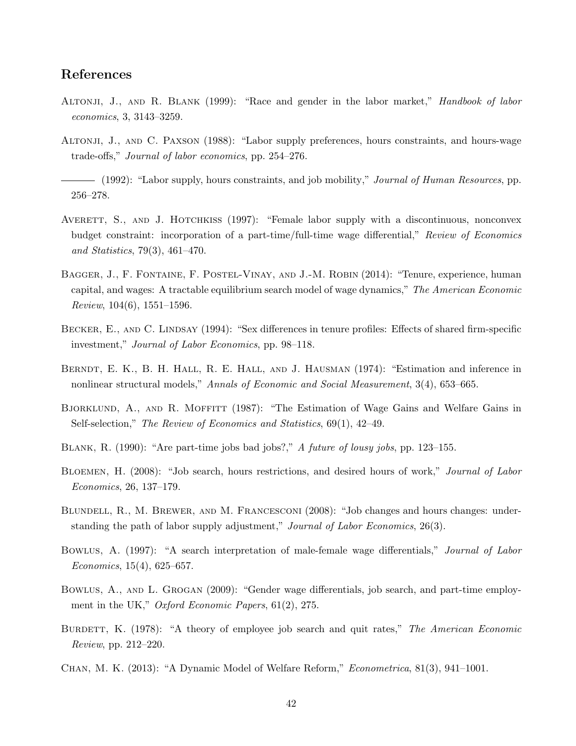## References

Altonji, J., and R. Blank (1999): "Race and gender in the labor market," *Handbook of labor economics*, 3, 3143–3259.

Altonji, J., and C. Paxson (1988): "Labor supply preferences, hours constraints, and hours-wage trade-offs," *Journal of labor economics*, pp. 254–276.

——— (1992): "Labor supply, hours constraints, and job mobility," *Journal of Human Resources*, pp. 256–278.

Averett, S., and J. Hotchkiss (1997): "Female labor supply with a discontinuous, nonconvex budget constraint: incorporation of a part-time/full-time wage differential," *Review of Economics and Statistics*, 79(3), 461–470.

Bagger, J., F. Fontaine, F. Postel-Vinay, and J.-M. Robin (2014): "Tenure, experience, human capital, and wages: A tractable equilibrium search model of wage dynamics," *The American Economic Review*, 104(6), 1551–1596.

Becker, E., and C. Lindsay (1994): "Sex differences in tenure profiles: Effects of shared firm-specific investment," *Journal of Labor Economics*, pp. 98–118.

Berndt, E. K., B. H. Hall, R. E. Hall, and J. Hausman (1974): "Estimation and inference in nonlinear structural models," *Annals of Economic and Social Measurement*, 3(4), 653–665.

Bjorklund, A., and R. Moffitt (1987): "The Estimation of Wage Gains and Welfare Gains in Self-selection," *The Review of Economics and Statistics*, 69(1), 42–49.

Blank, R. (1990): "Are part-time jobs bad jobs?," *A future of lousy jobs*, pp. 123–155.

Bloemen, H. (2008): "Job search, hours restrictions, and desired hours of work," *Journal of Labor Economics*, 26, 137–179.

Blundell, R., M. Brewer, and M. Francesconi (2008): "Job changes and hours changes: understanding the path of labor supply adjustment," *Journal of Labor Economics*, 26(3).

Bowlus, A. (1997): "A search interpretation of male-female wage differentials," *Journal of Labor Economics*, 15(4), 625–657.

Bowlus, A., and L. Grogan (2009): "Gender wage differentials, job search, and part-time employment in the UK," *Oxford Economic Papers*, 61(2), 275.

Burdett, K. (1978): "A theory of employee job search and quit rates," *The American Economic Review*, pp. 212–220.

Chan, M. K. (2013): "A Dynamic Model of Welfare Reform," *Econometrica*, 81(3), 941–1001.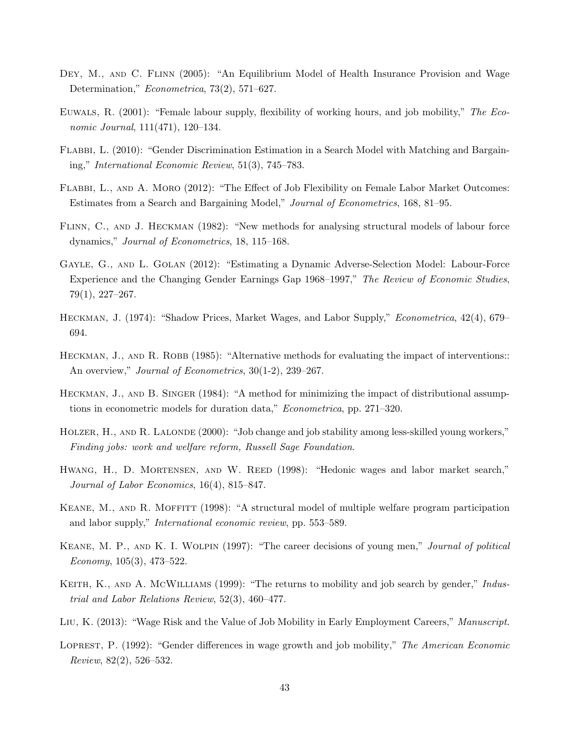Dey, M., and C. Flinn (2005): "An Equilibrium Model of Health Insurance Provision and Wage Determination," *Econometrica*, 73(2), 571–627.

Euwals, R. (2001): "Female labour supply, flexibility of working hours, and job mobility," *The Economic Journal*, 111(471), 120–134.

Flabbi, L. (2010): "Gender Discrimination Estimation in a Search Model with Matching and Bargaining," *International Economic Review*, 51(3), 745–783.

Flabbi, L., and A. Moro (2012): "The Effect of Job Flexibility on Female Labor Market Outcomes: Estimates from a Search and Bargaining Model," *Journal of Econometrics*, 168, 81–95.

Flinn, C., and J. Heckman (1982): "New methods for analysing structural models of labour force dynamics," *Journal of Econometrics*, 18, 115–168.

Gayle, G., and L. Golan (2012): "Estimating a Dynamic Adverse-Selection Model: Labour-Force Experience and the Changing Gender Earnings Gap 1968–1997," *The Review of Economic Studies*, 79(1), 227–267.

Heckman, J. (1974): "Shadow Prices, Market Wages, and Labor Supply," *Econometrica*, 42(4), 679–694.

Heckman, J., and R. Robb (1985): "Alternative methods for evaluating the impact of interventions:: An overview," *Journal of Econometrics*, 30(1-2), 239–267.

Heckman, J., and B. Singer (1984): "A method for minimizing the impact of distributional assumptions in econometric models for duration data," *Econometrica*, pp. 271–320.

Holzer, H., and R. Lalonde (2000): "Job change and job stability among less-skilled young workers," *Finding jobs: work and welfare reform, Russell Sage Foundation*.

Hwang, H., D. Mortensen, and W. Reed (1998): "Hedonic wages and labor market search," *Journal of Labor Economics*, 16(4), 815–847.

Keane, M., and R. Moffitt (1998): "A structural model of multiple welfare program participation and labor supply," *International economic review*, pp. 553–589.

Keane, M. P., and K. I. Wolpin (1997): "The career decisions of young men," *Journal of political Economy*, 105(3), 473–522.

Keith, K., and A. McWilliams (1999): "The returns to mobility and job search by gender," *Industrial and Labor Relations Review*, 52(3), 460–477.

Liu, K. (2013): "Wage Risk and the Value of Job Mobility in Early Employment Careers," *Manuscript*.

Loprest, P. (1992): "Gender differences in wage growth and job mobility," *The American Economic Review*, 82(2), 526–532.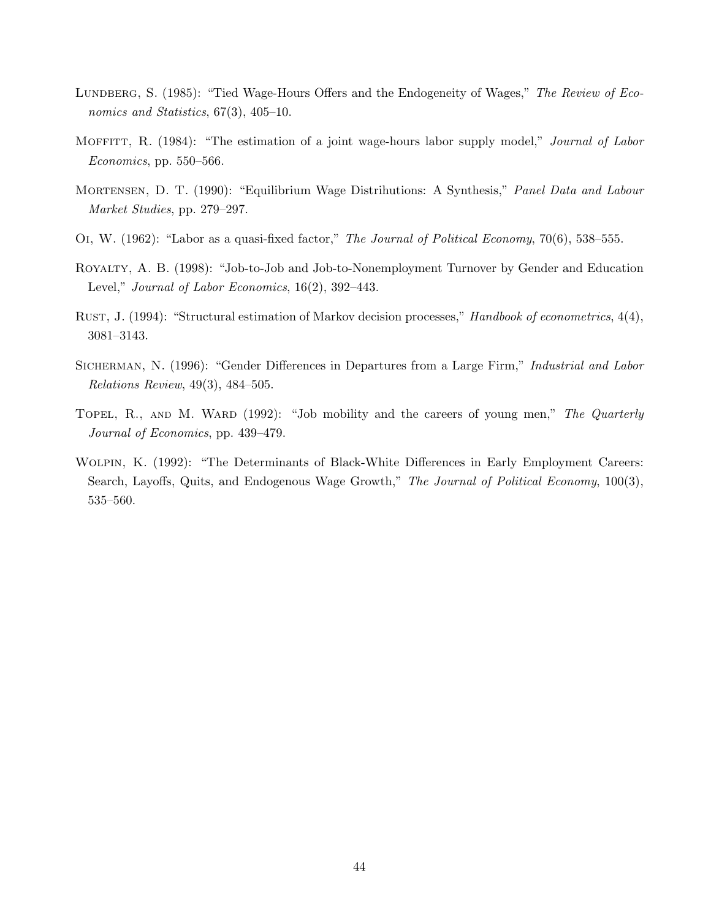Lundberg, S. (1985): "Tied Wage-Hours Offers and the Endogeneity of Wages," *The Review of Economics and Statistics*, 67(3), 405–10.

Moffitt, R. (1984): "The estimation of a joint wage-hours labor supply model," *Journal of Labor Economics*, pp. 550–566.

Mortensen, D. T. (1990): "Equilibrium Wage Distrihutions: A Synthesis," *Panel Data and Labour Market Studies*, pp. 279–297.

Oi, W. (1962): "Labor as a quasi-fixed factor," *The Journal of Political Economy*, 70(6), 538–555.

Royalty, A. B. (1998): "Job-to-Job and Job-to-Nonemployment Turnover by Gender and Education Level," *Journal of Labor Economics*, 16(2), 392–443.

Rust, J. (1994): "Structural estimation of Markov decision processes," *Handbook of econometrics*, 4(4), 3081–3143.

Sicherman, N. (1996): "Gender Differences in Departures from a Large Firm," *Industrial and Labor Relations Review*, 49(3), 484–505.

Topel, R., and M. Ward (1992): "Job mobility and the careers of young men," *The Quarterly Journal of Economics*, pp. 439–479.

Wolpin, K. (1992): "The Determinants of Black-White Differences in Early Employment Careers: Search, Layoffs, Quits, and Endogenous Wage Growth," *The Journal of Political Economy*, 100(3), 535–560.